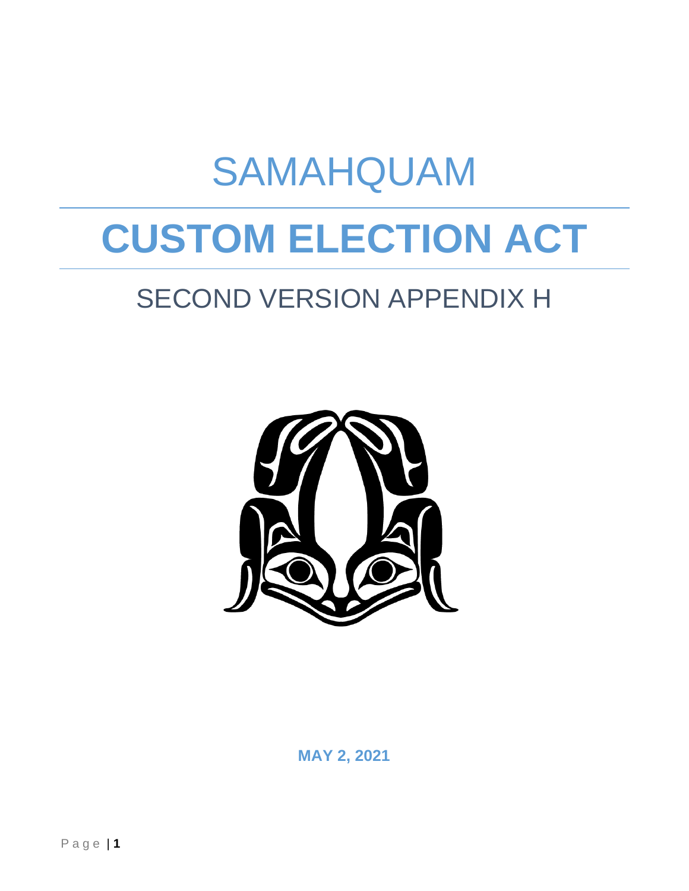# SAMAHQUAM

# CUSTOM ELECTION ACT

## SECOND VERSION APPENDIX H

**MAY 2, 2021**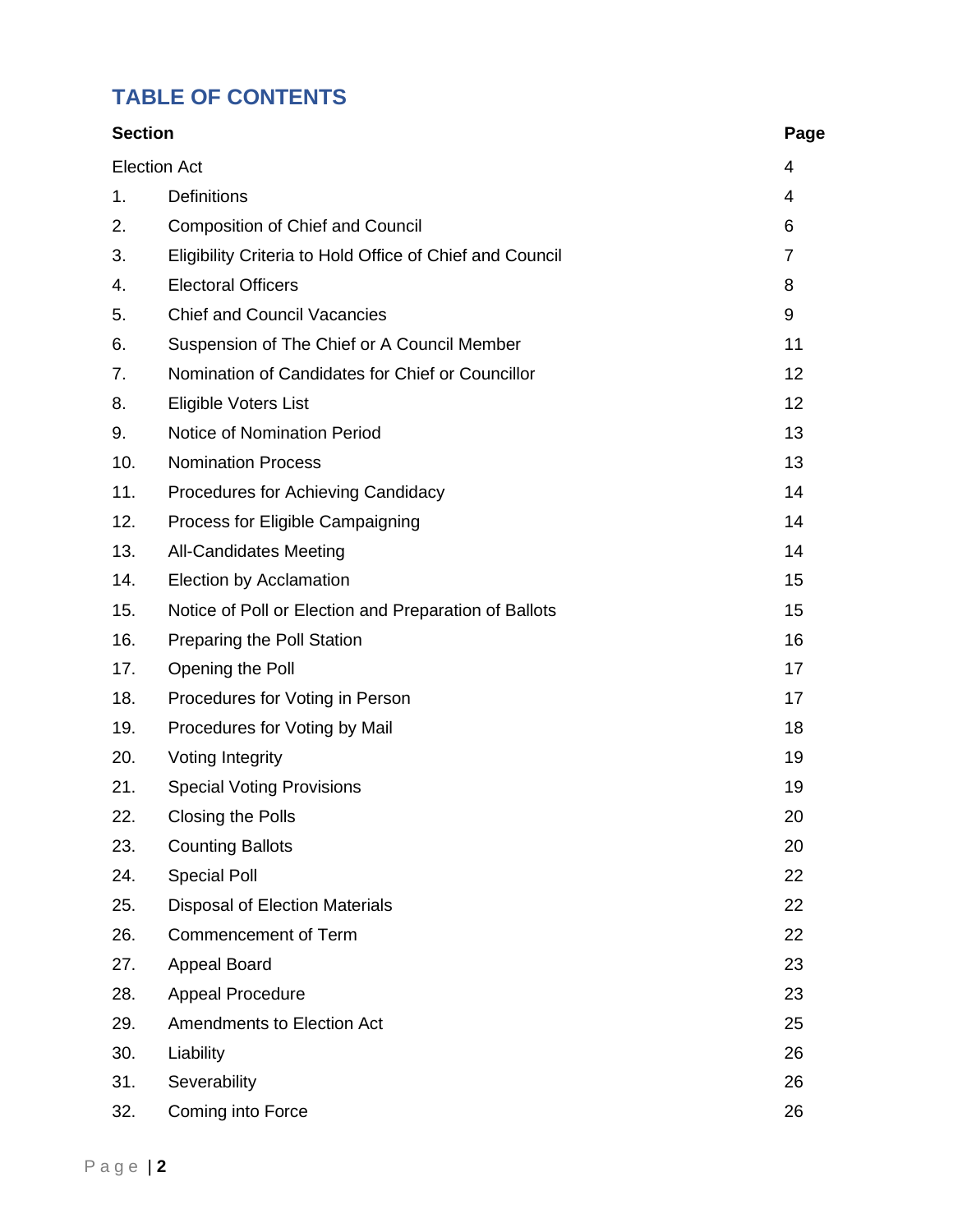# TABLE OF CONTENTS

| Section | | Page |
|---|---|---|
| Election Act | | 4 |
| 1. | Definitions | 4 |
| 2. | Composition of Chief and Council | 6 |
| 3. | Eligibility Criteria to Hold Office of Chief and Council | 7 |
| 4. | Electoral Officers | 8 |
| 5. | Chief and Council Vacancies | 9 |
| 6. | Suspension of The Chief or A Council Member | 11 |
| 7. | Nomination of Candidates for Chief or Councillor | 12 |
| 8. | Eligible Voters List | 12 |
| 9. | Notice of Nomination Period | 13 |
| 10. | Nomination Process | 13 |
| 11. | Procedures for Achieving Candidacy | 14 |
| 12. | Process for Eligible Campaigning | 14 |
| 13. | All-Candidates Meeting | 14 |
| 14. | Election by Acclamation | 15 |
| 15. | Notice of Poll or Election and Preparation of Ballots | 15 |
| 16. | Preparing the Poll Station | 16 |
| 17. | Opening the Poll | 17 |
| 18. | Procedures for Voting in Person | 17 |
| 19. | Procedures for Voting by Mail | 18 |
| 20. | Voting Integrity | 19 |
| 21. | Special Voting Provisions | 19 |
| 22. | Closing the Polls | 20 |
| 23. | Counting Ballots | 20 |
| 24. | Special Poll | 22 |
| 25. | Disposal of Election Materials | 22 |
| 26. | Commencement of Term | 22 |
| 27. | Appeal Board | 23 |
| 28. | Appeal Procedure | 23 |
| 29. | Amendments to Election Act | 25 |
| 30. | Liability | 26 |
| 31. | Severability | 26 |
| 32. | Coming into Force | 26 |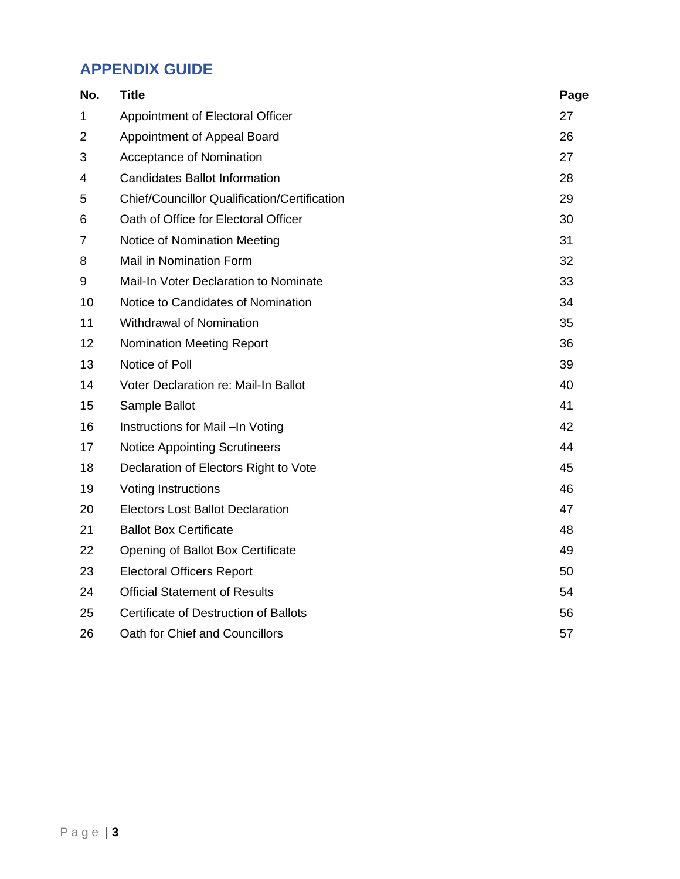## APPENDIX GUIDE

| No. | Title | Page |
|---|---|---|
| 1 | Appointment of Electoral Officer | 27 |
| 2 | Appointment of Appeal Board | 26 |
| 3 | Acceptance of Nomination | 27 |
| 4 | Candidates Ballot Information | 28 |
| 5 | Chief/Councillor Qualification/Certification | 29 |
| 6 | Oath of Office for Electoral Officer | 30 |
| 7 | Notice of Nomination Meeting | 31 |
| 8 | Mail in Nomination Form | 32 |
| 9 | Mail-In Voter Declaration to Nominate | 33 |
| 10 | Notice to Candidates of Nomination | 34 |
| 11 | Withdrawal of Nomination | 35 |
| 12 | Nomination Meeting Report | 36 |
| 13 | Notice of Poll | 39 |
| 14 | Voter Declaration re: Mail-In Ballot | 40 |
| 15 | Sample Ballot | 41 |
| 16 | Instructions for Mail –In Voting | 42 |
| 17 | Notice Appointing Scrutineers | 44 |
| 18 | Declaration of Electors Right to Vote | 45 |
| 19 | Voting Instructions | 46 |
| 20 | Electors Lost Ballot Declaration | 47 |
| 21 | Ballot Box Certificate | 48 |
| 22 | Opening of Ballot Box Certificate | 49 |
| 23 | Electoral Officers Report | 50 |
| 24 | Official Statement of Results | 54 |
| 25 | Certificate of Destruction of Ballots | 56 |
| 26 | Oath for Chief and Councillors | 57 |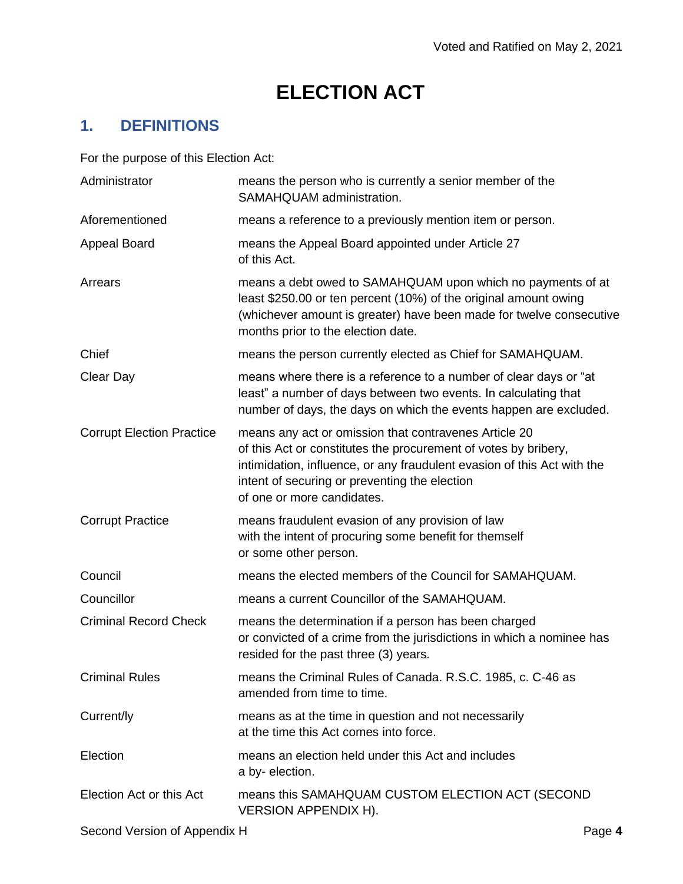# ELECTION ACT

## 1. DEFINITIONS

For the purpose of this Election Act:

| | |
|---|---|
| Administrator | means the person who is currently a senior member of the SAMAHQUAM administration. |
| Aforementioned | means a reference to a previously mention item or person. |
| Appeal Board | means the Appeal Board appointed under Article 27 of this Act. |
| Arrears | means a debt owed to SAMAHQUAM upon which no payments of at least $250.00 or ten percent (10%) of the original amount owing (whichever amount is greater) have been made for twelve consecutive months prior to the election date. |
| Chief | means the person currently elected as Chief for SAMAHQUAM. |
| Clear Day | means where there is a reference to a number of clear days or "at least" a number of days between two events. In calculating that number of days, the days on which the events happen are excluded. |
| Corrupt Election Practice | means any act or omission that contravenes Article 20 of this Act or constitutes the procurement of votes by bribery, intimidation, influence, or any fraudulent evasion of this Act with the intent of securing or preventing the election of one or more candidates. |
| Corrupt Practice | means fraudulent evasion of any provision of law with the intent of procuring some benefit for themself or some other person. |
| Council | means the elected members of the Council for SAMAHQUAM. |
| Councillor | means a current Councillor of the SAMAHQUAM. |
| Criminal Record Check | means the determination if a person has been charged or convicted of a crime from the jurisdictions in which a nominee has resided for the past three (3) years. |
| Criminal Rules | means the Criminal Rules of Canada. R.S.C. 1985, c. C-46 as amended from time to time. |
| Current/ly | means as at the time in question and not necessarily at the time this Act comes into force. |
| Election | means an election held under this Act and includes a by- election. |
| Election Act or this Act | means this SAMAHQUAM CUSTOM ELECTION ACT (SECOND VERSION APPENDIX H). |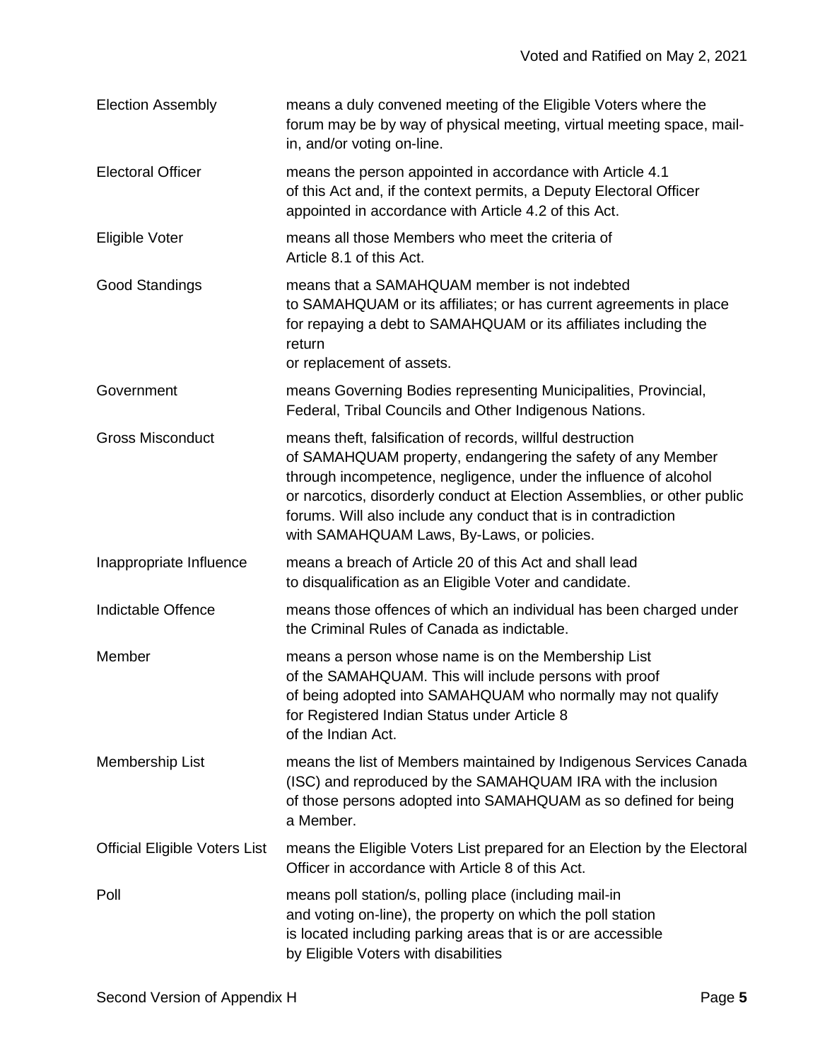| | |
|---|---|
| Election Assembly | means a duly convened meeting of the Eligible Voters where the forum may be by way of physical meeting, virtual meeting space, mail-in, and/or voting on-line. |
| Electoral Officer | means the person appointed in accordance with Article 4.1 of this Act and, if the context permits, a Deputy Electoral Officer appointed in accordance with Article 4.2 of this Act. |
| Eligible Voter | means all those Members who meet the criteria of Article 8.1 of this Act. |
| Good Standings | means that a SAMAHQUAM member is not indebted to SAMAHQUAM or its affiliates; or has current agreements in place for repaying a debt to SAMAHQUAM or its affiliates including the return or replacement of assets. |
| Government | means Governing Bodies representing Municipalities, Provincial, Federal, Tribal Councils and Other Indigenous Nations. |
| Gross Misconduct | means theft, falsification of records, willful destruction of SAMAHQUAM property, endangering the safety of any Member through incompetence, negligence, under the influence of alcohol or narcotics, disorderly conduct at Election Assemblies, or other public forums. Will also include any conduct that is in contradiction with SAMAHQUAM Laws, By-Laws, or policies. |
| Inappropriate Influence | means a breach of Article 20 of this Act and shall lead to disqualification as an Eligible Voter and candidate. |
| Indictable Offence | means those offences of which an individual has been charged under the Criminal Rules of Canada as indictable. |
| Member | means a person whose name is on the Membership List of the SAMAHQUAM. This will include persons with proof of being adopted into SAMAHQUAM who normally may not qualify for Registered Indian Status under Article 8 of the Indian Act. |
| Membership List | means the list of Members maintained by Indigenous Services Canada (ISC) and reproduced by the SAMAHQUAM IRA with the inclusion of those persons adopted into SAMAHQUAM as so defined for being a Member. |
| Official Eligible Voters List | means the Eligible Voters List prepared for an Election by the Electoral Officer in accordance with Article 8 of this Act. |
| Poll | means poll station/s, polling place (including mail-in and voting on-line), the property on which the poll station is located including parking areas that is or are accessible by Eligible Voters with disabilities |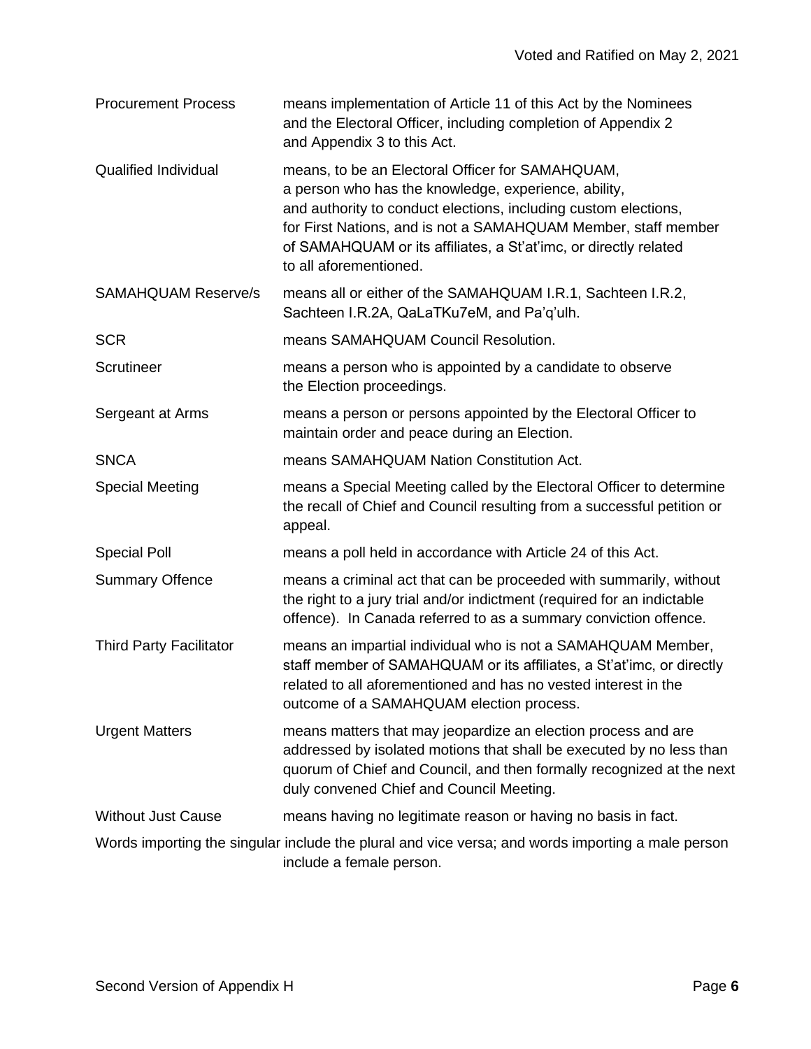| | |
|---|---|
| Procurement Process | means implementation of Article 11 of this Act by the Nominees and the Electoral Officer, including completion of Appendix 2 and Appendix 3 to this Act. |
| Qualified Individual | means, to be an Electoral Officer for SAMAHQUAM, a person who has the knowledge, experience, ability, and authority to conduct elections, including custom elections, for First Nations, and is not a SAMAHQUAM Member, staff member of SAMAHQUAM or its affiliates, a St'at'imc, or directly related to all aforementioned. |
| SAMAHQUAM Reserve/s | means all or either of the SAMAHQUAM I.R.1, Sachteen I.R.2, Sachteen I.R.2A, QaLaTKu7eM, and Pa'q'ulh. |
| SCR | means SAMAHQUAM Council Resolution. |
| Scrutineer | means a person who is appointed by a candidate to observe the Election proceedings. |
| Sergeant at Arms | means a person or persons appointed by the Electoral Officer to maintain order and peace during an Election. |
| SNCA | means SAMAHQUAM Nation Constitution Act. |
| Special Meeting | means a Special Meeting called by the Electoral Officer to determine the recall of Chief and Council resulting from a successful petition or appeal. |
| Special Poll | means a poll held in accordance with Article 24 of this Act. |
| Summary Offence | means a criminal act that can be proceeded with summarily, without the right to a jury trial and/or indictment (required for an indictable offence). In Canada referred to as a summary conviction offence. |
| Third Party Facilitator | means an impartial individual who is not a SAMAHQUAM Member, staff member of SAMAHQUAM or its affiliates, a St'at'imc, or directly related to all aforementioned and has no vested interest in the outcome of a SAMAHQUAM election process. |
| Urgent Matters | means matters that may jeopardize an election process and are addressed by isolated motions that shall be executed by no less than quorum of Chief and Council, and then formally recognized at the next duly convened Chief and Council Meeting. |
| Without Just Cause | means having no legitimate reason or having no basis in fact. |

Words importing the singular include the plural and vice versa; and words importing a male person include a female person.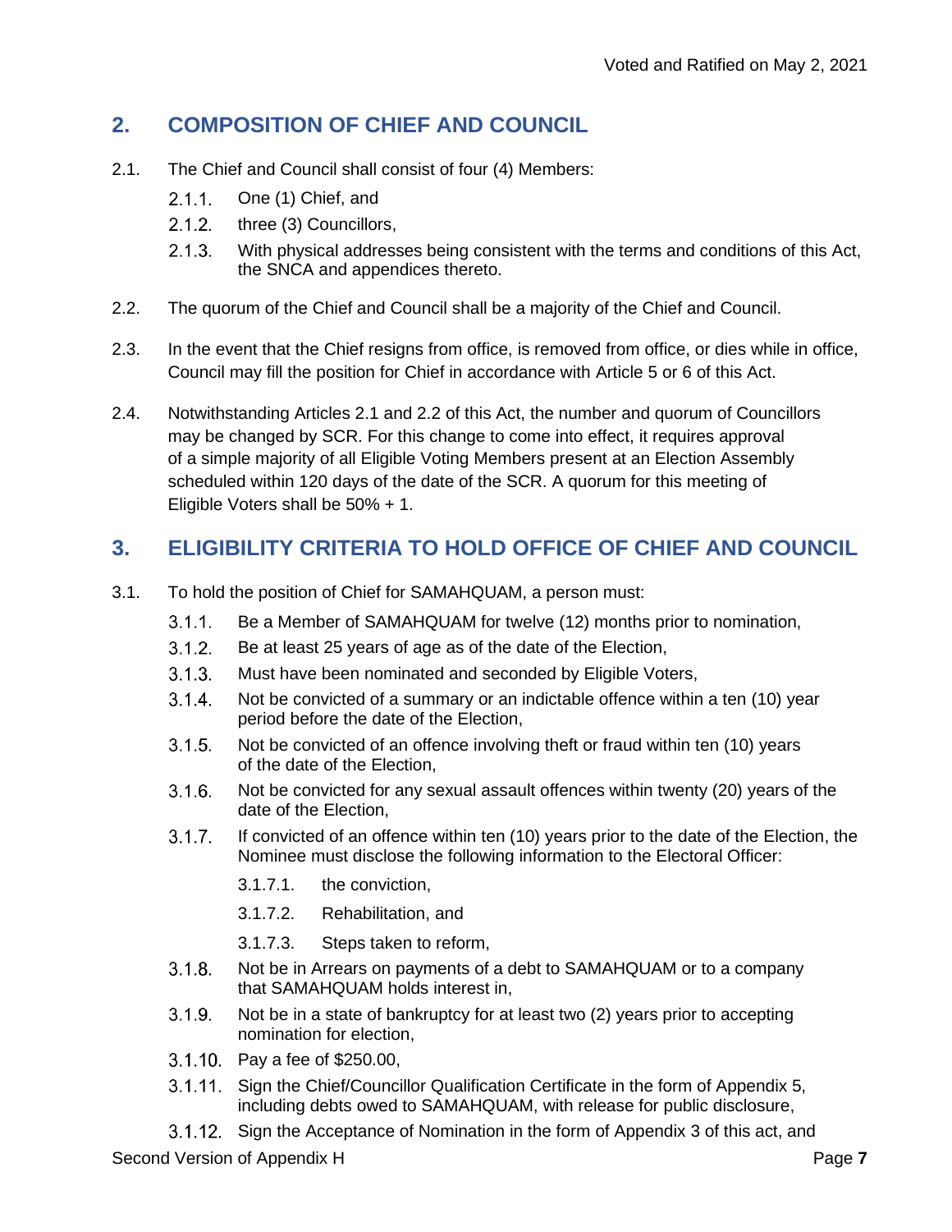## 2. COMPOSITION OF CHIEF AND COUNCIL

2.1. The Chief and Council shall consist of four (4) Members:

- 2.1.1. One (1) Chief, and
- 2.1.2. three (3) Councillors,
- 2.1.3. With physical addresses being consistent with the terms and conditions of this Act, the SNCA and appendices thereto.

2.2. The quorum of the Chief and Council shall be a majority of the Chief and Council.

2.3. In the event that the Chief resigns from office, is removed from office, or dies while in office, Council may fill the position for Chief in accordance with Article 5 or 6 of this Act.

2.4. Notwithstanding Articles 2.1 and 2.2 of this Act, the number and quorum of Councillors may be changed by SCR. For this change to come into effect, it requires approval of a simple majority of all Eligible Voting Members present at an Election Assembly scheduled within 120 days of the date of the SCR. A quorum for this meeting of Eligible Voters shall be 50% + 1.

## 3. ELIGIBILITY CRITERIA TO HOLD OFFICE OF CHIEF AND COUNCIL

3.1. To hold the position of Chief for SAMAHQUAM, a person must:

- 3.1.1. Be a Member of SAMAHQUAM for twelve (12) months prior to nomination,
- 3.1.2. Be at least 25 years of age as of the date of the Election,
- 3.1.3. Must have been nominated and seconded by Eligible Voters,
- 3.1.4. Not be convicted of a summary or an indictable offence within a ten (10) year period before the date of the Election,
- 3.1.5. Not be convicted of an offence involving theft or fraud within ten (10) years of the date of the Election,
- 3.1.6. Not be convicted for any sexual assault offences within twenty (20) years of the date of the Election,
- 3.1.7. If convicted of an offence within ten (10) years prior to the date of the Election, the Nominee must disclose the following information to the Electoral Officer:
  - 3.1.7.1. the conviction,
  - 3.1.7.2. Rehabilitation, and
  - 3.1.7.3. Steps taken to reform,
- 3.1.8. Not be in Arrears on payments of a debt to SAMAHQUAM or to a company that SAMAHQUAM holds interest in,
- 3.1.9. Not be in a state of bankruptcy for at least two (2) years prior to accepting nomination for election,
- 3.1.10. Pay a fee of $250.00,
- 3.1.11. Sign the Chief/Councillor Qualification Certificate in the form of Appendix 5, including debts owed to SAMAHQUAM, with release for public disclosure,
- 3.1.12. Sign the Acceptance of Nomination in the form of Appendix 3 of this act, and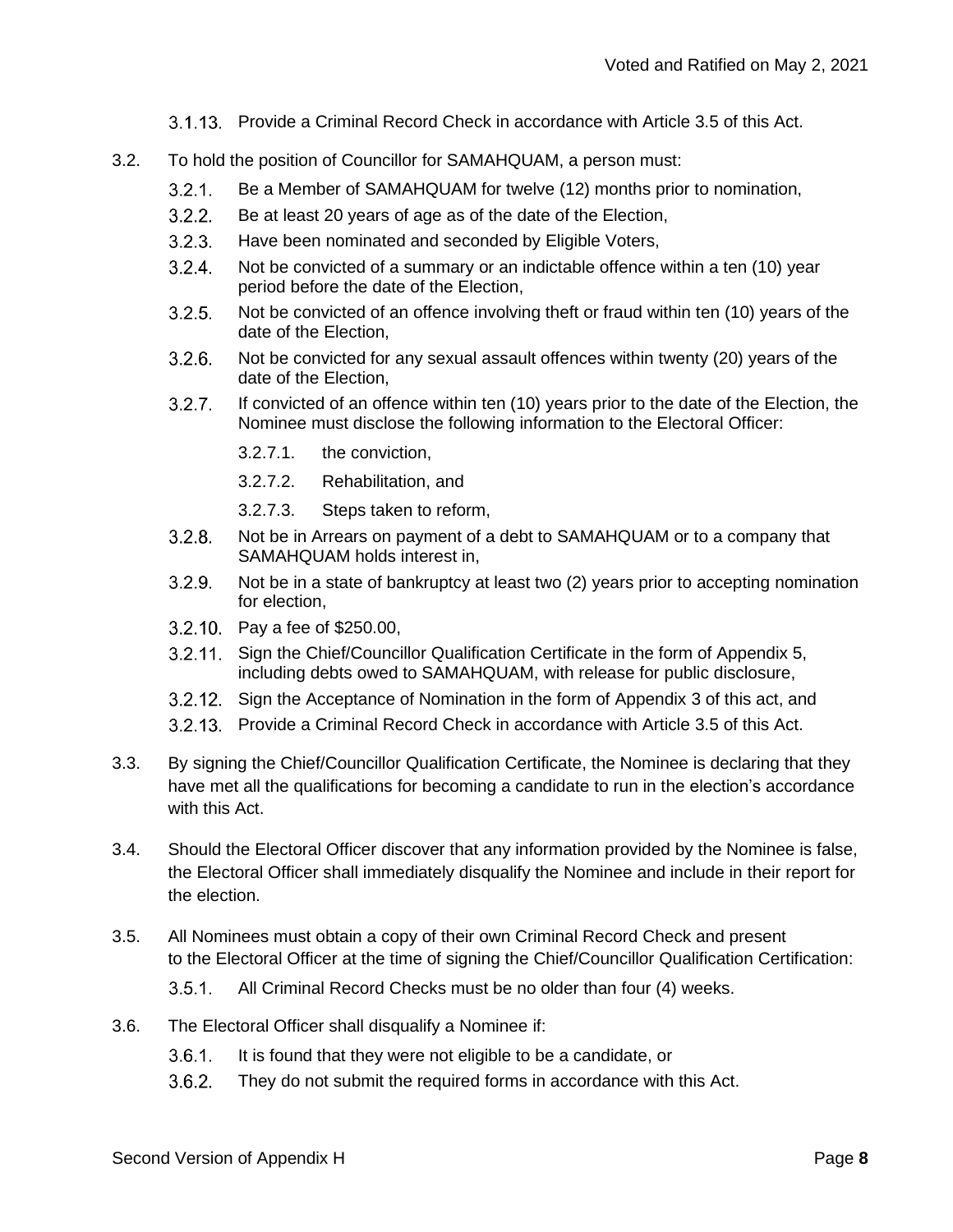3.1.13. Provide a Criminal Record Check in accordance with Article 3.5 of this Act.

3.2. To hold the position of Councillor for SAMAHQUAM, a person must:

3.2.1. Be a Member of SAMAHQUAM for twelve (12) months prior to nomination,

3.2.2. Be at least 20 years of age as of the date of the Election,

3.2.3. Have been nominated and seconded by Eligible Voters,

3.2.4. Not be convicted of a summary or an indictable offence within a ten (10) year period before the date of the Election,

3.2.5. Not be convicted of an offence involving theft or fraud within ten (10) years of the date of the Election,

3.2.6. Not be convicted for any sexual assault offences within twenty (20) years of the date of the Election,

3.2.7. If convicted of an offence within ten (10) years prior to the date of the Election, the Nominee must disclose the following information to the Electoral Officer:

3.2.7.1. the conviction,

3.2.7.2. Rehabilitation, and

3.2.7.3. Steps taken to reform,

3.2.8. Not be in Arrears on payment of a debt to SAMAHQUAM or to a company that SAMAHQUAM holds interest in,

3.2.9. Not be in a state of bankruptcy at least two (2) years prior to accepting nomination for election,

3.2.10. Pay a fee of $250.00,

3.2.11. Sign the Chief/Councillor Qualification Certificate in the form of Appendix 5, including debts owed to SAMAHQUAM, with release for public disclosure,

3.2.12. Sign the Acceptance of Nomination in the form of Appendix 3 of this act, and

3.2.13. Provide a Criminal Record Check in accordance with Article 3.5 of this Act.

3.3. By signing the Chief/Councillor Qualification Certificate, the Nominee is declaring that they have met all the qualifications for becoming a candidate to run in the election's accordance with this Act.

3.4. Should the Electoral Officer discover that any information provided by the Nominee is false, the Electoral Officer shall immediately disqualify the Nominee and include in their report for the election.

3.5. All Nominees must obtain a copy of their own Criminal Record Check and present to the Electoral Officer at the time of signing the Chief/Councillor Qualification Certification:

3.5.1. All Criminal Record Checks must be no older than four (4) weeks.

3.6. The Electoral Officer shall disqualify a Nominee if:

3.6.1. It is found that they were not eligible to be a candidate, or

3.6.2. They do not submit the required forms in accordance with this Act.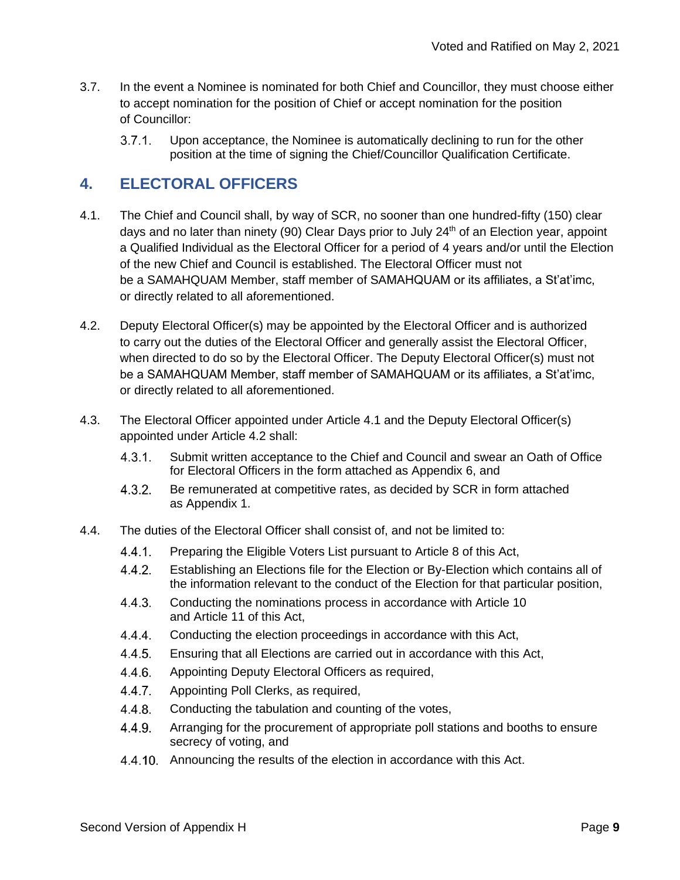3.7. In the event a Nominee is nominated for both Chief and Councillor, they must choose either to accept nomination for the position of Chief or accept nomination for the position of Councillor:

3.7.1. Upon acceptance, the Nominee is automatically declining to run for the other position at the time of signing the Chief/Councillor Qualification Certificate.

## 4. ELECTORAL OFFICERS

4.1. The Chief and Council shall, by way of SCR, no sooner than one hundred-fifty (150) clear days and no later than ninety (90) Clear Days prior to July 24th of an Election year, appoint a Qualified Individual as the Electoral Officer for a period of 4 years and/or until the Election of the new Chief and Council is established. The Electoral Officer must not be a SAMAHQUAM Member, staff member of SAMAHQUAM or its affiliates, a St'at'imc, or directly related to all aforementioned.

4.2. Deputy Electoral Officer(s) may be appointed by the Electoral Officer and is authorized to carry out the duties of the Electoral Officer and generally assist the Electoral Officer, when directed to do so by the Electoral Officer. The Deputy Electoral Officer(s) must not be a SAMAHQUAM Member, staff member of SAMAHQUAM or its affiliates, a St'at'imc, or directly related to all aforementioned.

4.3. The Electoral Officer appointed under Article 4.1 and the Deputy Electoral Officer(s) appointed under Article 4.2 shall:

4.3.1. Submit written acceptance to the Chief and Council and swear an Oath of Office for Electoral Officers in the form attached as Appendix 6, and

4.3.2. Be remunerated at competitive rates, as decided by SCR in form attached as Appendix 1.

4.4. The duties of the Electoral Officer shall consist of, and not be limited to:

4.4.1. Preparing the Eligible Voters List pursuant to Article 8 of this Act,

4.4.2. Establishing an Elections file for the Election or By-Election which contains all of the information relevant to the conduct of the Election for that particular position,

4.4.3. Conducting the nominations process in accordance with Article 10 and Article 11 of this Act,

4.4.4. Conducting the election proceedings in accordance with this Act,

4.4.5. Ensuring that all Elections are carried out in accordance with this Act,

4.4.6. Appointing Deputy Electoral Officers as required,

4.4.7. Appointing Poll Clerks, as required,

4.4.8. Conducting the tabulation and counting of the votes,

4.4.9. Arranging for the procurement of appropriate poll stations and booths to ensure secrecy of voting, and

4.4.10. Announcing the results of the election in accordance with this Act.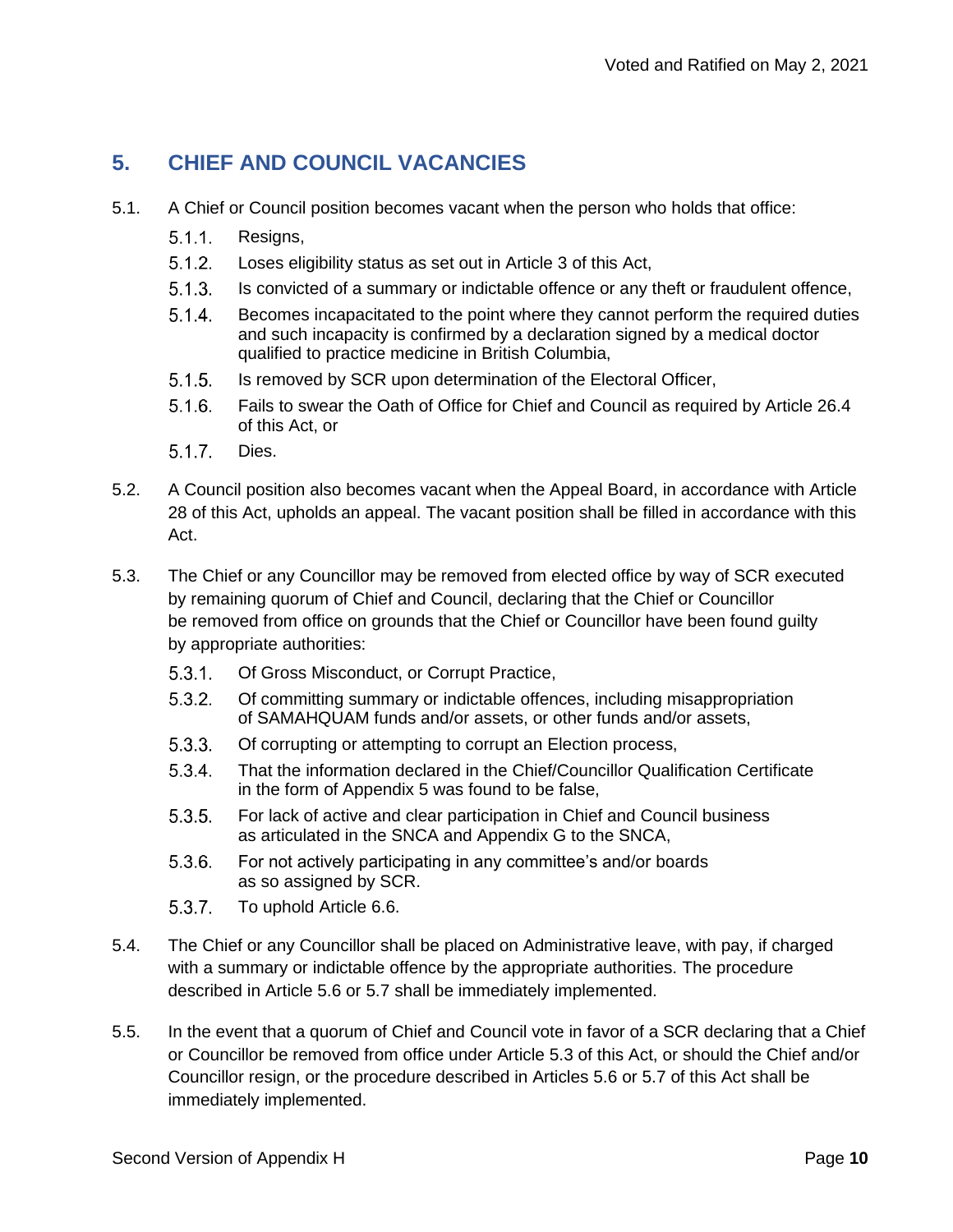## 5. CHIEF AND COUNCIL VACANCIES

5.1. A Chief or Council position becomes vacant when the person who holds that office:

- 5.1.1. Resigns,
- 5.1.2. Loses eligibility status as set out in Article 3 of this Act,
- 5.1.3. Is convicted of a summary or indictable offence or any theft or fraudulent offence,
- 5.1.4. Becomes incapacitated to the point where they cannot perform the required duties and such incapacity is confirmed by a declaration signed by a medical doctor qualified to practice medicine in British Columbia,
- 5.1.5. Is removed by SCR upon determination of the Electoral Officer,
- 5.1.6. Fails to swear the Oath of Office for Chief and Council as required by Article 26.4 of this Act, or
- 5.1.7. Dies.

5.2. A Council position also becomes vacant when the Appeal Board, in accordance with Article 28 of this Act, upholds an appeal. The vacant position shall be filled in accordance with this Act.

5.3. The Chief or any Councillor may be removed from elected office by way of SCR executed by remaining quorum of Chief and Council, declaring that the Chief or Councillor be removed from office on grounds that the Chief or Councillor have been found guilty by appropriate authorities:

- 5.3.1. Of Gross Misconduct, or Corrupt Practice,
- 5.3.2. Of committing summary or indictable offences, including misappropriation of SAMAHQUAM funds and/or assets, or other funds and/or assets,
- 5.3.3. Of corrupting or attempting to corrupt an Election process,
- 5.3.4. That the information declared in the Chief/Councillor Qualification Certificate in the form of Appendix 5 was found to be false,
- 5.3.5. For lack of active and clear participation in Chief and Council business as articulated in the SNCA and Appendix G to the SNCA,
- 5.3.6. For not actively participating in any committee's and/or boards as so assigned by SCR.
- 5.3.7. To uphold Article 6.6.

5.4. The Chief or any Councillor shall be placed on Administrative leave, with pay, if charged with a summary or indictable offence by the appropriate authorities. The procedure described in Article 5.6 or 5.7 shall be immediately implemented.

5.5. In the event that a quorum of Chief and Council vote in favor of a SCR declaring that a Chief or Councillor be removed from office under Article 5.3 of this Act, or should the Chief and/or Councillor resign, or the procedure described in Articles 5.6 or 5.7 of this Act shall be immediately implemented.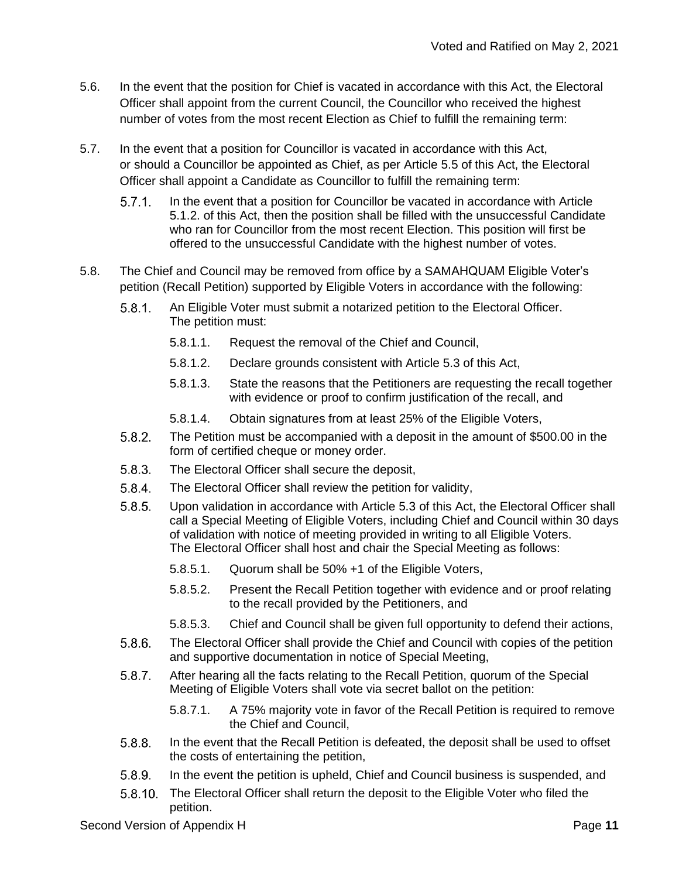5.6. In the event that the position for Chief is vacated in accordance with this Act, the Electoral Officer shall appoint from the current Council, the Councillor who received the highest number of votes from the most recent Election as Chief to fulfill the remaining term:

5.7. In the event that a position for Councillor is vacated in accordance with this Act, or should a Councillor be appointed as Chief, as per Article 5.5 of this Act, the Electoral Officer shall appoint a Candidate as Councillor to fulfill the remaining term:

- 5.7.1. In the event that a position for Councillor be vacated in accordance with Article 5.1.2. of this Act, then the position shall be filled with the unsuccessful Candidate who ran for Councillor from the most recent Election. This position will first be offered to the unsuccessful Candidate with the highest number of votes.

5.8. The Chief and Council may be removed from office by a SAMAHQUAM Eligible Voter's petition (Recall Petition) supported by Eligible Voters in accordance with the following:

- 5.8.1. An Eligible Voter must submit a notarized petition to the Electoral Officer. The petition must:
  - 5.8.1.1. Request the removal of the Chief and Council,
  - 5.8.1.2. Declare grounds consistent with Article 5.3 of this Act,
  - 5.8.1.3. State the reasons that the Petitioners are requesting the recall together with evidence or proof to confirm justification of the recall, and
  - 5.8.1.4. Obtain signatures from at least 25% of the Eligible Voters,
- 5.8.2. The Petition must be accompanied with a deposit in the amount of $500.00 in the form of certified cheque or money order.
- 5.8.3. The Electoral Officer shall secure the deposit,
- 5.8.4. The Electoral Officer shall review the petition for validity,
- 5.8.5. Upon validation in accordance with Article 5.3 of this Act, the Electoral Officer shall call a Special Meeting of Eligible Voters, including Chief and Council within 30 days of validation with notice of meeting provided in writing to all Eligible Voters. The Electoral Officer shall host and chair the Special Meeting as follows:
  - 5.8.5.1. Quorum shall be 50% +1 of the Eligible Voters,
  - 5.8.5.2. Present the Recall Petition together with evidence and or proof relating to the recall provided by the Petitioners, and
  - 5.8.5.3. Chief and Council shall be given full opportunity to defend their actions,
- 5.8.6. The Electoral Officer shall provide the Chief and Council with copies of the petition and supportive documentation in notice of Special Meeting,
- 5.8.7. After hearing all the facts relating to the Recall Petition, quorum of the Special Meeting of Eligible Voters shall vote via secret ballot on the petition:
  - 5.8.7.1. A 75% majority vote in favor of the Recall Petition is required to remove the Chief and Council,
- 5.8.8. In the event that the Recall Petition is defeated, the deposit shall be used to offset the costs of entertaining the petition,
- 5.8.9. In the event the petition is upheld, Chief and Council business is suspended, and
- 5.8.10. The Electoral Officer shall return the deposit to the Eligible Voter who filed the petition.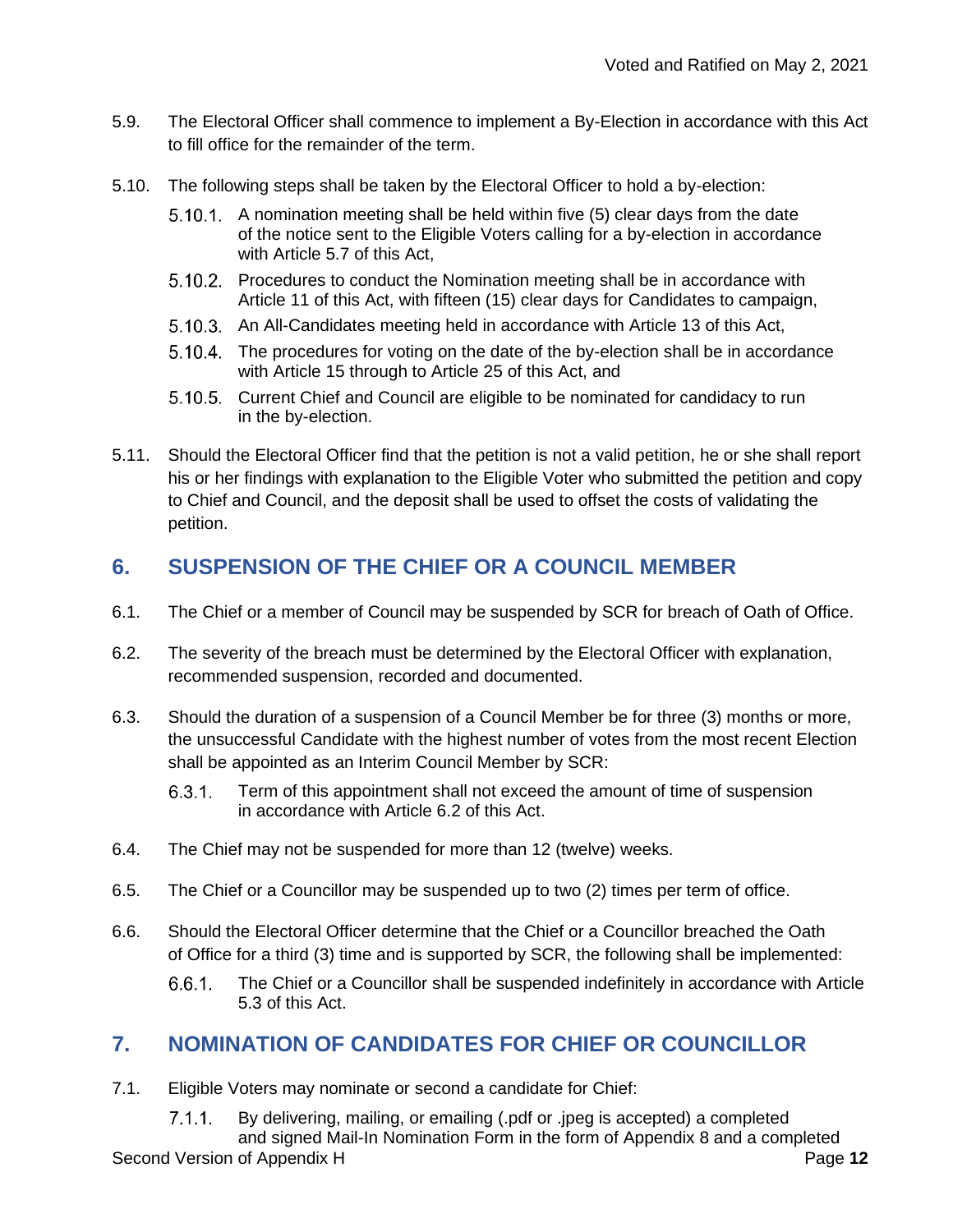5.9. The Electoral Officer shall commence to implement a By-Election in accordance with this Act to fill office for the remainder of the term.

5.10. The following steps shall be taken by the Electoral Officer to hold a by-election:

- 5.10.1. A nomination meeting shall be held within five (5) clear days from the date of the notice sent to the Eligible Voters calling for a by-election in accordance with Article 5.7 of this Act,
- 5.10.2. Procedures to conduct the Nomination meeting shall be in accordance with Article 11 of this Act, with fifteen (15) clear days for Candidates to campaign,
- 5.10.3. An All-Candidates meeting held in accordance with Article 13 of this Act,
- 5.10.4. The procedures for voting on the date of the by-election shall be in accordance with Article 15 through to Article 25 of this Act, and
- 5.10.5. Current Chief and Council are eligible to be nominated for candidacy to run in the by-election.

5.11. Should the Electoral Officer find that the petition is not a valid petition, he or she shall report his or her findings with explanation to the Eligible Voter who submitted the petition and copy to Chief and Council, and the deposit shall be used to offset the costs of validating the petition.

## 6. SUSPENSION OF THE CHIEF OR A COUNCIL MEMBER

6.1. The Chief or a member of Council may be suspended by SCR for breach of Oath of Office.

6.2. The severity of the breach must be determined by the Electoral Officer with explanation, recommended suspension, recorded and documented.

6.3. Should the duration of a suspension of a Council Member be for three (3) months or more, the unsuccessful Candidate with the highest number of votes from the most recent Election shall be appointed as an Interim Council Member by SCR:

- 6.3.1. Term of this appointment shall not exceed the amount of time of suspension in accordance with Article 6.2 of this Act.

6.4. The Chief may not be suspended for more than 12 (twelve) weeks.

6.5. The Chief or a Councillor may be suspended up to two (2) times per term of office.

6.6. Should the Electoral Officer determine that the Chief or a Councillor breached the Oath of Office for a third (3) time and is supported by SCR, the following shall be implemented:

- 6.6.1. The Chief or a Councillor shall be suspended indefinitely in accordance with Article 5.3 of this Act.

## 7. NOMINATION OF CANDIDATES FOR CHIEF OR COUNCILLOR

7.1. Eligible Voters may nominate or second a candidate for Chief:

- 7.1.1. By delivering, mailing, or emailing (.pdf or .jpeg is accepted) a completed and signed Mail-In Nomination Form in the form of Appendix 8 and a completed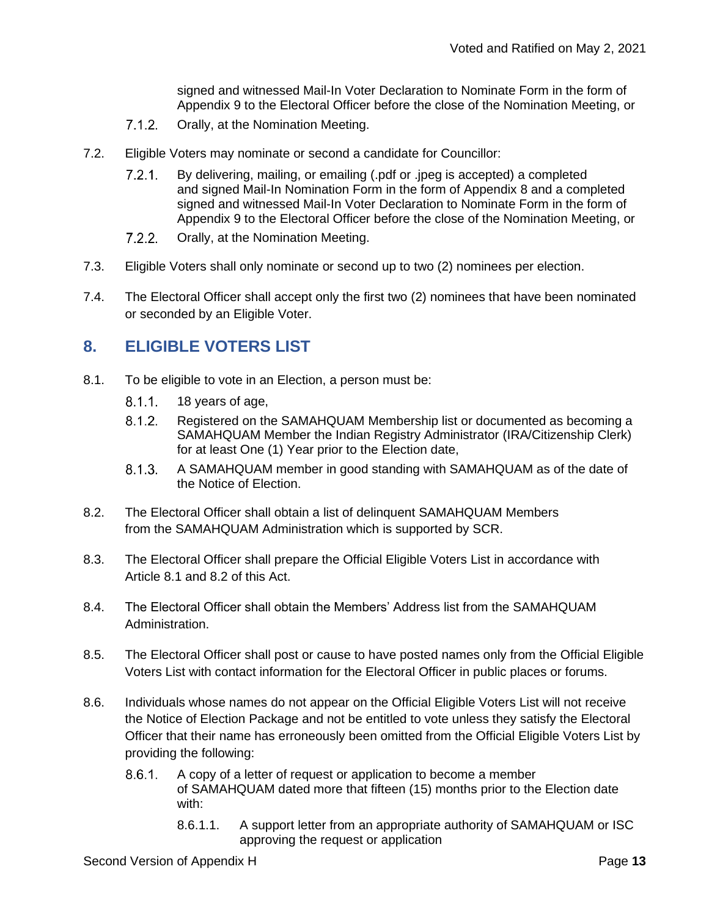signed and witnessed Mail-In Voter Declaration to Nominate Form in the form of Appendix 9 to the Electoral Officer before the close of the Nomination Meeting, or

7.1.2. Orally, at the Nomination Meeting.

7.2. Eligible Voters may nominate or second a candidate for Councillor:

7.2.1. By delivering, mailing, or emailing (.pdf or .jpeg is accepted) a completed and signed Mail-In Nomination Form in the form of Appendix 8 and a completed signed and witnessed Mail-In Voter Declaration to Nominate Form in the form of Appendix 9 to the Electoral Officer before the close of the Nomination Meeting, or

7.2.2. Orally, at the Nomination Meeting.

7.3. Eligible Voters shall only nominate or second up to two (2) nominees per election.

7.4. The Electoral Officer shall accept only the first two (2) nominees that have been nominated or seconded by an Eligible Voter.

## 8. ELIGIBLE VOTERS LIST

8.1. To be eligible to vote in an Election, a person must be:

8.1.1. 18 years of age,

8.1.2. Registered on the SAMAHQUAM Membership list or documented as becoming a SAMAHQUAM Member the Indian Registry Administrator (IRA/Citizenship Clerk) for at least One (1) Year prior to the Election date,

8.1.3. A SAMAHQUAM member in good standing with SAMAHQUAM as of the date of the Notice of Election.

8.2. The Electoral Officer shall obtain a list of delinquent SAMAHQUAM Members from the SAMAHQUAM Administration which is supported by SCR.

8.3. The Electoral Officer shall prepare the Official Eligible Voters List in accordance with Article 8.1 and 8.2 of this Act.

8.4. The Electoral Officer shall obtain the Members' Address list from the SAMAHQUAM Administration.

8.5. The Electoral Officer shall post or cause to have posted names only from the Official Eligible Voters List with contact information for the Electoral Officer in public places or forums.

8.6. Individuals whose names do not appear on the Official Eligible Voters List will not receive the Notice of Election Package and not be entitled to vote unless they satisfy the Electoral Officer that their name has erroneously been omitted from the Official Eligible Voters List by providing the following:

8.6.1. A copy of a letter of request or application to become a member of SAMAHQUAM dated more that fifteen (15) months prior to the Election date with:

8.6.1.1. A support letter from an appropriate authority of SAMAHQUAM or ISC approving the request or application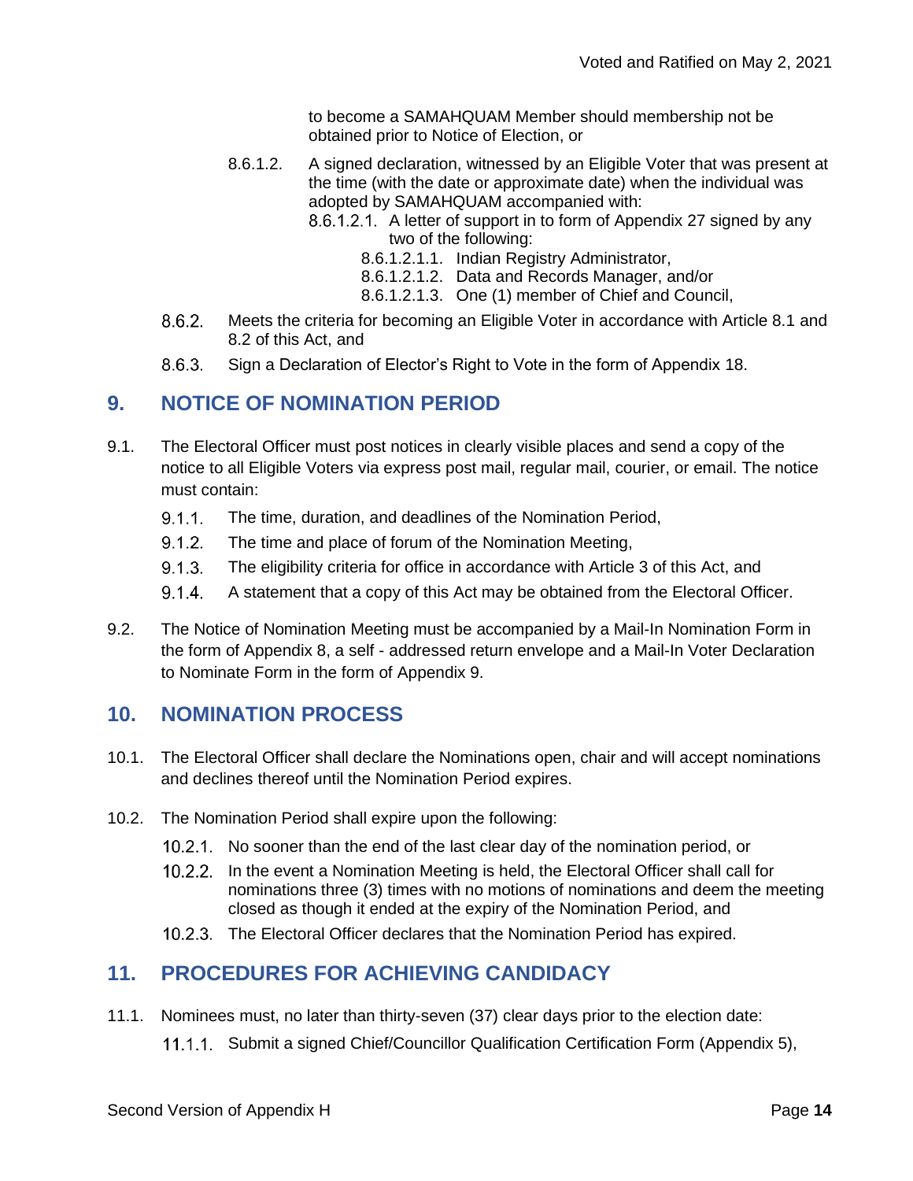to become a SAMAHQUAM Member should membership not be obtained prior to Notice of Election, or

8.6.1.2. A signed declaration, witnessed by an Eligible Voter that was present at the time (with the date or approximate date) when the individual was adopted by SAMAHQUAM accompanied with:

8.6.1.2.1. A letter of support in to form of Appendix 27 signed by any two of the following:

8.6.1.2.1.1. Indian Registry Administrator,

8.6.1.2.1.2. Data and Records Manager, and/or

8.6.1.2.1.3. One (1) member of Chief and Council,

8.6.2. Meets the criteria for becoming an Eligible Voter in accordance with Article 8.1 and 8.2 of this Act, and

8.6.3. Sign a Declaration of Elector's Right to Vote in the form of Appendix 18.

## 9. NOTICE OF NOMINATION PERIOD

9.1. The Electoral Officer must post notices in clearly visible places and send a copy of the notice to all Eligible Voters via express post mail, regular mail, courier, or email. The notice must contain:

9.1.1. The time, duration, and deadlines of the Nomination Period,

9.1.2. The time and place of forum of the Nomination Meeting,

9.1.3. The eligibility criteria for office in accordance with Article 3 of this Act, and

9.1.4. A statement that a copy of this Act may be obtained from the Electoral Officer.

9.2. The Notice of Nomination Meeting must be accompanied by a Mail-In Nomination Form in the form of Appendix 8, a self - addressed return envelope and a Mail-In Voter Declaration to Nominate Form in the form of Appendix 9.

## 10. NOMINATION PROCESS

10.1. The Electoral Officer shall declare the Nominations open, chair and will accept nominations and declines thereof until the Nomination Period expires.

10.2. The Nomination Period shall expire upon the following:

10.2.1. No sooner than the end of the last clear day of the nomination period, or

10.2.2. In the event a Nomination Meeting is held, the Electoral Officer shall call for nominations three (3) times with no motions of nominations and deem the meeting closed as though it ended at the expiry of the Nomination Period, and

10.2.3. The Electoral Officer declares that the Nomination Period has expired.

## 11. PROCEDURES FOR ACHIEVING CANDIDACY

11.1. Nominees must, no later than thirty-seven (37) clear days prior to the election date:

11.1.1. Submit a signed Chief/Councillor Qualification Certification Form (Appendix 5),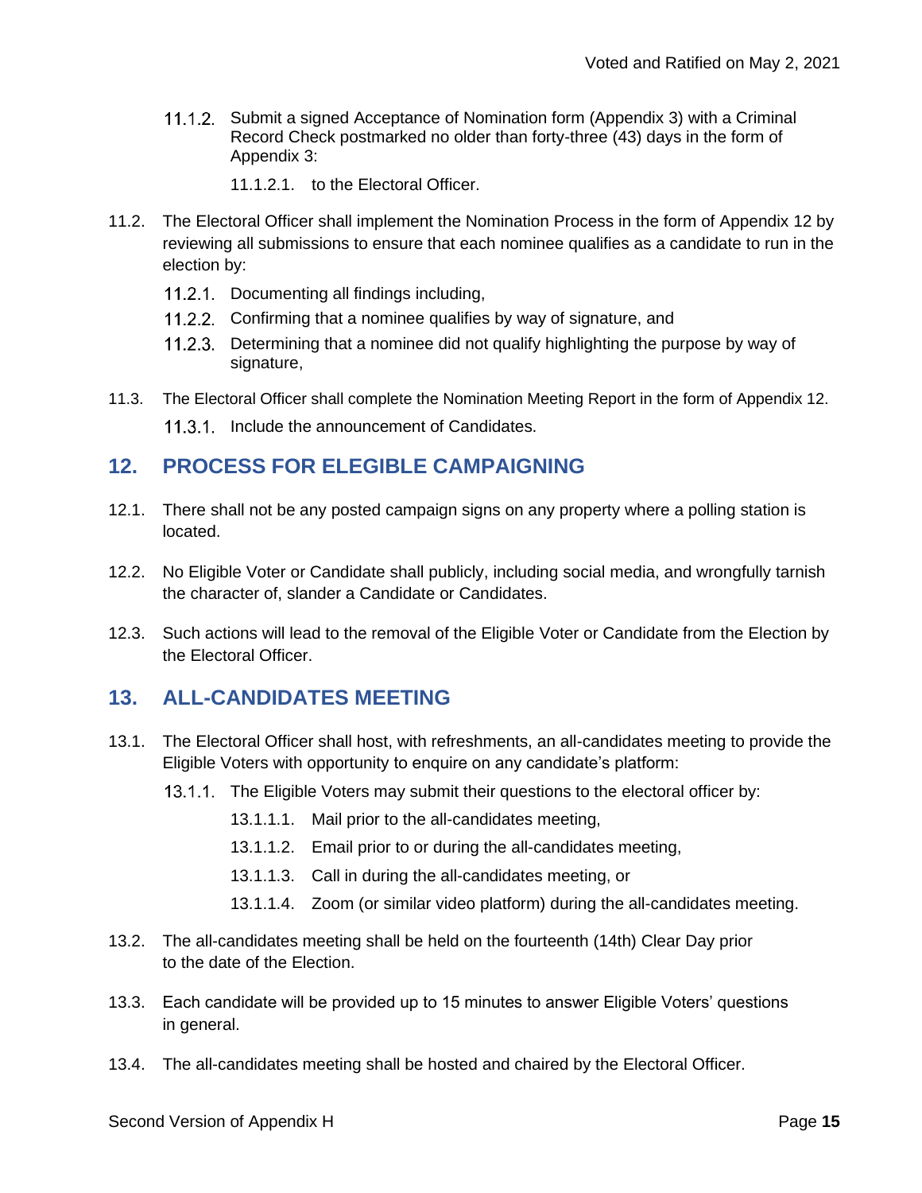11.1.2. Submit a signed Acceptance of Nomination form (Appendix 3) with a Criminal Record Check postmarked no older than forty-three (43) days in the form of Appendix 3:

11.1.2.1. to the Electoral Officer.

11.2. The Electoral Officer shall implement the Nomination Process in the form of Appendix 12 by reviewing all submissions to ensure that each nominee qualifies as a candidate to run in the election by:

11.2.1. Documenting all findings including,

11.2.2. Confirming that a nominee qualifies by way of signature, and

11.2.3. Determining that a nominee did not qualify highlighting the purpose by way of signature,

11.3. The Electoral Officer shall complete the Nomination Meeting Report in the form of Appendix 12.

11.3.1. Include the announcement of Candidates.

## 12. PROCESS FOR ELEGIBLE CAMPAIGNING

12.1. There shall not be any posted campaign signs on any property where a polling station is located.

12.2. No Eligible Voter or Candidate shall publicly, including social media, and wrongfully tarnish the character of, slander a Candidate or Candidates.

12.3. Such actions will lead to the removal of the Eligible Voter or Candidate from the Election by the Electoral Officer.

## 13. ALL-CANDIDATES MEETING

13.1. The Electoral Officer shall host, with refreshments, an all-candidates meeting to provide the Eligible Voters with opportunity to enquire on any candidate's platform:

13.1.1. The Eligible Voters may submit their questions to the electoral officer by:

13.1.1.1. Mail prior to the all-candidates meeting,

13.1.1.2. Email prior to or during the all-candidates meeting,

13.1.1.3. Call in during the all-candidates meeting, or

13.1.1.4. Zoom (or similar video platform) during the all-candidates meeting.

13.2. The all-candidates meeting shall be held on the fourteenth (14th) Clear Day prior to the date of the Election.

13.3. Each candidate will be provided up to 15 minutes to answer Eligible Voters' questions in general.

13.4. The all-candidates meeting shall be hosted and chaired by the Electoral Officer.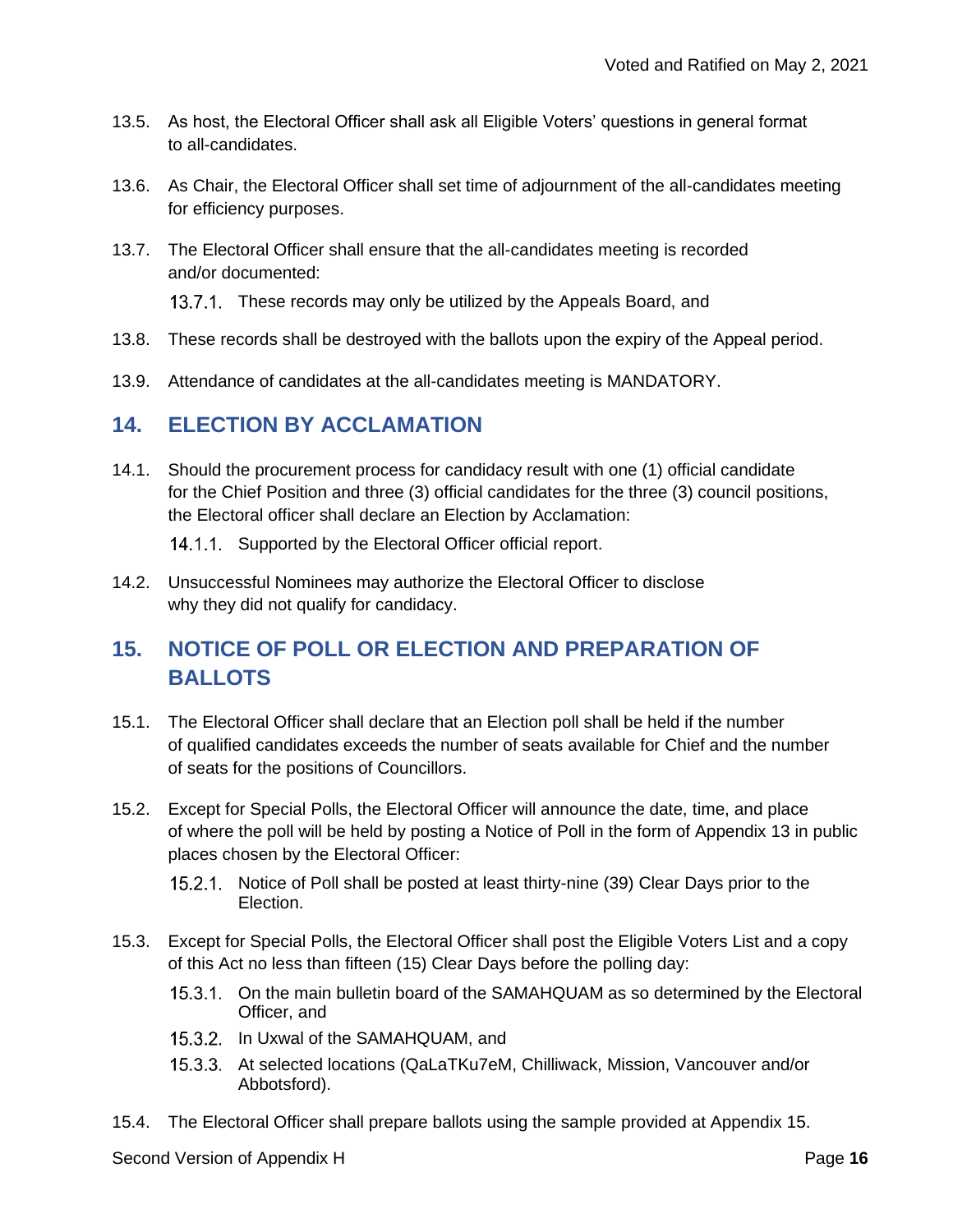13.5. As host, the Electoral Officer shall ask all Eligible Voters' questions in general format to all-candidates.

13.6. As Chair, the Electoral Officer shall set time of adjournment of the all-candidates meeting for efficiency purposes.

13.7. The Electoral Officer shall ensure that the all-candidates meeting is recorded and/or documented:

13.7.1. These records may only be utilized by the Appeals Board, and

13.8. These records shall be destroyed with the ballots upon the expiry of the Appeal period.

13.9. Attendance of candidates at the all-candidates meeting is MANDATORY.

## 14. ELECTION BY ACCLAMATION

14.1. Should the procurement process for candidacy result with one (1) official candidate for the Chief Position and three (3) official candidates for the three (3) council positions, the Electoral officer shall declare an Election by Acclamation:

14.1.1. Supported by the Electoral Officer official report.

14.2. Unsuccessful Nominees may authorize the Electoral Officer to disclose why they did not qualify for candidacy.

## 15. NOTICE OF POLL OR ELECTION AND PREPARATION OF BALLOTS

15.1. The Electoral Officer shall declare that an Election poll shall be held if the number of qualified candidates exceeds the number of seats available for Chief and the number of seats for the positions of Councillors.

15.2. Except for Special Polls, the Electoral Officer will announce the date, time, and place of where the poll will be held by posting a Notice of Poll in the form of Appendix 13 in public places chosen by the Electoral Officer:

15.2.1. Notice of Poll shall be posted at least thirty-nine (39) Clear Days prior to the Election.

15.3. Except for Special Polls, the Electoral Officer shall post the Eligible Voters List and a copy of this Act no less than fifteen (15) Clear Days before the polling day:

15.3.1. On the main bulletin board of the SAMAHQUAM as so determined by the Electoral Officer, and

15.3.2. In Uxwal of the SAMAHQUAM, and

15.3.3. At selected locations (QaLaTKu7eM, Chilliwack, Mission, Vancouver and/or Abbotsford).

15.4. The Electoral Officer shall prepare ballots using the sample provided at Appendix 15.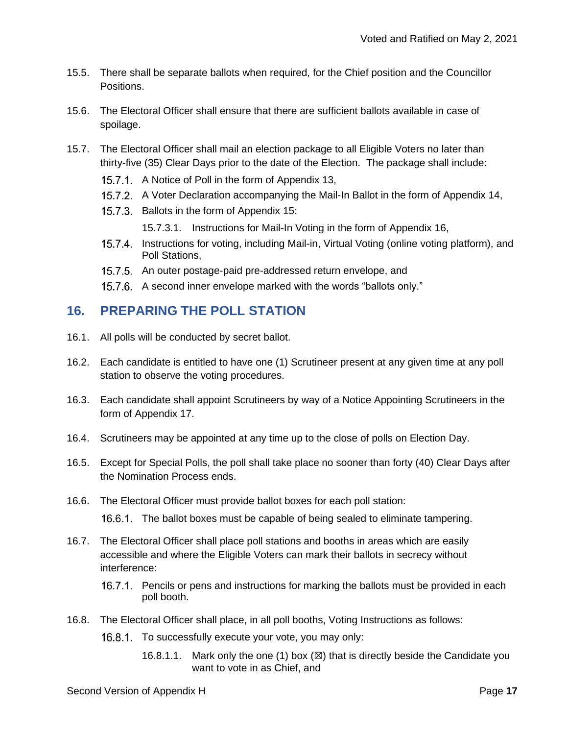15.5. There shall be separate ballots when required, for the Chief position and the Councillor Positions.

15.6. The Electoral Officer shall ensure that there are sufficient ballots available in case of spoilage.

15.7. The Electoral Officer shall mail an election package to all Eligible Voters no later than thirty-five (35) Clear Days prior to the date of the Election. The package shall include:

- 15.7.1. A Notice of Poll in the form of Appendix 13,
- 15.7.2. A Voter Declaration accompanying the Mail-In Ballot in the form of Appendix 14,
- 15.7.3. Ballots in the form of Appendix 15:
  - 15.7.3.1. Instructions for Mail-In Voting in the form of Appendix 16,
- 15.7.4. Instructions for voting, including Mail-in, Virtual Voting (online voting platform), and Poll Stations,
- 15.7.5. An outer postage-paid pre-addressed return envelope, and
- 15.7.6. A second inner envelope marked with the words "ballots only."

## 16. PREPARING THE POLL STATION

16.1. All polls will be conducted by secret ballot.

16.2. Each candidate is entitled to have one (1) Scrutineer present at any given time at any poll station to observe the voting procedures.

16.3. Each candidate shall appoint Scrutineers by way of a Notice Appointing Scrutineers in the form of Appendix 17.

16.4. Scrutineers may be appointed at any time up to the close of polls on Election Day.

16.5. Except for Special Polls, the poll shall take place no sooner than forty (40) Clear Days after the Nomination Process ends.

16.6. The Electoral Officer must provide ballot boxes for each poll station:

- 16.6.1. The ballot boxes must be capable of being sealed to eliminate tampering.

16.7. The Electoral Officer shall place poll stations and booths in areas which are easily accessible and where the Eligible Voters can mark their ballots in secrecy without interference:

- 16.7.1. Pencils or pens and instructions for marking the ballots must be provided in each poll booth.

16.8. The Electoral Officer shall place, in all poll booths, Voting Instructions as follows:

- 16.8.1. To successfully execute your vote, you may only:
  - 16.8.1.1. Mark only the one (1) box (☒) that is directly beside the Candidate you want to vote in as Chief, and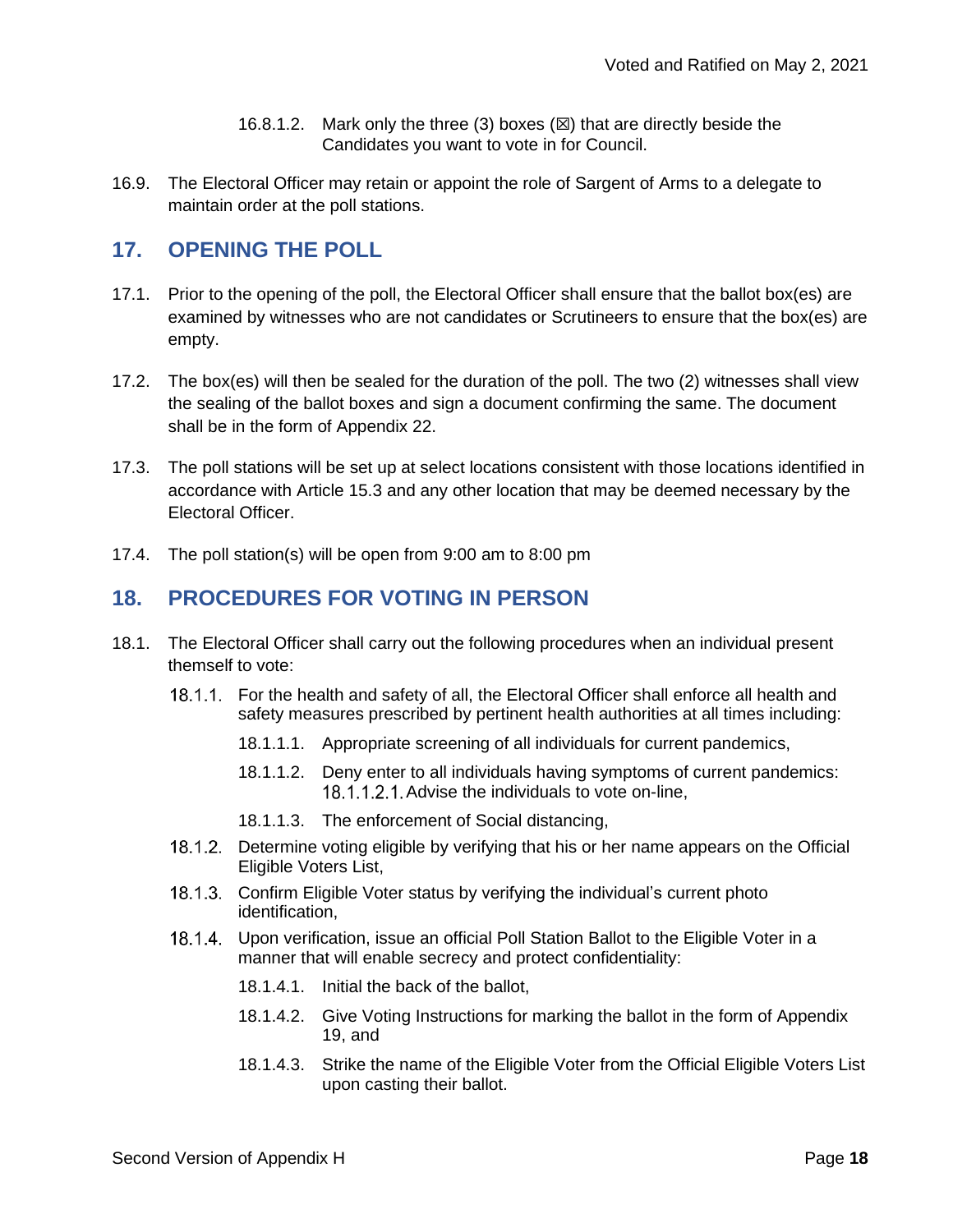16.8.1.2. Mark only the three (3) boxes (☒) that are directly beside the Candidates you want to vote in for Council.

16.9. The Electoral Officer may retain or appoint the role of Sargent of Arms to a delegate to maintain order at the poll stations.

## 17. OPENING THE POLL

17.1. Prior to the opening of the poll, the Electoral Officer shall ensure that the ballot box(es) are examined by witnesses who are not candidates or Scrutineers to ensure that the box(es) are empty.

17.2. The box(es) will then be sealed for the duration of the poll. The two (2) witnesses shall view the sealing of the ballot boxes and sign a document confirming the same. The document shall be in the form of Appendix 22.

17.3. The poll stations will be set up at select locations consistent with those locations identified in accordance with Article 15.3 and any other location that may be deemed necessary by the Electoral Officer.

17.4. The poll station(s) will be open from 9:00 am to 8:00 pm

## 18. PROCEDURES FOR VOTING IN PERSON

18.1. The Electoral Officer shall carry out the following procedures when an individual present themself to vote:

18.1.1. For the health and safety of all, the Electoral Officer shall enforce all health and safety measures prescribed by pertinent health authorities at all times including:

18.1.1.1. Appropriate screening of all individuals for current pandemics,

18.1.1.2. Deny enter to all individuals having symptoms of current pandemics:

18.1.1.2.1. Advise the individuals to vote on-line,

18.1.1.3. The enforcement of Social distancing,

18.1.2. Determine voting eligible by verifying that his or her name appears on the Official Eligible Voters List,

18.1.3. Confirm Eligible Voter status by verifying the individual's current photo identification,

18.1.4. Upon verification, issue an official Poll Station Ballot to the Eligible Voter in a manner that will enable secrecy and protect confidentiality:

18.1.4.1. Initial the back of the ballot,

18.1.4.2. Give Voting Instructions for marking the ballot in the form of Appendix 19, and

18.1.4.3. Strike the name of the Eligible Voter from the Official Eligible Voters List upon casting their ballot.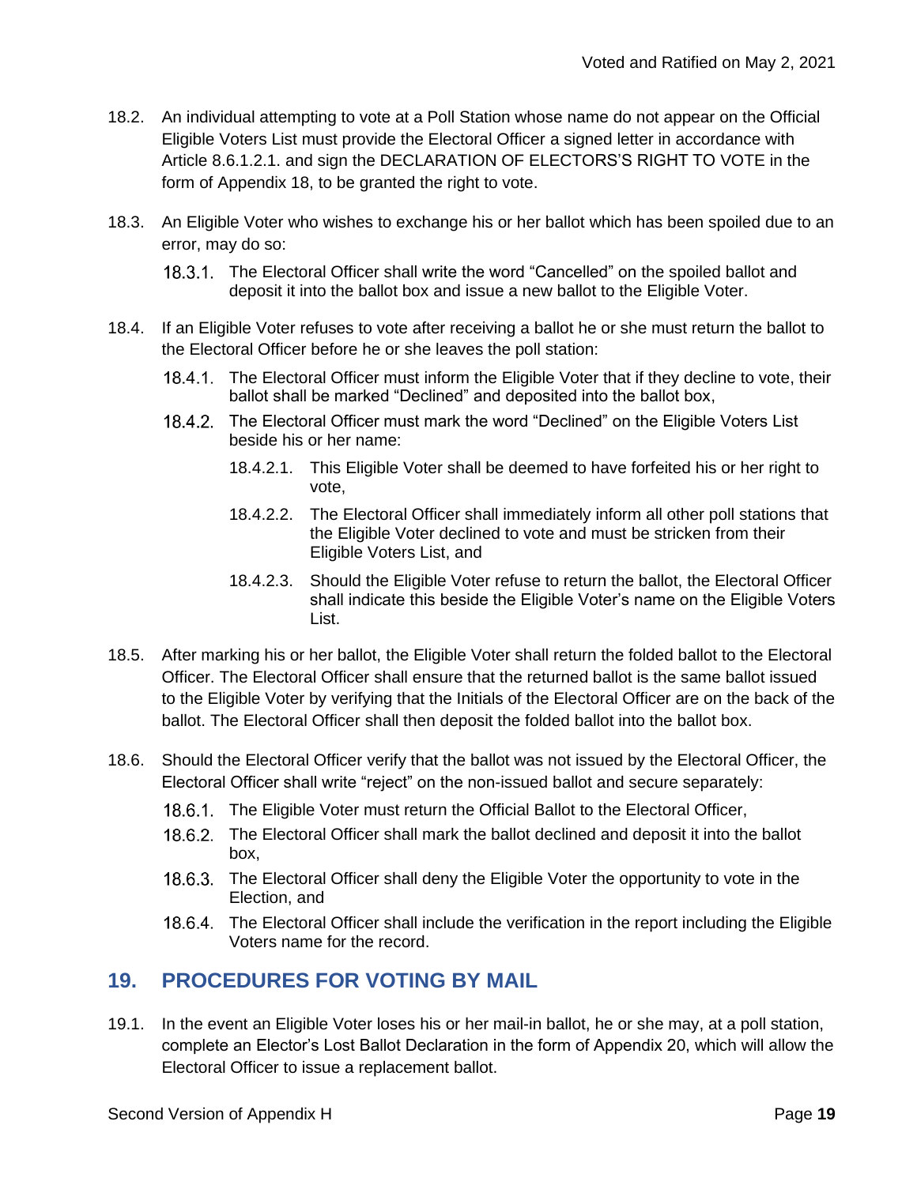18.2. An individual attempting to vote at a Poll Station whose name do not appear on the Official Eligible Voters List must provide the Electoral Officer a signed letter in accordance with Article 8.6.1.2.1. and sign the DECLARATION OF ELECTORS'S RIGHT TO VOTE in the form of Appendix 18, to be granted the right to vote.

18.3. An Eligible Voter who wishes to exchange his or her ballot which has been spoiled due to an error, may do so:

- 18.3.1. The Electoral Officer shall write the word "Cancelled" on the spoiled ballot and deposit it into the ballot box and issue a new ballot to the Eligible Voter.

18.4. If an Eligible Voter refuses to vote after receiving a ballot he or she must return the ballot to the Electoral Officer before he or she leaves the poll station:

- 18.4.1. The Electoral Officer must inform the Eligible Voter that if they decline to vote, their ballot shall be marked "Declined" and deposited into the ballot box,
- 18.4.2. The Electoral Officer must mark the word "Declined" on the Eligible Voters List beside his or her name:
  - 18.4.2.1. This Eligible Voter shall be deemed to have forfeited his or her right to vote,
  - 18.4.2.2. The Electoral Officer shall immediately inform all other poll stations that the Eligible Voter declined to vote and must be stricken from their Eligible Voters List, and
  - 18.4.2.3. Should the Eligible Voter refuse to return the ballot, the Electoral Officer shall indicate this beside the Eligible Voter's name on the Eligible Voters List.

18.5. After marking his or her ballot, the Eligible Voter shall return the folded ballot to the Electoral Officer. The Electoral Officer shall ensure that the returned ballot is the same ballot issued to the Eligible Voter by verifying that the Initials of the Electoral Officer are on the back of the ballot. The Electoral Officer shall then deposit the folded ballot into the ballot box.

18.6. Should the Electoral Officer verify that the ballot was not issued by the Electoral Officer, the Electoral Officer shall write "reject" on the non-issued ballot and secure separately:

- 18.6.1. The Eligible Voter must return the Official Ballot to the Electoral Officer,
- 18.6.2. The Electoral Officer shall mark the ballot declined and deposit it into the ballot box,
- 18.6.3. The Electoral Officer shall deny the Eligible Voter the opportunity to vote in the Election, and
- 18.6.4. The Electoral Officer shall include the verification in the report including the Eligible Voters name for the record.

## 19. PROCEDURES FOR VOTING BY MAIL

19.1. In the event an Eligible Voter loses his or her mail-in ballot, he or she may, at a poll station, complete an Elector's Lost Ballot Declaration in the form of Appendix 20, which will allow the Electoral Officer to issue a replacement ballot.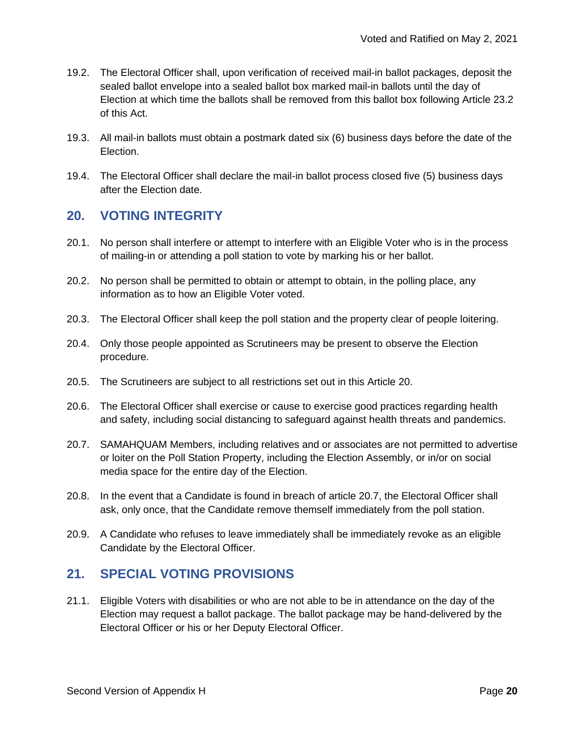19.2. The Electoral Officer shall, upon verification of received mail-in ballot packages, deposit the sealed ballot envelope into a sealed ballot box marked mail-in ballots until the day of Election at which time the ballots shall be removed from this ballot box following Article 23.2 of this Act.

19.3. All mail-in ballots must obtain a postmark dated six (6) business days before the date of the Election.

19.4. The Electoral Officer shall declare the mail-in ballot process closed five (5) business days after the Election date.

## 20. VOTING INTEGRITY

20.1. No person shall interfere or attempt to interfere with an Eligible Voter who is in the process of mailing-in or attending a poll station to vote by marking his or her ballot.

20.2. No person shall be permitted to obtain or attempt to obtain, in the polling place, any information as to how an Eligible Voter voted.

20.3. The Electoral Officer shall keep the poll station and the property clear of people loitering.

20.4. Only those people appointed as Scrutineers may be present to observe the Election procedure.

20.5. The Scrutineers are subject to all restrictions set out in this Article 20.

20.6. The Electoral Officer shall exercise or cause to exercise good practices regarding health and safety, including social distancing to safeguard against health threats and pandemics.

20.7. SAMAHQUAM Members, including relatives and or associates are not permitted to advertise or loiter on the Poll Station Property, including the Election Assembly, or in/or on social media space for the entire day of the Election.

20.8. In the event that a Candidate is found in breach of article 20.7, the Electoral Officer shall ask, only once, that the Candidate remove themself immediately from the poll station.

20.9. A Candidate who refuses to leave immediately shall be immediately revoke as an eligible Candidate by the Electoral Officer.

## 21. SPECIAL VOTING PROVISIONS

21.1. Eligible Voters with disabilities or who are not able to be in attendance on the day of the Election may request a ballot package. The ballot package may be hand-delivered by the Electoral Officer or his or her Deputy Electoral Officer.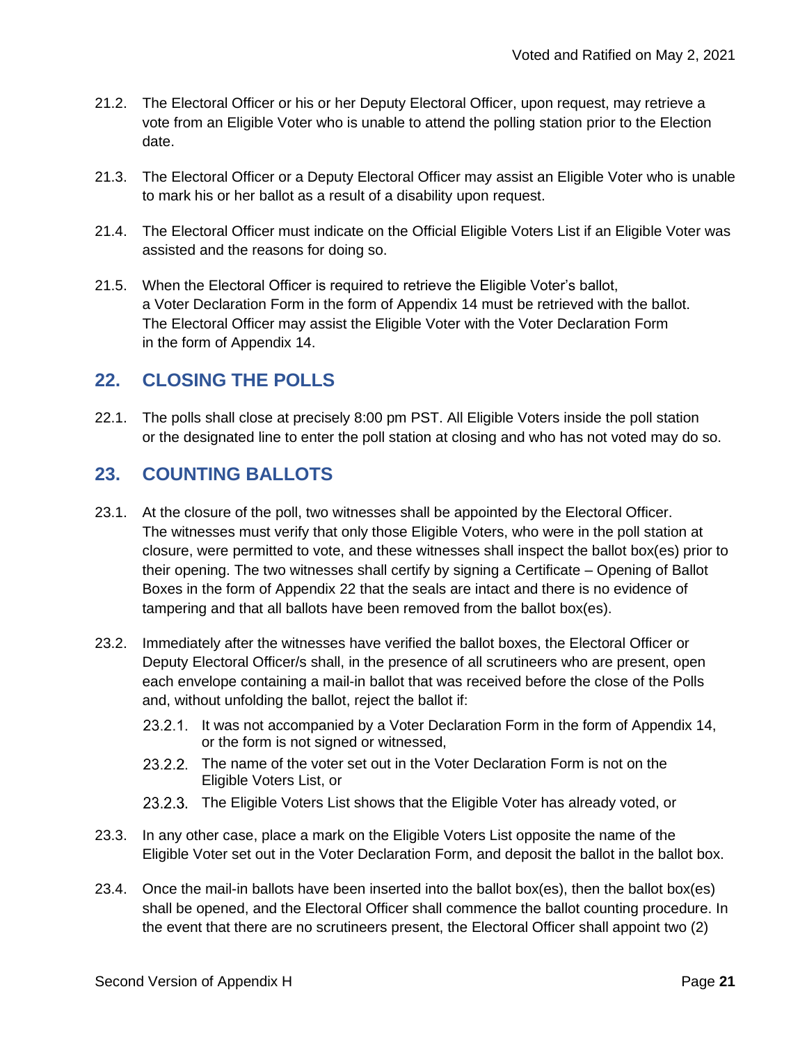21.2. The Electoral Officer or his or her Deputy Electoral Officer, upon request, may retrieve a vote from an Eligible Voter who is unable to attend the polling station prior to the Election date.

21.3. The Electoral Officer or a Deputy Electoral Officer may assist an Eligible Voter who is unable to mark his or her ballot as a result of a disability upon request.

21.4. The Electoral Officer must indicate on the Official Eligible Voters List if an Eligible Voter was assisted and the reasons for doing so.

21.5. When the Electoral Officer is required to retrieve the Eligible Voter's ballot, a Voter Declaration Form in the form of Appendix 14 must be retrieved with the ballot. The Electoral Officer may assist the Eligible Voter with the Voter Declaration Form in the form of Appendix 14.

## 22. CLOSING THE POLLS

22.1. The polls shall close at precisely 8:00 pm PST. All Eligible Voters inside the poll station or the designated line to enter the poll station at closing and who has not voted may do so.

## 23. COUNTING BALLOTS

23.1. At the closure of the poll, two witnesses shall be appointed by the Electoral Officer. The witnesses must verify that only those Eligible Voters, who were in the poll station at closure, were permitted to vote, and these witnesses shall inspect the ballot box(es) prior to their opening. The two witnesses shall certify by signing a Certificate – Opening of Ballot Boxes in the form of Appendix 22 that the seals are intact and there is no evidence of tampering and that all ballots have been removed from the ballot box(es).

23.2. Immediately after the witnesses have verified the ballot boxes, the Electoral Officer or Deputy Electoral Officer/s shall, in the presence of all scrutineers who are present, open each envelope containing a mail-in ballot that was received before the close of the Polls and, without unfolding the ballot, reject the ballot if:

- 23.2.1. It was not accompanied by a Voter Declaration Form in the form of Appendix 14, or the form is not signed or witnessed,
- 23.2.2. The name of the voter set out in the Voter Declaration Form is not on the Eligible Voters List, or
- 23.2.3. The Eligible Voters List shows that the Eligible Voter has already voted, or

23.3. In any other case, place a mark on the Eligible Voters List opposite the name of the Eligible Voter set out in the Voter Declaration Form, and deposit the ballot in the ballot box.

23.4. Once the mail-in ballots have been inserted into the ballot box(es), then the ballot box(es) shall be opened, and the Electoral Officer shall commence the ballot counting procedure. In the event that there are no scrutineers present, the Electoral Officer shall appoint two (2)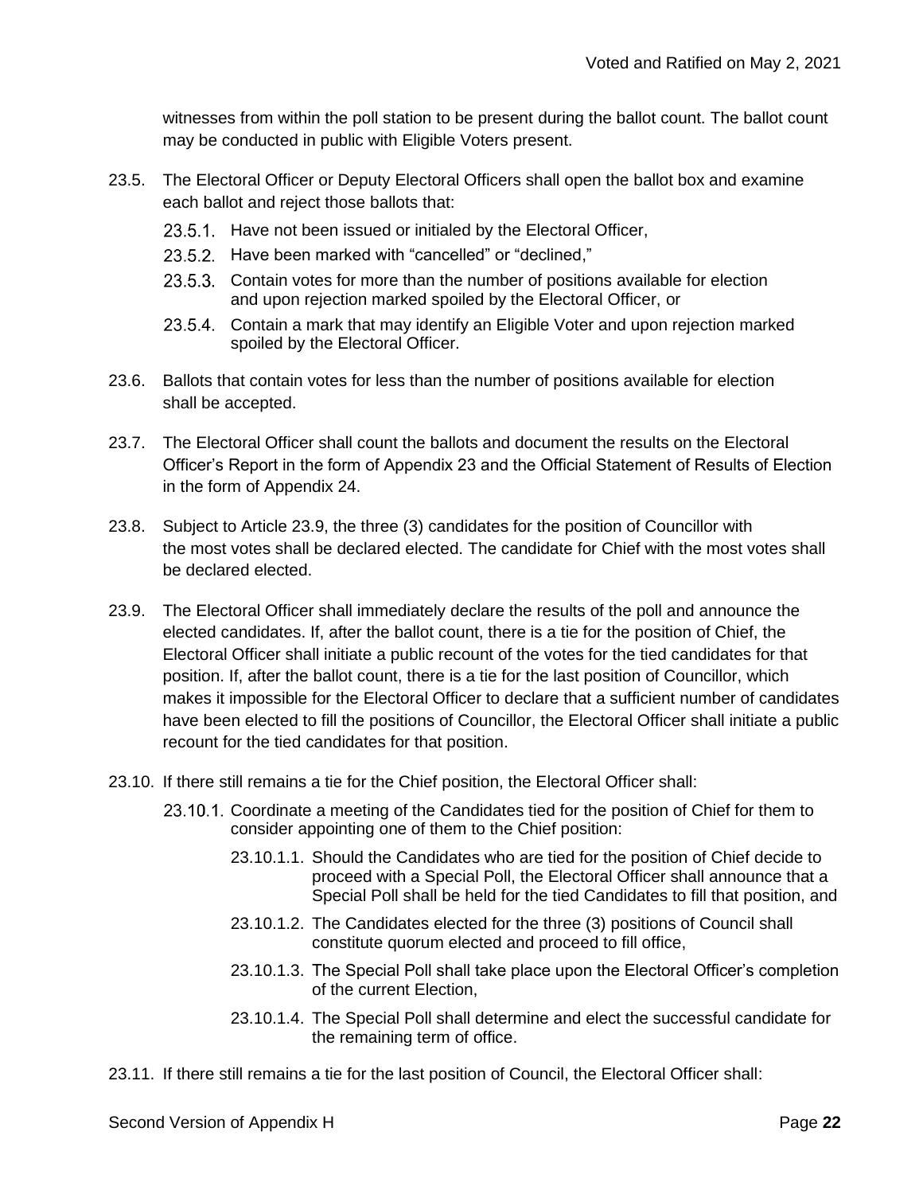witnesses from within the poll station to be present during the ballot count. The ballot count may be conducted in public with Eligible Voters present.

23.5. The Electoral Officer or Deputy Electoral Officers shall open the ballot box and examine each ballot and reject those ballots that:

- 23.5.1. Have not been issued or initialed by the Electoral Officer,
- 23.5.2. Have been marked with "cancelled" or "declined,"
- 23.5.3. Contain votes for more than the number of positions available for election and upon rejection marked spoiled by the Electoral Officer, or
- 23.5.4. Contain a mark that may identify an Eligible Voter and upon rejection marked spoiled by the Electoral Officer.

23.6. Ballots that contain votes for less than the number of positions available for election shall be accepted.

23.7. The Electoral Officer shall count the ballots and document the results on the Electoral Officer's Report in the form of Appendix 23 and the Official Statement of Results of Election in the form of Appendix 24.

23.8. Subject to Article 23.9, the three (3) candidates for the position of Councillor with the most votes shall be declared elected. The candidate for Chief with the most votes shall be declared elected.

23.9. The Electoral Officer shall immediately declare the results of the poll and announce the elected candidates. If, after the ballot count, there is a tie for the position of Chief, the Electoral Officer shall initiate a public recount of the votes for the tied candidates for that position. If, after the ballot count, there is a tie for the last position of Councillor, which makes it impossible for the Electoral Officer to declare that a sufficient number of candidates have been elected to fill the positions of Councillor, the Electoral Officer shall initiate a public recount for the tied candidates for that position.

23.10. If there still remains a tie for the Chief position, the Electoral Officer shall:

- 23.10.1. Coordinate a meeting of the Candidates tied for the position of Chief for them to consider appointing one of them to the Chief position:
  - 23.10.1.1. Should the Candidates who are tied for the position of Chief decide to proceed with a Special Poll, the Electoral Officer shall announce that a Special Poll shall be held for the tied Candidates to fill that position, and
  - 23.10.1.2. The Candidates elected for the three (3) positions of Council shall constitute quorum elected and proceed to fill office,
  - 23.10.1.3. The Special Poll shall take place upon the Electoral Officer's completion of the current Election,
  - 23.10.1.4. The Special Poll shall determine and elect the successful candidate for the remaining term of office.

23.11. If there still remains a tie for the last position of Council, the Electoral Officer shall: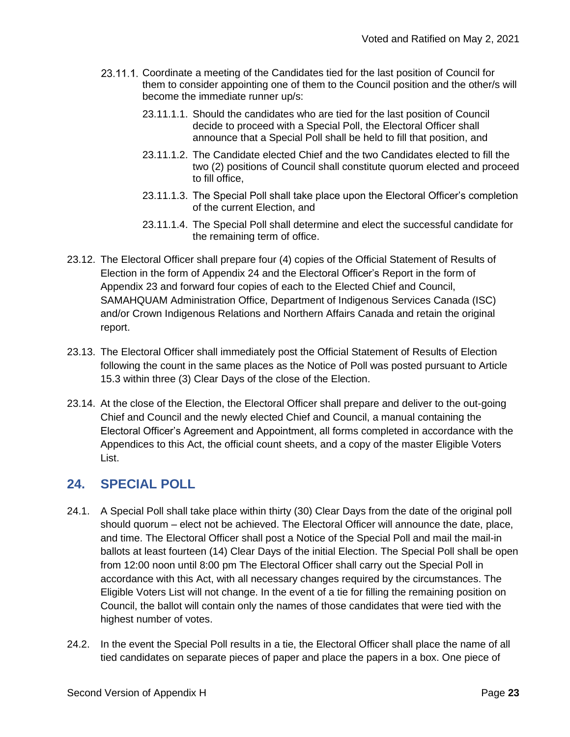23.11.1. Coordinate a meeting of the Candidates tied for the last position of Council for them to consider appointing one of them to the Council position and the other/s will become the immediate runner up/s:

23.11.1.1. Should the candidates who are tied for the last position of Council decide to proceed with a Special Poll, the Electoral Officer shall announce that a Special Poll shall be held to fill that position, and

23.11.1.2. The Candidate elected Chief and the two Candidates elected to fill the two (2) positions of Council shall constitute quorum elected and proceed to fill office,

23.11.1.3. The Special Poll shall take place upon the Electoral Officer's completion of the current Election, and

23.11.1.4. The Special Poll shall determine and elect the successful candidate for the remaining term of office.

23.12. The Electoral Officer shall prepare four (4) copies of the Official Statement of Results of Election in the form of Appendix 24 and the Electoral Officer's Report in the form of Appendix 23 and forward four copies of each to the Elected Chief and Council, SAMAHQUAM Administration Office, Department of Indigenous Services Canada (ISC) and/or Crown Indigenous Relations and Northern Affairs Canada and retain the original report.

23.13. The Electoral Officer shall immediately post the Official Statement of Results of Election following the count in the same places as the Notice of Poll was posted pursuant to Article 15.3 within three (3) Clear Days of the close of the Election.

23.14. At the close of the Election, the Electoral Officer shall prepare and deliver to the out-going Chief and Council and the newly elected Chief and Council, a manual containing the Electoral Officer's Agreement and Appointment, all forms completed in accordance with the Appendices to this Act, the official count sheets, and a copy of the master Eligible Voters List.

## 24. SPECIAL POLL

24.1. A Special Poll shall take place within thirty (30) Clear Days from the date of the original poll should quorum – elect not be achieved. The Electoral Officer will announce the date, place, and time. The Electoral Officer shall post a Notice of the Special Poll and mail the mail-in ballots at least fourteen (14) Clear Days of the initial Election. The Special Poll shall be open from 12:00 noon until 8:00 pm The Electoral Officer shall carry out the Special Poll in accordance with this Act, with all necessary changes required by the circumstances. The Eligible Voters List will not change. In the event of a tie for filling the remaining position on Council, the ballot will contain only the names of those candidates that were tied with the highest number of votes.

24.2. In the event the Special Poll results in a tie, the Electoral Officer shall place the name of all tied candidates on separate pieces of paper and place the papers in a box. One piece of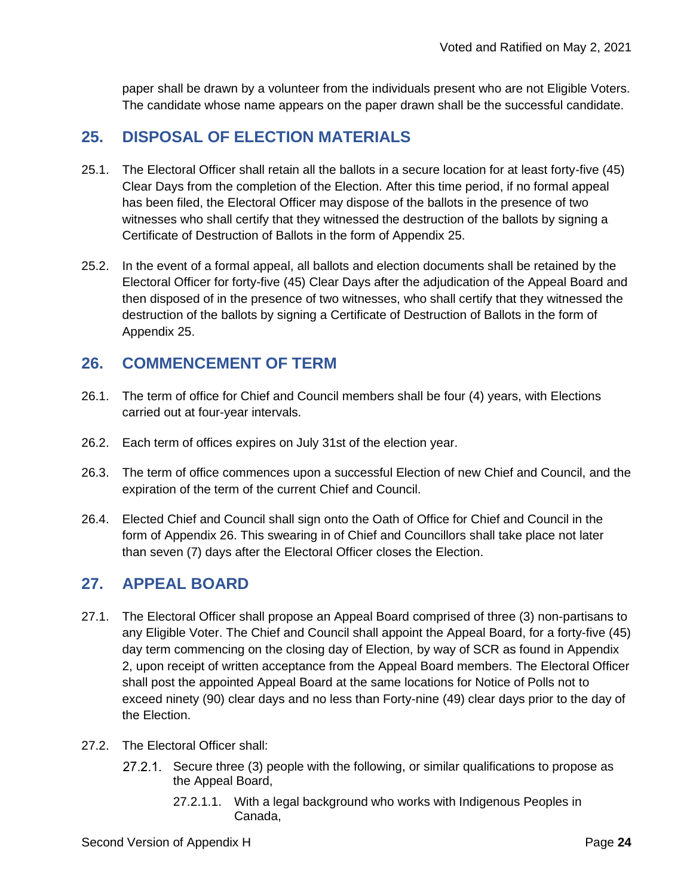paper shall be drawn by a volunteer from the individuals present who are not Eligible Voters. The candidate whose name appears on the paper drawn shall be the successful candidate.

## 25. DISPOSAL OF ELECTION MATERIALS

25.1. The Electoral Officer shall retain all the ballots in a secure location for at least forty-five (45) Clear Days from the completion of the Election. After this time period, if no formal appeal has been filed, the Electoral Officer may dispose of the ballots in the presence of two witnesses who shall certify that they witnessed the destruction of the ballots by signing a Certificate of Destruction of Ballots in the form of Appendix 25.

25.2. In the event of a formal appeal, all ballots and election documents shall be retained by the Electoral Officer for forty-five (45) Clear Days after the adjudication of the Appeal Board and then disposed of in the presence of two witnesses, who shall certify that they witnessed the destruction of the ballots by signing a Certificate of Destruction of Ballots in the form of Appendix 25.

## 26. COMMENCEMENT OF TERM

26.1. The term of office for Chief and Council members shall be four (4) years, with Elections carried out at four-year intervals.

26.2. Each term of offices expires on July 31st of the election year.

26.3. The term of office commences upon a successful Election of new Chief and Council, and the expiration of the term of the current Chief and Council.

26.4. Elected Chief and Council shall sign onto the Oath of Office for Chief and Council in the form of Appendix 26. This swearing in of Chief and Councillors shall take place not later than seven (7) days after the Electoral Officer closes the Election.

## 27. APPEAL BOARD

27.1. The Electoral Officer shall propose an Appeal Board comprised of three (3) non-partisans to any Eligible Voter. The Chief and Council shall appoint the Appeal Board, for a forty-five (45) day term commencing on the closing day of Election, by way of SCR as found in Appendix 2, upon receipt of written acceptance from the Appeal Board members. The Electoral Officer shall post the appointed Appeal Board at the same locations for Notice of Polls not to exceed ninety (90) clear days and no less than Forty-nine (49) clear days prior to the day of the Election.

27.2. The Electoral Officer shall:

- 27.2.1. Secure three (3) people with the following, or similar qualifications to propose as the Appeal Board,
  - 27.2.1.1. With a legal background who works with Indigenous Peoples in Canada,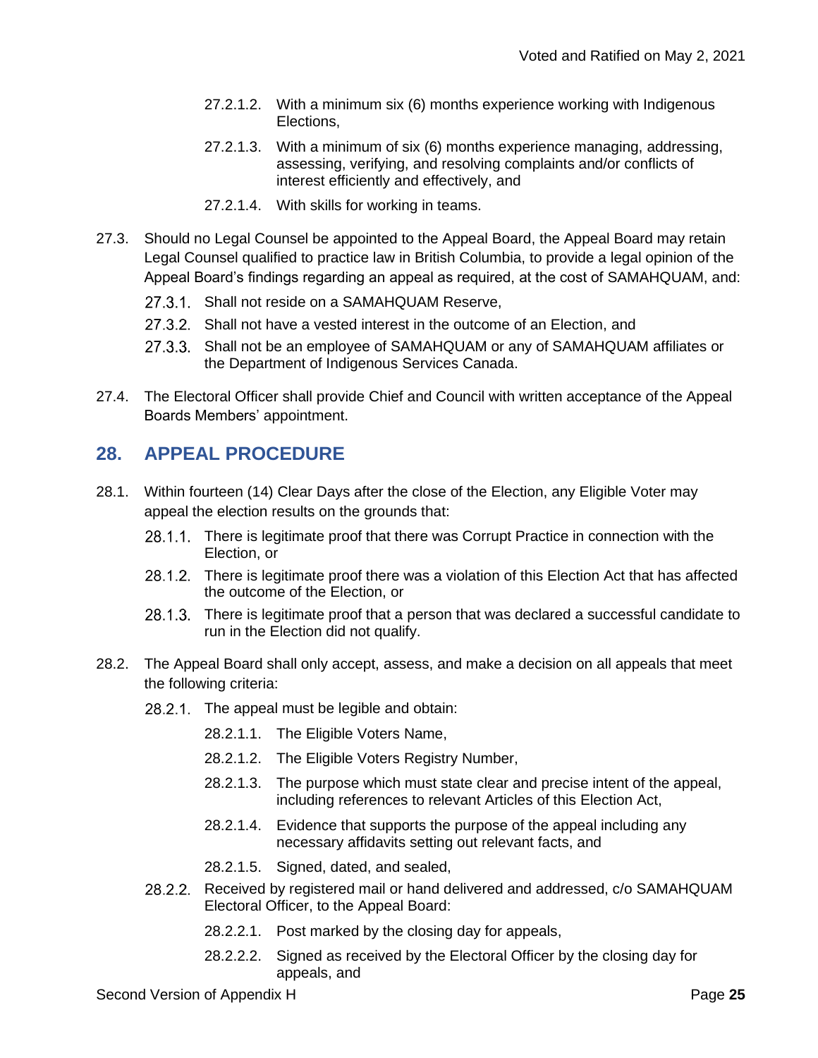27.2.1.2. With a minimum six (6) months experience working with Indigenous Elections,

27.2.1.3. With a minimum of six (6) months experience managing, addressing, assessing, verifying, and resolving complaints and/or conflicts of interest efficiently and effectively, and

27.2.1.4. With skills for working in teams.

27.3. Should no Legal Counsel be appointed to the Appeal Board, the Appeal Board may retain Legal Counsel qualified to practice law in British Columbia, to provide a legal opinion of the Appeal Board's findings regarding an appeal as required, at the cost of SAMAHQUAM, and:

27.3.1. Shall not reside on a SAMAHQUAM Reserve,

27.3.2. Shall not have a vested interest in the outcome of an Election, and

27.3.3. Shall not be an employee of SAMAHQUAM or any of SAMAHQUAM affiliates or the Department of Indigenous Services Canada.

27.4. The Electoral Officer shall provide Chief and Council with written acceptance of the Appeal Boards Members' appointment.

## 28. APPEAL PROCEDURE

28.1. Within fourteen (14) Clear Days after the close of the Election, any Eligible Voter may appeal the election results on the grounds that:

28.1.1. There is legitimate proof that there was Corrupt Practice in connection with the Election, or

28.1.2. There is legitimate proof there was a violation of this Election Act that has affected the outcome of the Election, or

28.1.3. There is legitimate proof that a person that was declared a successful candidate to run in the Election did not qualify.

28.2. The Appeal Board shall only accept, assess, and make a decision on all appeals that meet the following criteria:

28.2.1. The appeal must be legible and obtain:

28.2.1.1. The Eligible Voters Name,

28.2.1.2. The Eligible Voters Registry Number,

28.2.1.3. The purpose which must state clear and precise intent of the appeal, including references to relevant Articles of this Election Act,

28.2.1.4. Evidence that supports the purpose of the appeal including any necessary affidavits setting out relevant facts, and

28.2.1.5. Signed, dated, and sealed,

28.2.2. Received by registered mail or hand delivered and addressed, c/o SAMAHQUAM Electoral Officer, to the Appeal Board:

28.2.2.1. Post marked by the closing day for appeals,

28.2.2.2. Signed as received by the Electoral Officer by the closing day for appeals, and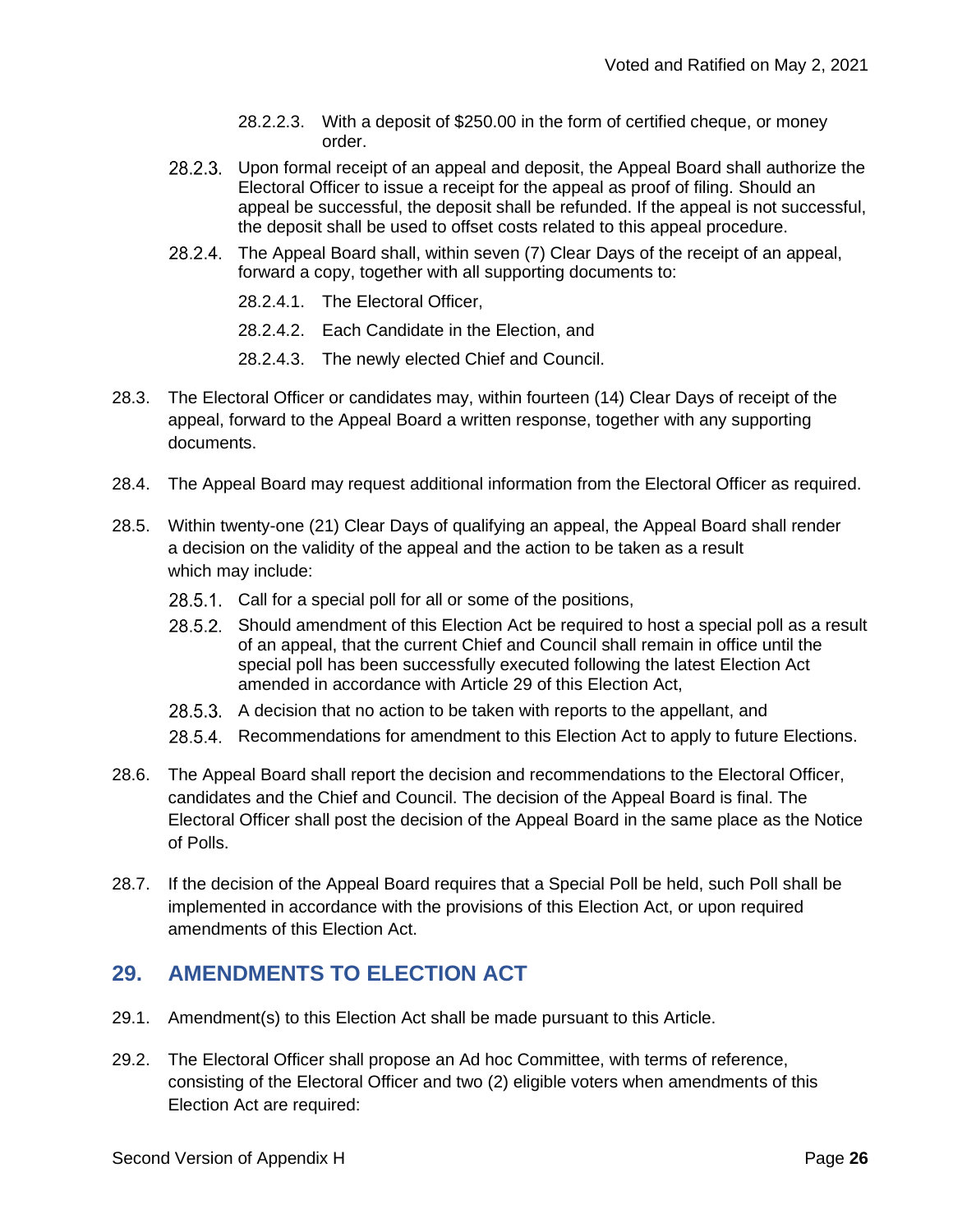28.2.2.3. With a deposit of $250.00 in the form of certified cheque, or money order.

28.2.3. Upon formal receipt of an appeal and deposit, the Appeal Board shall authorize the Electoral Officer to issue a receipt for the appeal as proof of filing. Should an appeal be successful, the deposit shall be refunded. If the appeal is not successful, the deposit shall be used to offset costs related to this appeal procedure.

28.2.4. The Appeal Board shall, within seven (7) Clear Days of the receipt of an appeal, forward a copy, together with all supporting documents to:

28.2.4.1. The Electoral Officer,

28.2.4.2. Each Candidate in the Election, and

28.2.4.3. The newly elected Chief and Council.

28.3. The Electoral Officer or candidates may, within fourteen (14) Clear Days of receipt of the appeal, forward to the Appeal Board a written response, together with any supporting documents.

28.4. The Appeal Board may request additional information from the Electoral Officer as required.

28.5. Within twenty-one (21) Clear Days of qualifying an appeal, the Appeal Board shall render a decision on the validity of the appeal and the action to be taken as a result which may include:

28.5.1. Call for a special poll for all or some of the positions,

28.5.2. Should amendment of this Election Act be required to host a special poll as a result of an appeal, that the current Chief and Council shall remain in office until the special poll has been successfully executed following the latest Election Act amended in accordance with Article 29 of this Election Act,

28.5.3. A decision that no action to be taken with reports to the appellant, and

28.5.4. Recommendations for amendment to this Election Act to apply to future Elections.

28.6. The Appeal Board shall report the decision and recommendations to the Electoral Officer, candidates and the Chief and Council. The decision of the Appeal Board is final. The Electoral Officer shall post the decision of the Appeal Board in the same place as the Notice of Polls.

28.7. If the decision of the Appeal Board requires that a Special Poll be held, such Poll shall be implemented in accordance with the provisions of this Election Act, or upon required amendments of this Election Act.

## 29. AMENDMENTS TO ELECTION ACT

29.1. Amendment(s) to this Election Act shall be made pursuant to this Article.

29.2. The Electoral Officer shall propose an Ad hoc Committee, with terms of reference, consisting of the Electoral Officer and two (2) eligible voters when amendments of this Election Act are required: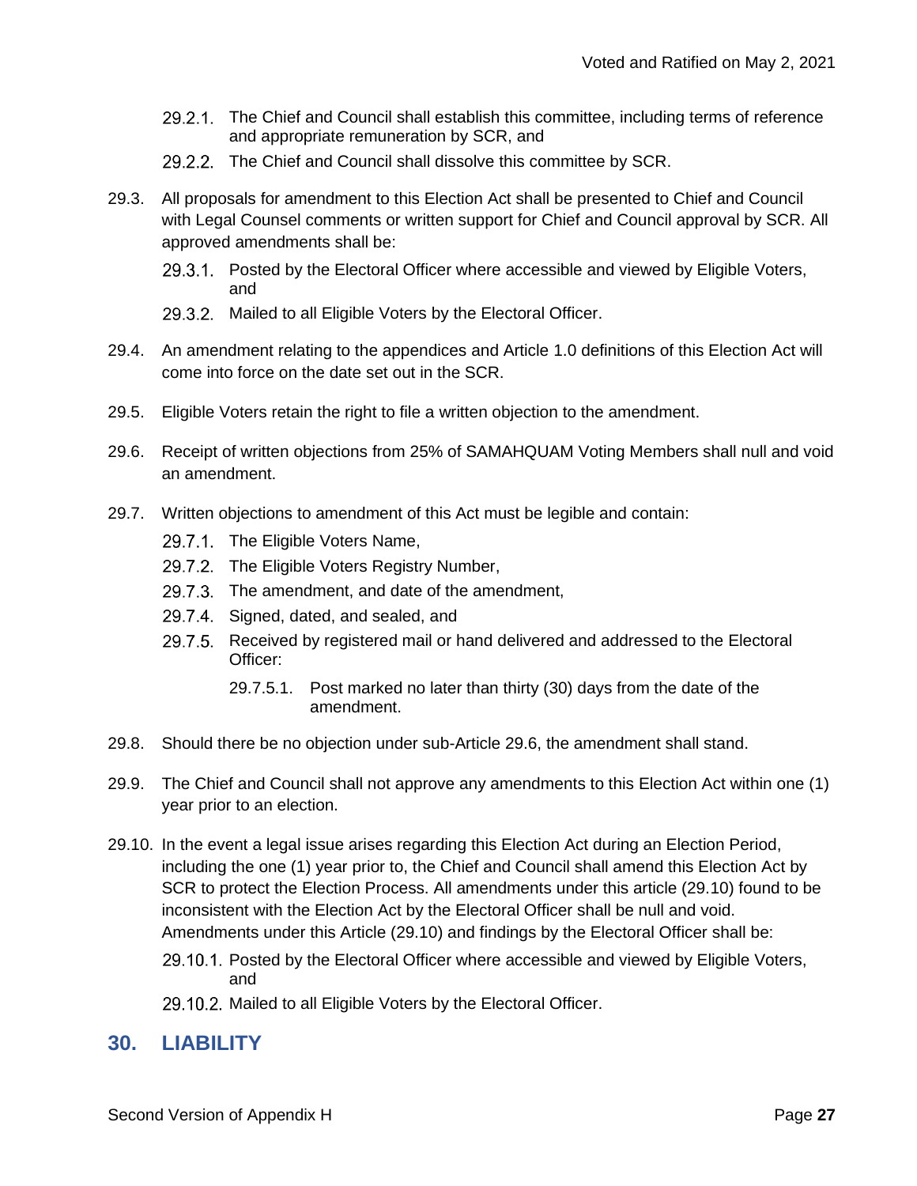29.2.1. The Chief and Council shall establish this committee, including terms of reference and appropriate remuneration by SCR, and

29.2.2. The Chief and Council shall dissolve this committee by SCR.

29.3. All proposals for amendment to this Election Act shall be presented to Chief and Council with Legal Counsel comments or written support for Chief and Council approval by SCR. All approved amendments shall be:

29.3.1. Posted by the Electoral Officer where accessible and viewed by Eligible Voters, and

29.3.2. Mailed to all Eligible Voters by the Electoral Officer.

29.4. An amendment relating to the appendices and Article 1.0 definitions of this Election Act will come into force on the date set out in the SCR.

29.5. Eligible Voters retain the right to file a written objection to the amendment.

29.6. Receipt of written objections from 25% of SAMAHQUAM Voting Members shall null and void an amendment.

29.7. Written objections to amendment of this Act must be legible and contain:

29.7.1. The Eligible Voters Name,

29.7.2. The Eligible Voters Registry Number,

29.7.3. The amendment, and date of the amendment,

29.7.4. Signed, dated, and sealed, and

29.7.5. Received by registered mail or hand delivered and addressed to the Electoral Officer:

29.7.5.1. Post marked no later than thirty (30) days from the date of the amendment.

29.8. Should there be no objection under sub-Article 29.6, the amendment shall stand.

29.9. The Chief and Council shall not approve any amendments to this Election Act within one (1) year prior to an election.

29.10. In the event a legal issue arises regarding this Election Act during an Election Period, including the one (1) year prior to, the Chief and Council shall amend this Election Act by SCR to protect the Election Process. All amendments under this article (29.10) found to be inconsistent with the Election Act by the Electoral Officer shall be null and void. Amendments under this Article (29.10) and findings by the Electoral Officer shall be:

29.10.1. Posted by the Electoral Officer where accessible and viewed by Eligible Voters, and

29.10.2. Mailed to all Eligible Voters by the Electoral Officer.

## 30. LIABILITY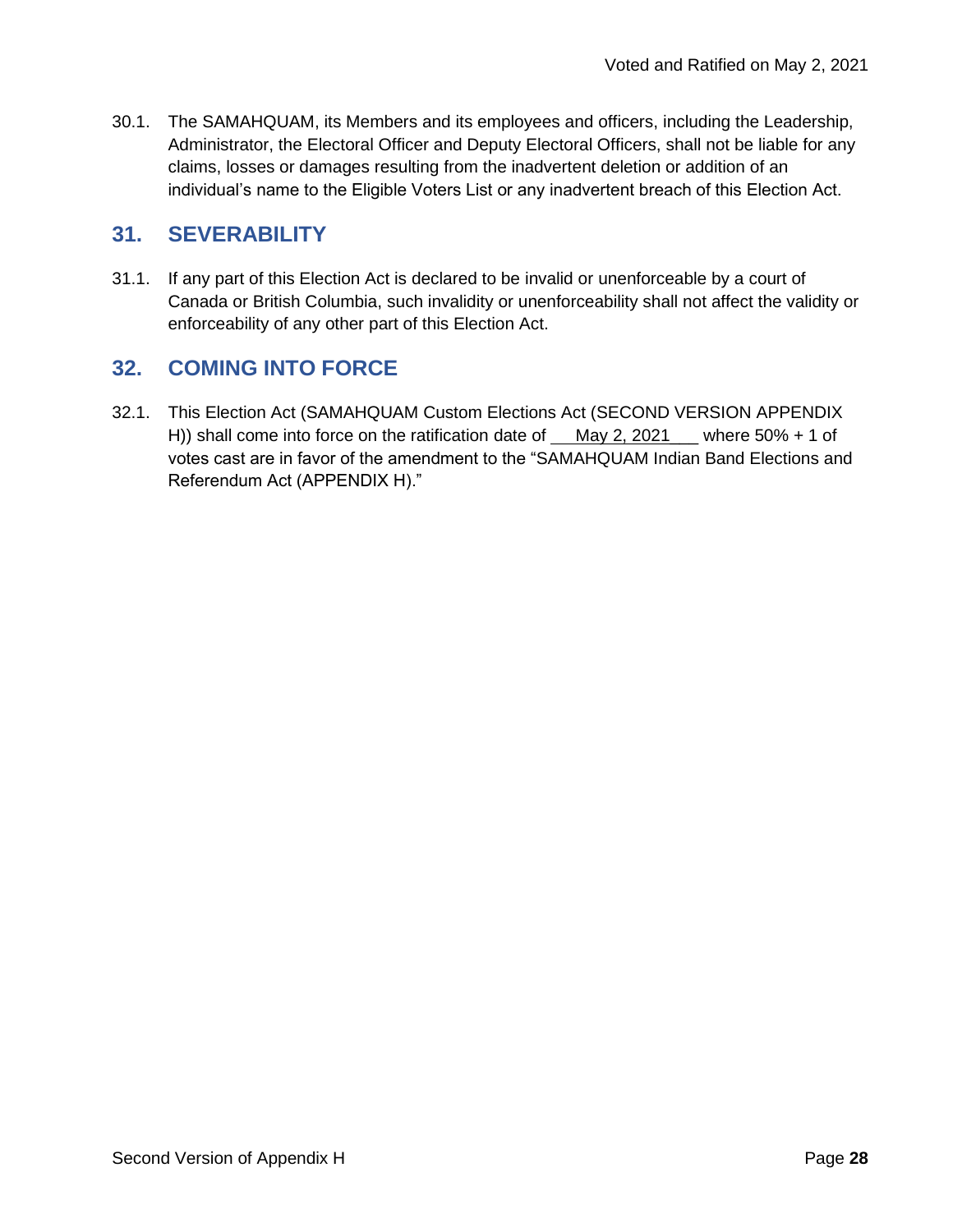30.1. The SAMAHQUAM, its Members and its employees and officers, including the Leadership, Administrator, the Electoral Officer and Deputy Electoral Officers, shall not be liable for any claims, losses or damages resulting from the inadvertent deletion or addition of an individual's name to the Eligible Voters List or any inadvertent breach of this Election Act.

## 31. SEVERABILITY

31.1. If any part of this Election Act is declared to be invalid or unenforceable by a court of Canada or British Columbia, such invalidity or unenforceability shall not affect the validity or enforceability of any other part of this Election Act.

## 32. COMING INTO FORCE

32.1. This Election Act (SAMAHQUAM Custom Elections Act (SECOND VERSION APPENDIX H)) shall come into force on the ratification date of May 2, 2021 where 50% + 1 of votes cast are in favor of the amendment to the "SAMAHQUAM Indian Band Elections and Referendum Act (APPENDIX H)."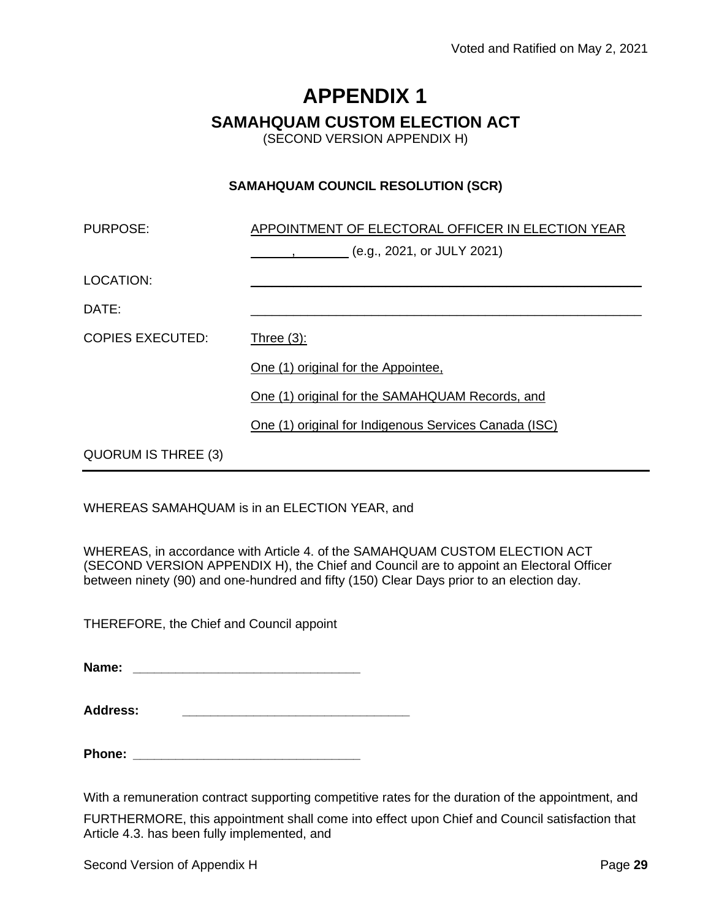Voted and Ratified on May 2, 2021

# APPENDIX 1

## SAMAHQUAM CUSTOM ELECTION ACT

(SECOND VERSION APPENDIX H)

### SAMAHQUAM COUNCIL RESOLUTION (SCR)

| | |
|---|---|
| PURPOSE: | APPOINTMENT OF ELECTORAL OFFICER IN ELECTION YEAR ______, ________ (e.g., 2021, or JULY 2021) |
| LOCATION: | ________________________________________ |
| DATE: | ________________________________________ |
| COPIES EXECUTED: | Three (3): |
| | One (1) original for the Appointee, |
| | One (1) original for the SAMAHQUAM Records, and |
| | One (1) original for Indigenous Services Canada (ISC) |
| QUORUM IS THREE (3) | |

---

WHEREAS SAMAHQUAM is in an ELECTION YEAR, and

WHEREAS, in accordance with Article 4. of the SAMAHQUAM CUSTOM ELECTION ACT (SECOND VERSION APPENDIX H), the Chief and Council are to appoint an Electoral Officer between ninety (90) and one-hundred and fifty (150) Clear Days prior to an election day.

THEREFORE, the Chief and Council appoint

**Name:** ________________________________

**Address:** ________________________________

**Phone:** ________________________________

With a remuneration contract supporting competitive rates for the duration of the appointment, and

FURTHERMORE, this appointment shall come into effect upon Chief and Council satisfaction that Article 4.3. has been fully implemented, and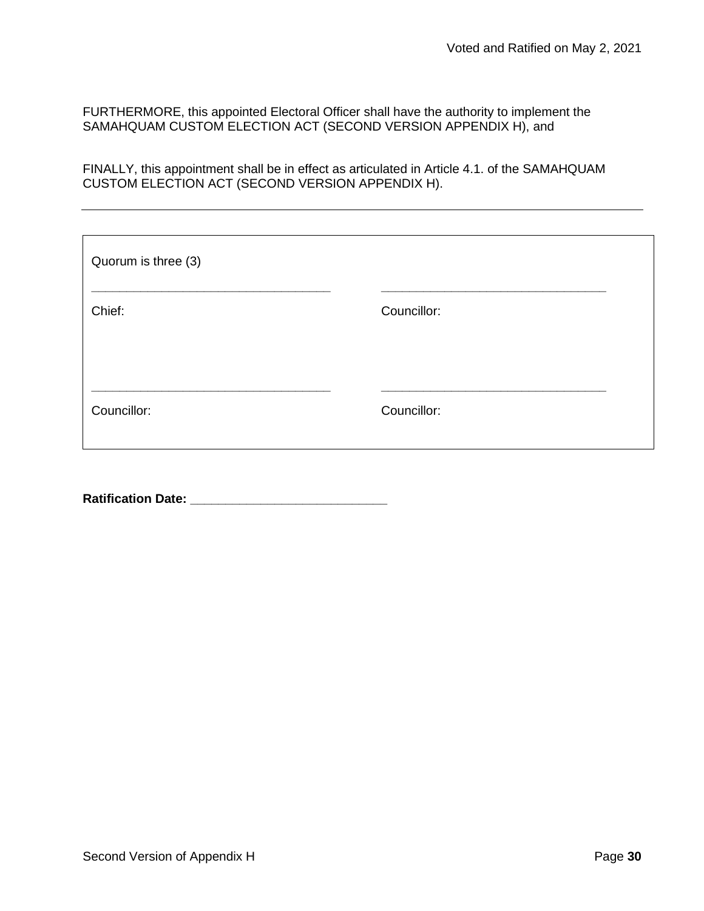FURTHERMORE, this appointed Electoral Officer shall have the authority to implement the SAMAHQUAM CUSTOM ELECTION ACT (SECOND VERSION APPENDIX H), and

FINALLY, this appointment shall be in effect as articulated in Article 4.1. of the SAMAHQUAM CUSTOM ELECTION ACT (SECOND VERSION APPENDIX H).

---

Quorum is three (3)

| ___________________________________ | ___________________________________ |
|---|---|
| Chief: | Councillor: |
| ___________________________________ | ___________________________________ |
| Councillor: | Councillor: |

**Ratification Date: ____________________________**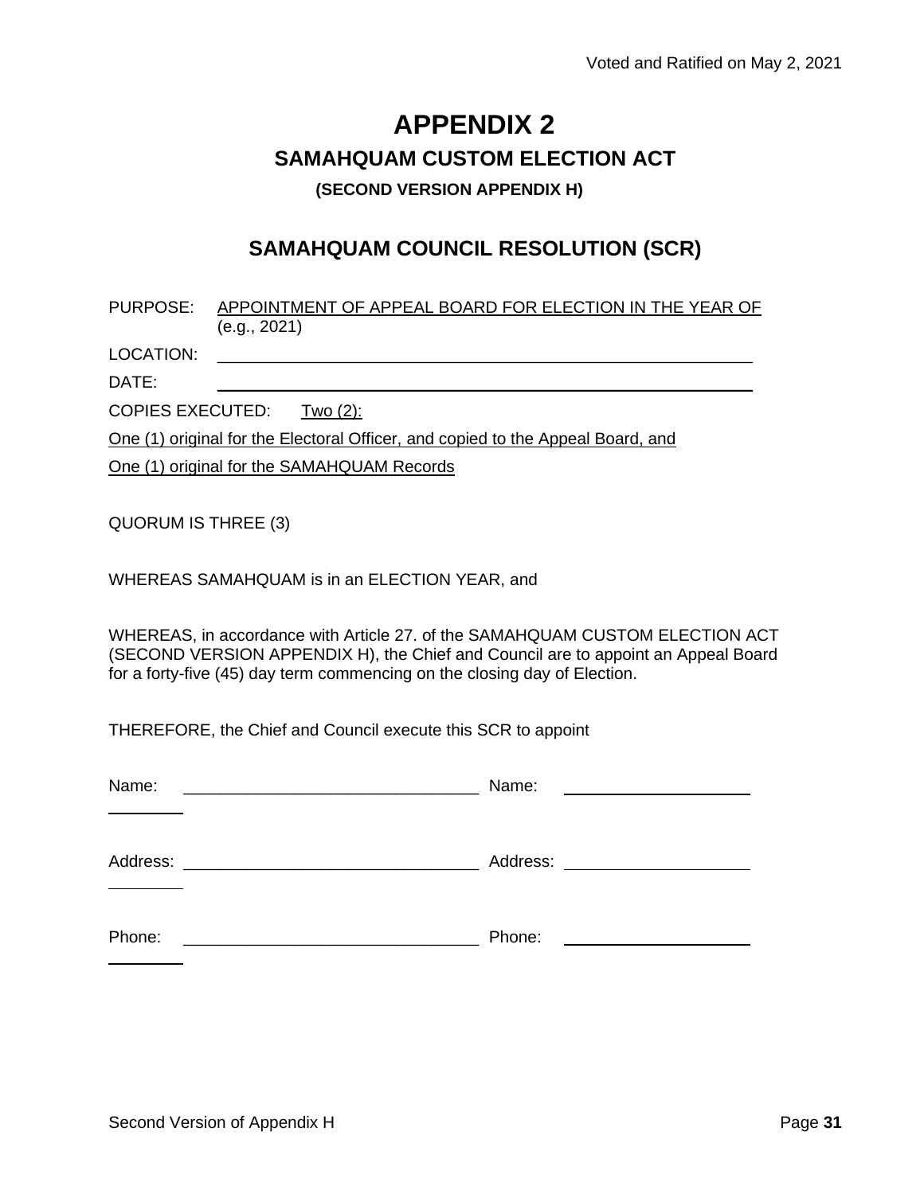Voted and Ratified on May 2, 2021

# APPENDIX 2

## SAMAHQUAM CUSTOM ELECTION ACT

### (SECOND VERSION APPENDIX H)

## SAMAHQUAM COUNCIL RESOLUTION (SCR)

PURPOSE: APPOINTMENT OF APPEAL BOARD FOR ELECTION IN THE YEAR OF (e.g., 2021)

LOCATION: ____________________________________________

DATE: ____________________________________________

COPIES EXECUTED: Two (2):

One (1) original for the Electoral Officer, and copied to the Appeal Board, and

One (1) original for the SAMAHQUAM Records

QUORUM IS THREE (3)

WHEREAS SAMAHQUAM is in an ELECTION YEAR, and

WHEREAS, in accordance with Article 27. of the SAMAHQUAM CUSTOM ELECTION ACT (SECOND VERSION APPENDIX H), the Chief and Council are to appoint an Appeal Board for a forty-five (45) day term commencing on the closing day of Election.

THEREFORE, the Chief and Council execute this SCR to appoint

Name: ______________________________ Name: ______________________________

Address: ______________________________ Address: ______________________________

Phone: ______________________________ Phone: ______________________________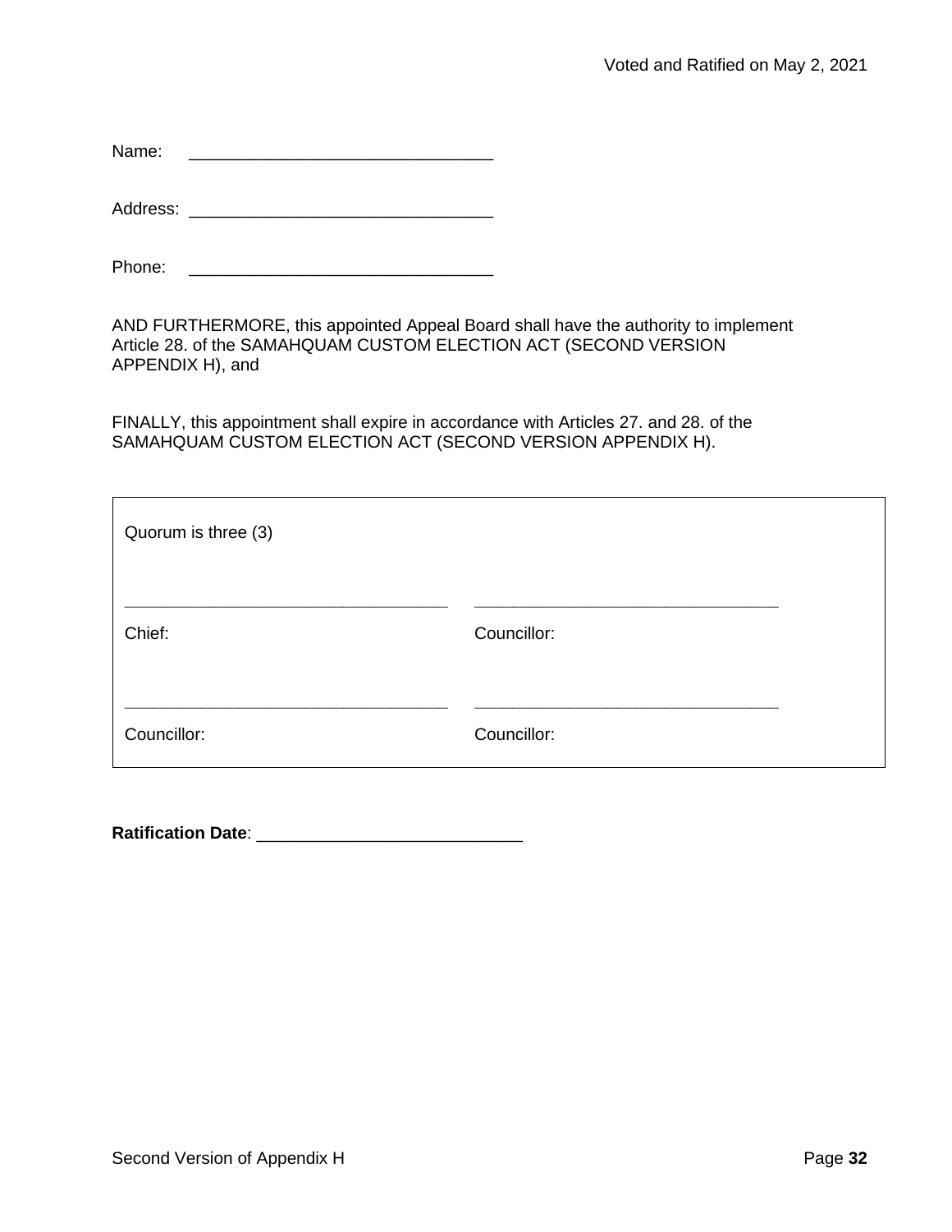Name: ________________________________

Address: ________________________________

Phone: ________________________________

AND FURTHERMORE, this appointed Appeal Board shall have the authority to implement Article 28. of the SAMAHQUAM CUSTOM ELECTION ACT (SECOND VERSION APPENDIX H), and

FINALLY, this appointment shall expire in accordance with Articles 27. and 28. of the SAMAHQUAM CUSTOM ELECTION ACT (SECOND VERSION APPENDIX H).

| Quorum is three (3) | |
|---|---|
| ________________________________ | ________________________________ |
| Chief: | Councillor: |
| ________________________________ | ________________________________ |
| Councillor: | Councillor: |

**Ratification Date**: ____________________________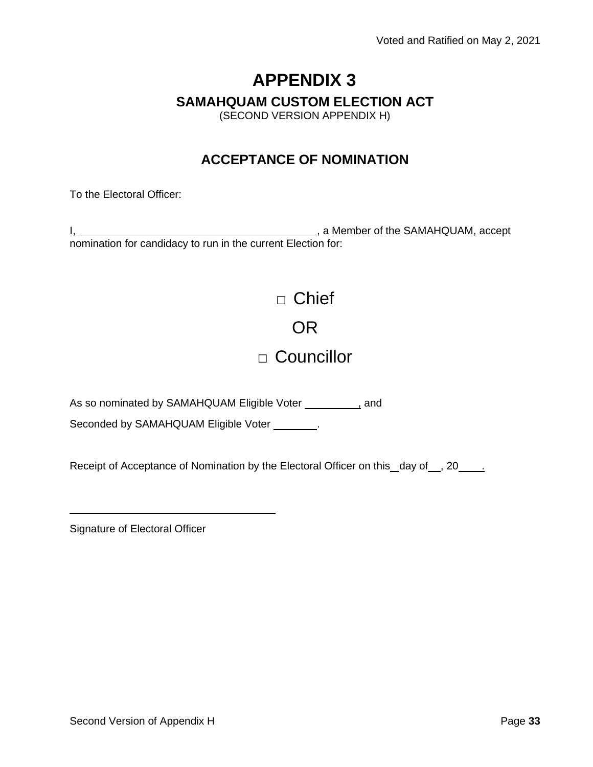Voted and Ratified on May 2, 2021

# APPENDIX 3

## SAMAHQUAM CUSTOM ELECTION ACT

(SECOND VERSION APPENDIX H)

## ACCEPTANCE OF NOMINATION

To the Electoral Officer:

I, ________________________________________, a Member of the SAMAHQUAM, accept nomination for candidacy to run in the current Election for:

□ Chief

OR

□ Councillor

As so nominated by SAMAHQUAM Eligible Voter __________, and

Seconded by SAMAHQUAM Eligible Voter ________.

Receipt of Acceptance of Nomination by the Electoral Officer on this _ day of __, 20____.

____________________________________

Signature of Electoral Officer

Second Version of Appendix H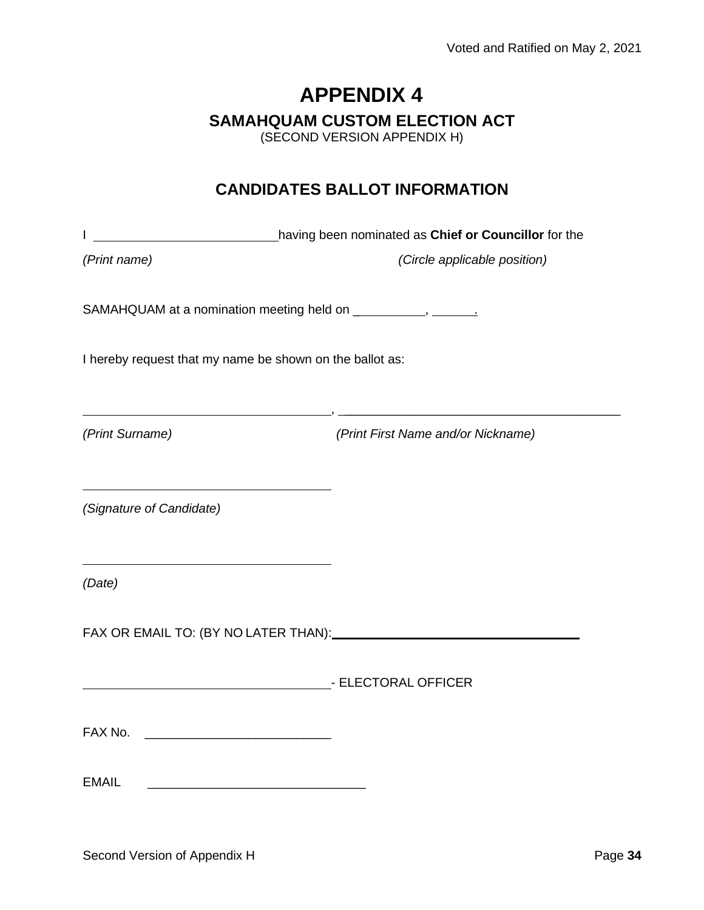# APPENDIX 4

## SAMAHQUAM CUSTOM ELECTION ACT

(SECOND VERSION APPENDIX H)

## CANDIDATES BALLOT INFORMATION

I ___________________________ having been nominated as **Chief or Councillor** for the

*(Print name)* *(Circle applicable position)*

SAMAHQUAM at a nomination meeting held on __________, ______.

I hereby request that my name be shown on the ballot as:

_____________________________________, _________________________________________

*(Print Surname)* *(Print First Name and/or Nickname)*

_____________________________________

*(Signature of Candidate)*

_____________________________________

*(Date)*

FAX OR EMAIL TO: (BY NO LATER THAN): _____________________________________

_____________________________________ - ELECTORAL OFFICER

FAX No. ___________________________

EMAIL ______________________________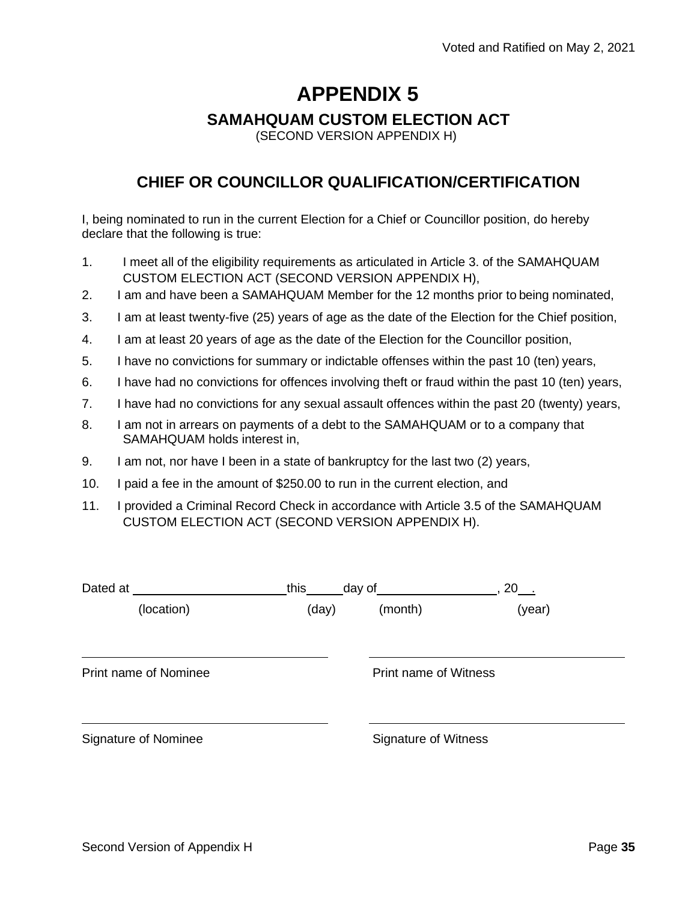# APPENDIX 5

## SAMAHQUAM CUSTOM ELECTION ACT

(SECOND VERSION APPENDIX H)

## CHIEF OR COUNCILLOR QUALIFICATION/CERTIFICATION

I, being nominated to run in the current Election for a Chief or Councillor position, do hereby declare that the following is true:

1. I meet all of the eligibility requirements as articulated in Article 3. of the SAMAHQUAM CUSTOM ELECTION ACT (SECOND VERSION APPENDIX H),
2. I am and have been a SAMAHQUAM Member for the 12 months prior to being nominated,
3. I am at least twenty-five (25) years of age as the date of the Election for the Chief position,
4. I am at least 20 years of age as the date of the Election for the Councillor position,
5. I have no convictions for summary or indictable offenses within the past 10 (ten) years,
6. I have had no convictions for offences involving theft or fraud within the past 10 (ten) years,
7. I have had no convictions for any sexual assault offences within the past 20 (twenty) years,
8. I am not in arrears on payments of a debt to the SAMAHQUAM or to a company that SAMAHQUAM holds interest in,
9. I am not, nor have I been in a state of bankruptcy for the last two (2) years,
10. I paid a fee in the amount of $250.00 to run in the current election, and
11. I provided a Criminal Record Check in accordance with Article 3.5 of the SAMAHQUAM CUSTOM ELECTION ACT (SECOND VERSION APPENDIX H).

Dated at ______________________ this _____ day of _________________, 20__.
(location) (day) (month) (year)

_________________________________ _________________________________
Print name of Nominee Print name of Witness

_________________________________ _________________________________
Signature of Nominee Signature of Witness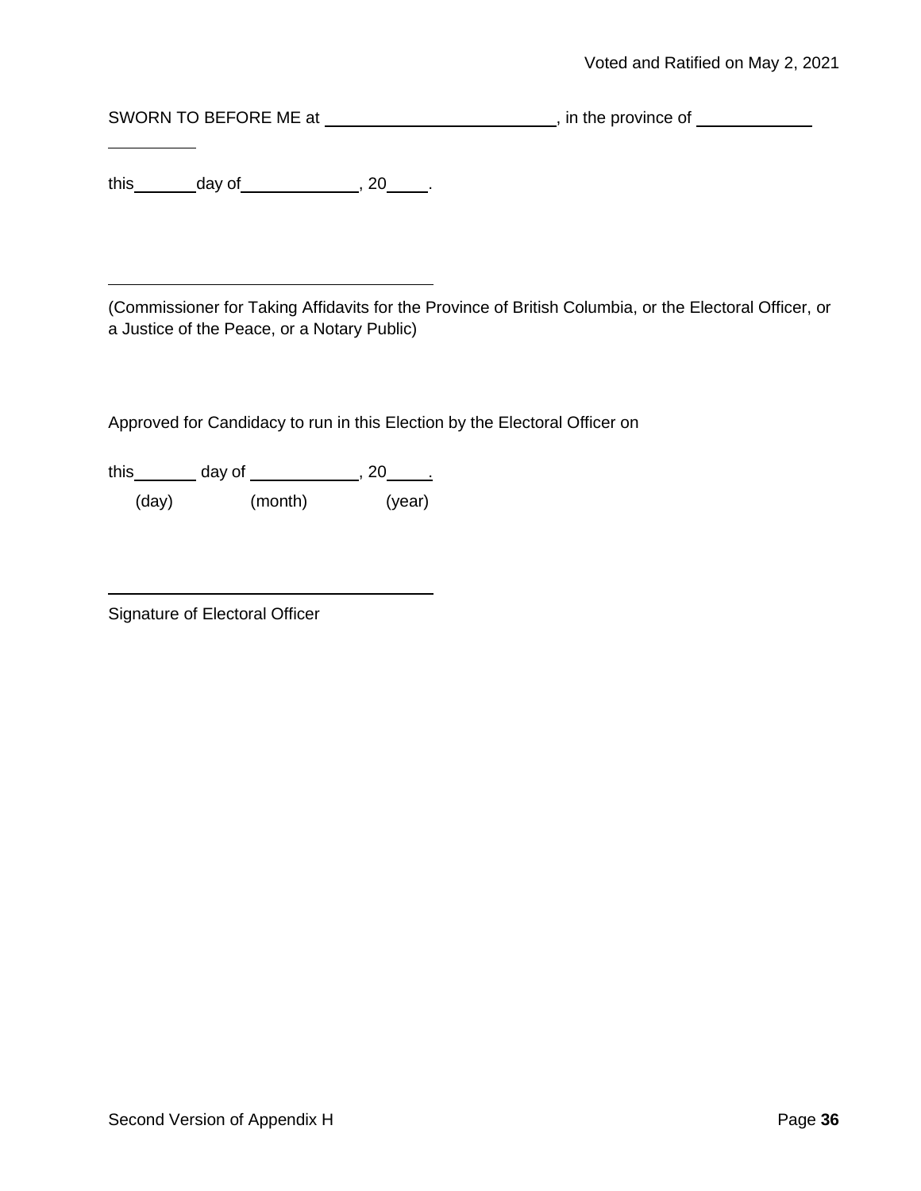SWORN TO BEFORE ME at ______________________________, in the province of ______________ ___________

this________day of______________, 20_____.

_________________________________________

(Commissioner for Taking Affidavits for the Province of British Columbia, or the Electoral Officer, or a Justice of the Peace, or a Notary Public)

Approved for Candidacy to run in this Election by the Electoral Officer on

this________ day of _____________, 20_____.
(day) (month) (year)

_________________________________________

Signature of Electoral Officer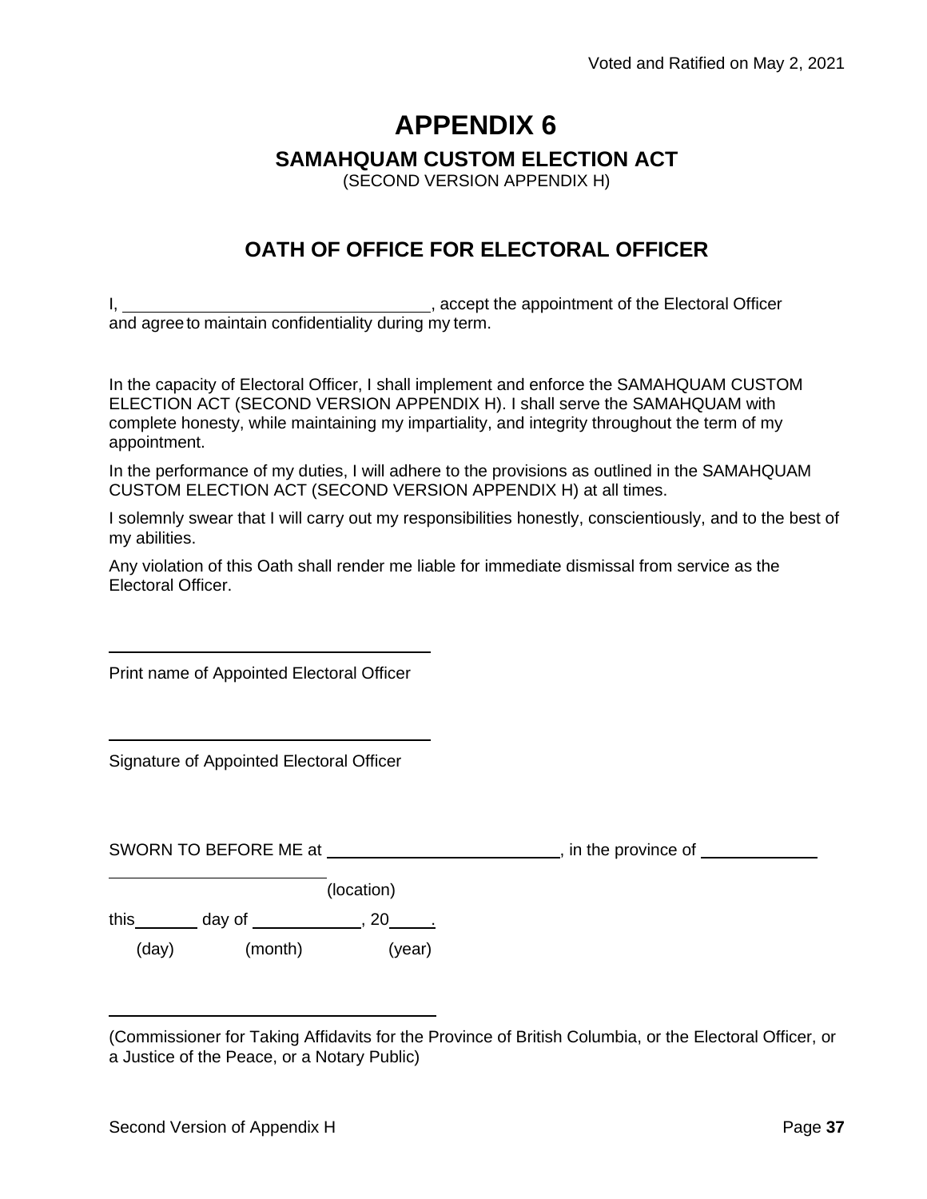# APPENDIX 6

## SAMAHQUAM CUSTOM ELECTION ACT

(SECOND VERSION APPENDIX H)

## OATH OF OFFICE FOR ELECTORAL OFFICER

I, ________________________________, accept the appointment of the Electoral Officer and agree to maintain confidentiality during my term.

In the capacity of Electoral Officer, I shall implement and enforce the SAMAHQUAM CUSTOM ELECTION ACT (SECOND VERSION APPENDIX H). I shall serve the SAMAHQUAM with complete honesty, while maintaining my impartiality, and integrity throughout the term of my appointment.

In the performance of my duties, I will adhere to the provisions as outlined in the SAMAHQUAM CUSTOM ELECTION ACT (SECOND VERSION APPENDIX H) at all times.

I solemnly swear that I will carry out my responsibilities honestly, conscientiously, and to the best of my abilities.

Any violation of this Oath shall render me liable for immediate dismissal from service as the Electoral Officer.

____________________________________

Print name of Appointed Electoral Officer

____________________________________

Signature of Appointed Electoral Officer

SWORN TO BEFORE ME at __________________________, in the province of _____________

________________________ (location)

this_______ day of ____________, 20_____.

(day) (month) (year)

____________________________________

(Commissioner for Taking Affidavits for the Province of British Columbia, or the Electoral Officer, or a Justice of the Peace, or a Notary Public)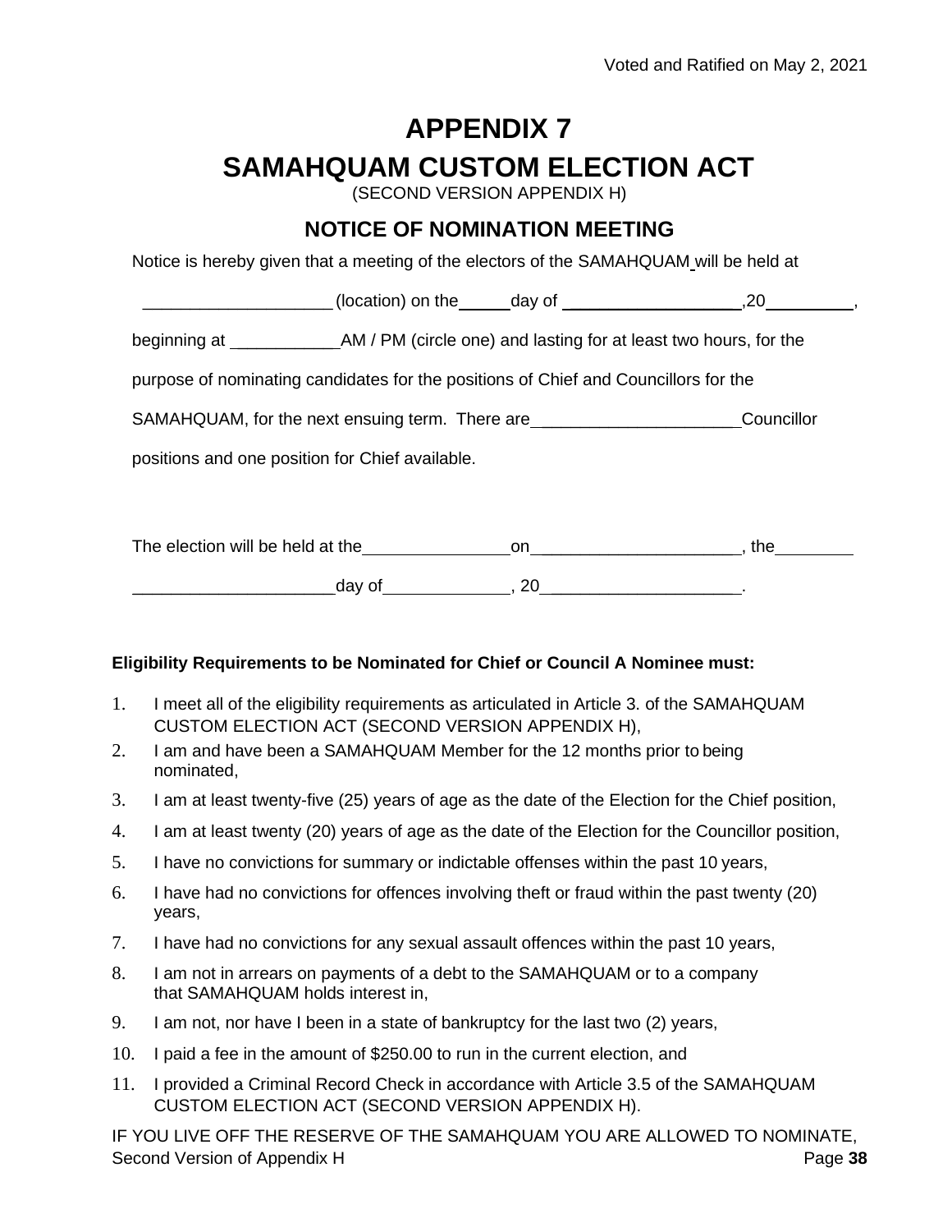# APPENDIX 7

# SAMAHQUAM CUSTOM ELECTION ACT

(SECOND VERSION APPENDIX H)

## NOTICE OF NOMINATION MEETING

Notice is hereby given that a meeting of the electors of the SAMAHQUAM will be held at

____________________ (location) on the ______ day of ____________________ ,20 __________ ,

beginning at ____________ AM / PM (circle one) and lasting for at least two hours, for the purpose of nominating candidates for the positions of Chief and Councillors for the SAMAHQUAM, for the next ensuing term. There are ______________________ Councillor positions and one position for Chief available.

The election will be held at the ________________ on ______________________, the __________ ______________________ day of ______________, 20 ______________________.

**Eligibility Requirements to be Nominated for Chief or Council A Nominee must:**

1. I meet all of the eligibility requirements as articulated in Article 3. of the SAMAHQUAM CUSTOM ELECTION ACT (SECOND VERSION APPENDIX H),
2. I am and have been a SAMAHQUAM Member for the 12 months prior to being nominated,
3. I am at least twenty-five (25) years of age as the date of the Election for the Chief position,
4. I am at least twenty (20) years of age as the date of the Election for the Councillor position,
5. I have no convictions for summary or indictable offenses within the past 10 years,
6. I have had no convictions for offences involving theft or fraud within the past twenty (20) years,
7. I have had no convictions for any sexual assault offences within the past 10 years,
8. I am not in arrears on payments of a debt to the SAMAHQUAM or to a company that SAMAHQUAM holds interest in,
9. I am not, nor have I been in a state of bankruptcy for the last two (2) years,
10. I paid a fee in the amount of $250.00 to run in the current election, and
11. I provided a Criminal Record Check in accordance with Article 3.5 of the SAMAHQUAM CUSTOM ELECTION ACT (SECOND VERSION APPENDIX H).

IF YOU LIVE OFF THE RESERVE OF THE SAMAHQUAM YOU ARE ALLOWED TO NOMINATE,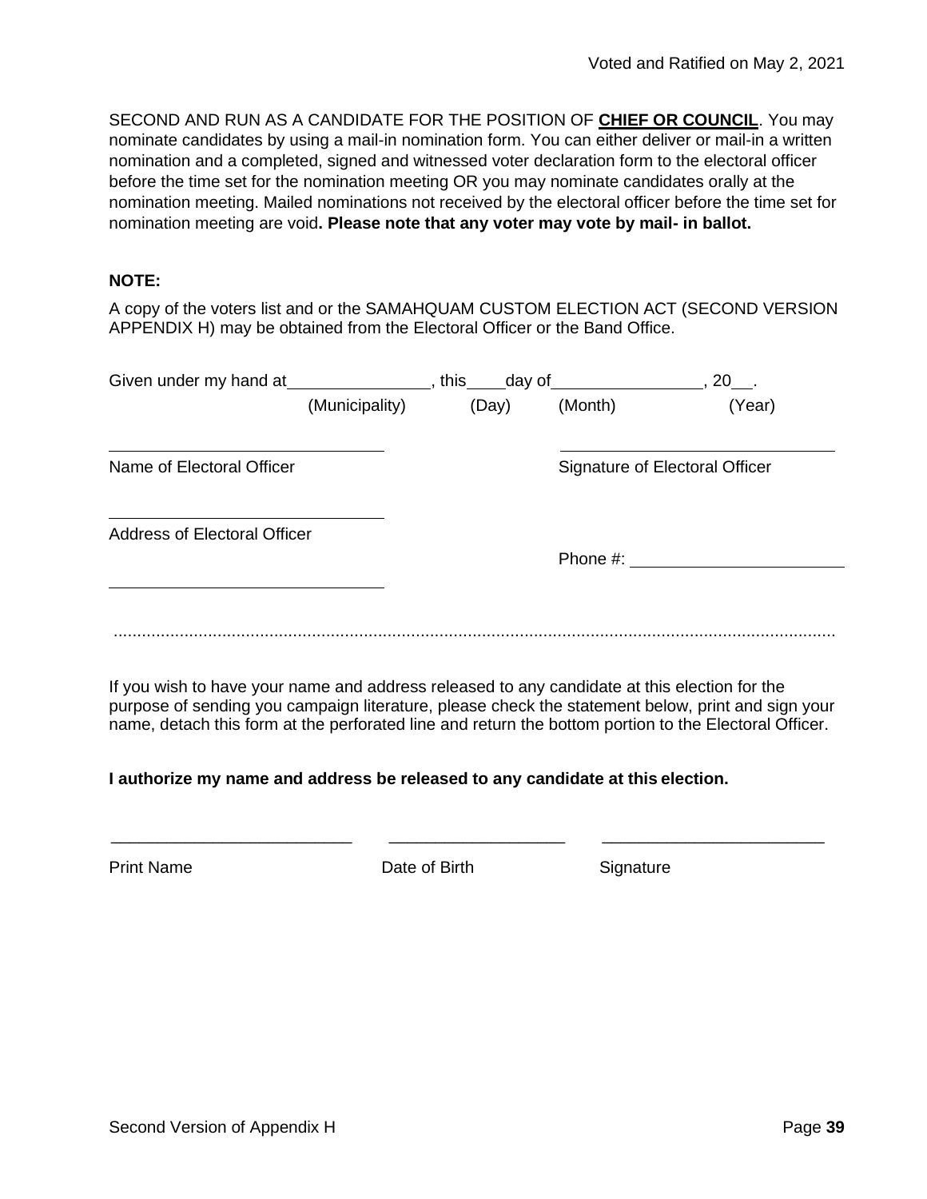SECOND AND RUN AS A CANDIDATE FOR THE POSITION OF **CHIEF OR COUNCIL**. You may nominate candidates by using a mail-in nomination form. You can either deliver or mail-in a written nomination and a completed, signed and witnessed voter declaration form to the electoral officer before the time set for the nomination meeting OR you may nominate candidates orally at the nomination meeting. Mailed nominations not received by the electoral officer before the time set for nomination meeting are void**. Please note that any voter may vote by mail- in ballot.**

**NOTE:**

A copy of the voters list and or the SAMAHQUAM CUSTOM ELECTION ACT (SECOND VERSION APPENDIX H) may be obtained from the Electoral Officer or the Band Office.

Given under my hand at________________, this____day of________________, 20__.
(Municipality) (Day) (Month) (Year)

______________________________ ______________________________
Name of Electoral Officer Signature of Electoral Officer

______________________________
Address of Electoral Officer

Phone #: ______________________

______________________________

.......................................................................................................................................................

If you wish to have your name and address released to any candidate at this election for the purpose of sending you campaign literature, please check the statement below, print and sign your name, detach this form at the perforated line and return the bottom portion to the Electoral Officer.

**I authorize my name and address be released to any candidate at this election.**

__________________________ ___________________ ________________________
Print Name Date of Birth Signature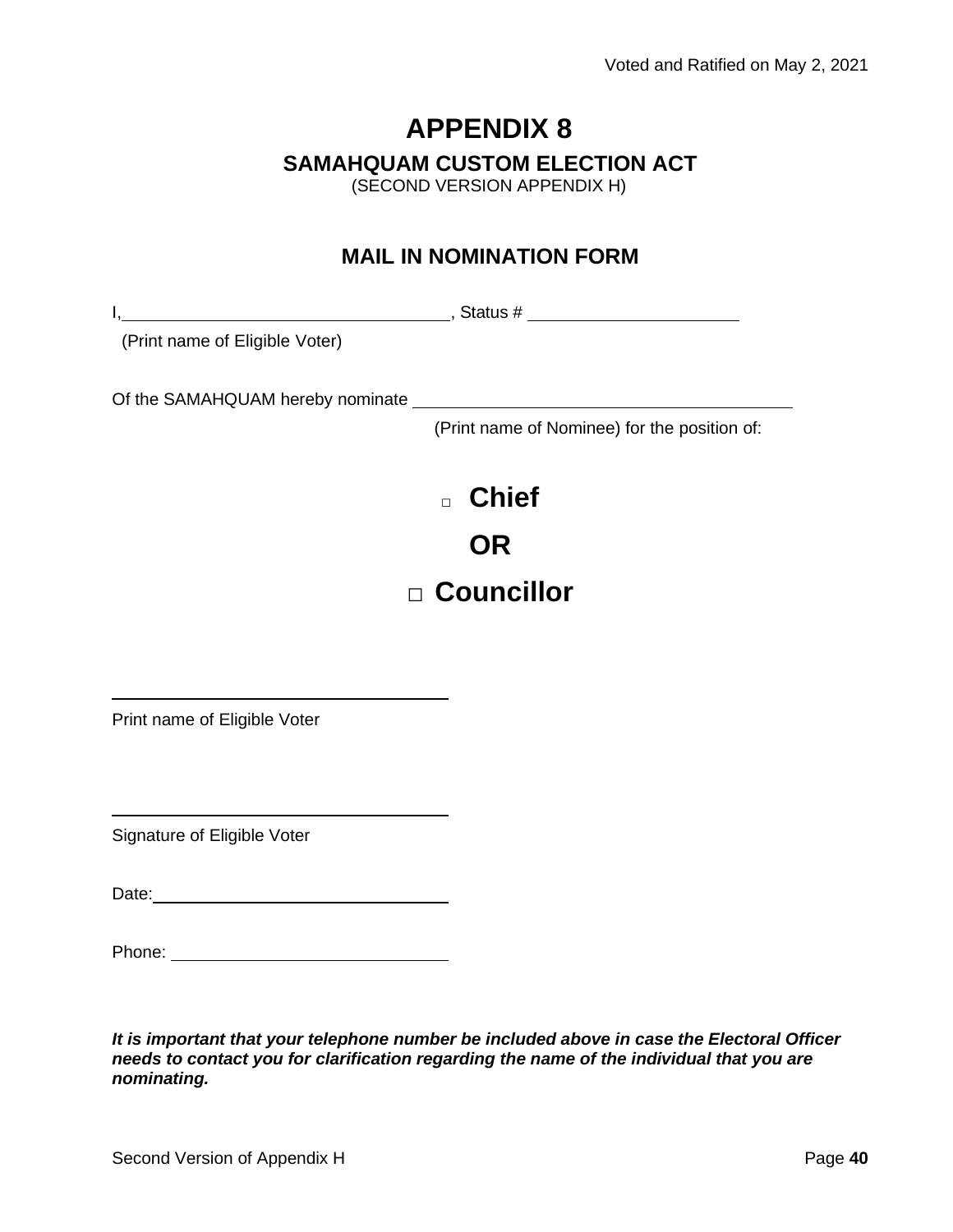# APPENDIX 8

## SAMAHQUAM CUSTOM ELECTION ACT

(SECOND VERSION APPENDIX H)

## MAIL IN NOMINATION FORM

I,\_\_\_\_\_\_\_\_\_\_\_\_\_\_\_\_\_\_\_\_\_\_\_\_\_\_\_\_\_\_\_\_\_\_, Status # \_\_\_\_\_\_\_\_\_\_\_\_\_\_\_\_\_\_\_\_\_\_

(Print name of Eligible Voter)

Of the SAMAHQUAM hereby nominate \_\_\_\_\_\_\_\_\_\_\_\_\_\_\_\_\_\_\_\_\_\_\_\_\_\_\_\_\_\_\_\_\_\_\_\_\_\_\_\_

(Print name of Nominee) for the position of:

□ **Chief**

**OR**

□ **Councillor**

\_\_\_\_\_\_\_\_\_\_\_\_\_\_\_\_\_\_\_\_\_\_\_\_\_\_\_\_\_\_\_\_\_\_\_\_\_

Print name of Eligible Voter

\_\_\_\_\_\_\_\_\_\_\_\_\_\_\_\_\_\_\_\_\_\_\_\_\_\_\_\_\_\_\_\_\_\_\_\_\_

Signature of Eligible Voter

Date:\_\_\_\_\_\_\_\_\_\_\_\_\_\_\_\_\_\_\_\_\_\_\_\_\_\_\_\_\_\_\_\_

Phone: \_\_\_\_\_\_\_\_\_\_\_\_\_\_\_\_\_\_\_\_\_\_\_\_\_\_\_\_\_

***It is important that your telephone number be included above in case the Electoral Officer needs to contact you for clarification regarding the name of the individual that you are nominating.***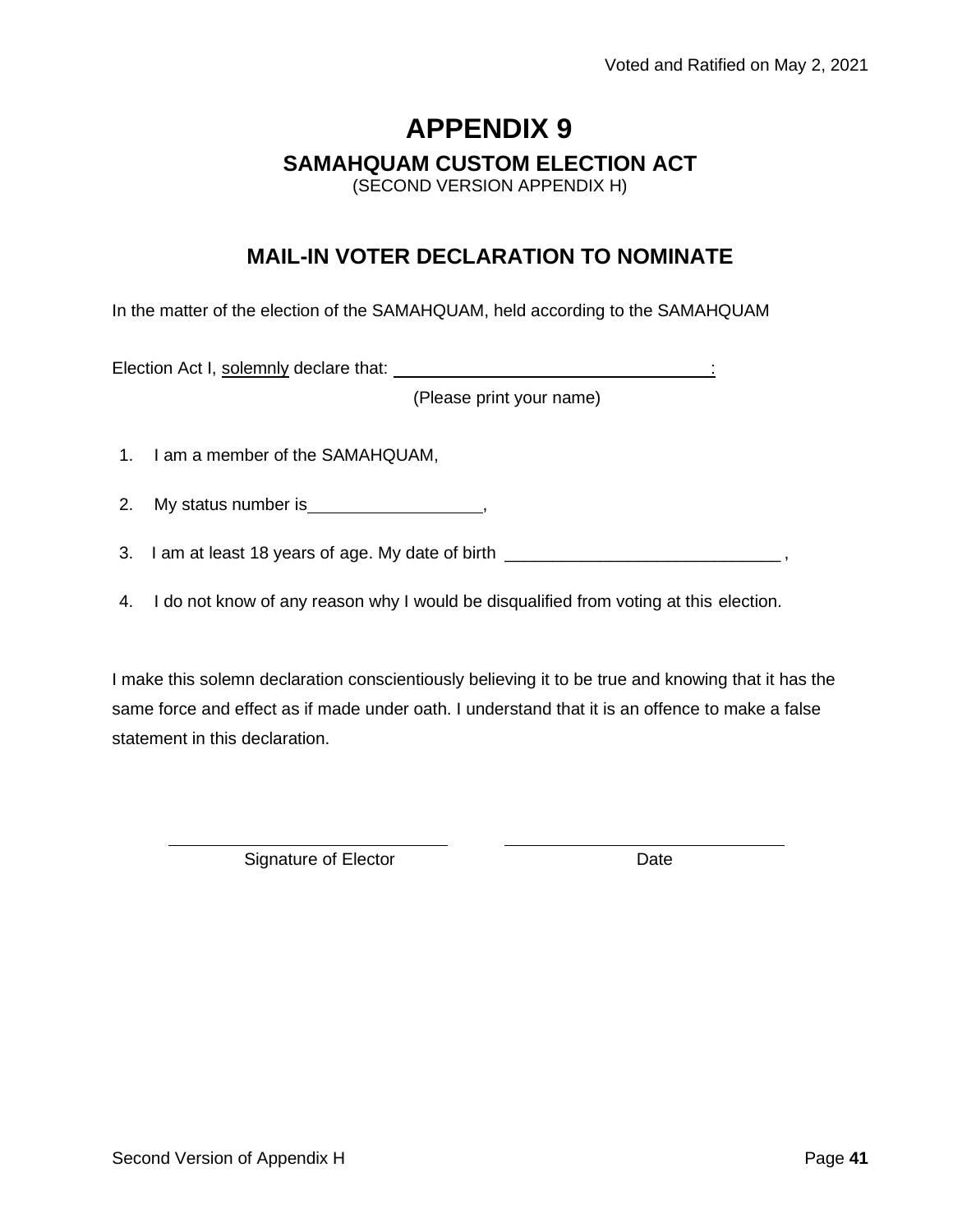# APPENDIX 9

## SAMAHQUAM CUSTOM ELECTION ACT

(SECOND VERSION APPENDIX H)

## MAIL-IN VOTER DECLARATION TO NOMINATE

In the matter of the election of the SAMAHQUAM, held according to the SAMAHQUAM

Election Act I, solemnly declare that: ___________________________________:

(Please print your name)

1. I am a member of the SAMAHQUAM,
2. My status number is___________________,
3. I am at least 18 years of age. My date of birth _____________________________ ,
4. I do not know of any reason why I would be disqualified from voting at this election.

I make this solemn declaration conscientiously believing it to be true and knowing that it has the same force and effect as if made under oath. I understand that it is an offence to make a false statement in this declaration.

| ______________________________ | ______________________________ |
| --- | --- |
| Signature of Elector | Date |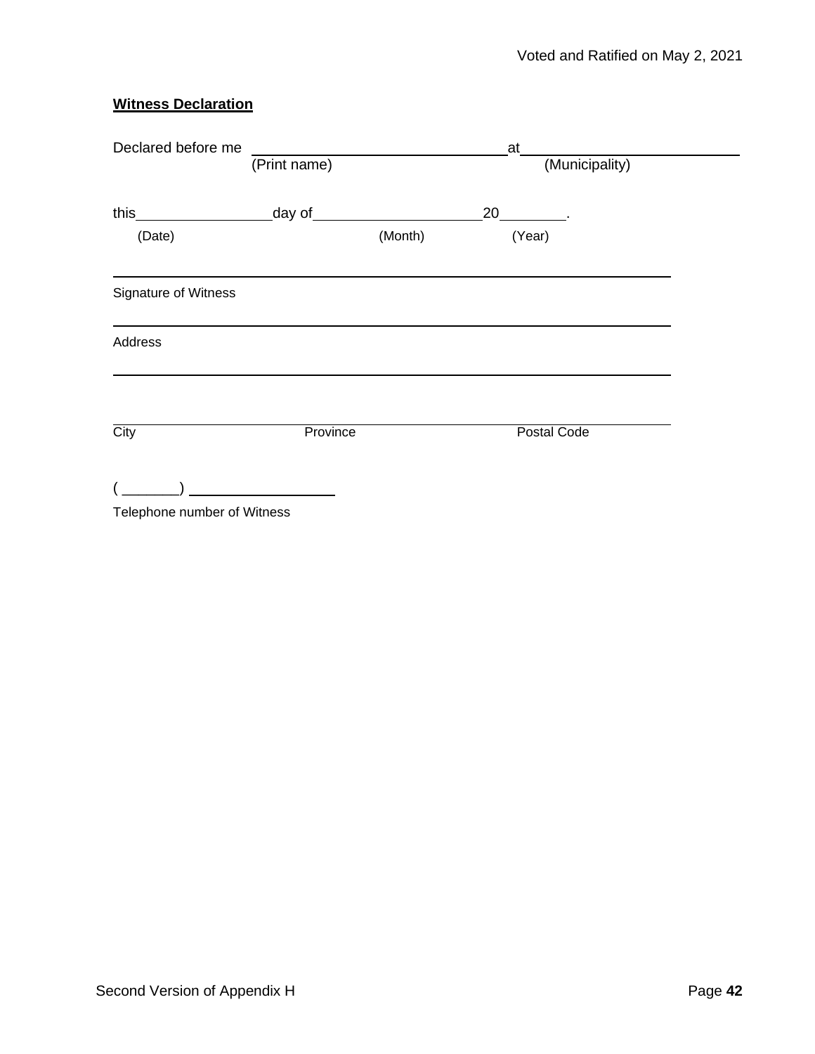**Witness Declaration**

Declared before me \_\_\_\_\_\_\_\_\_\_\_\_\_\_\_\_\_\_\_\_\_\_\_\_\_\_\_\_\_\_ at \_\_\_\_\_\_\_\_\_\_\_\_\_\_\_\_\_\_\_\_\_\_\_\_\_\_

(Print name) (Municipality)

this \_\_\_\_\_\_\_\_\_\_\_\_\_\_\_\_ day of \_\_\_\_\_\_\_\_\_\_\_\_\_\_\_\_\_\_\_\_ 20 \_\_\_\_\_\_\_\_.

(Date) (Month) (Year)

\_\_\_\_\_\_\_\_\_\_\_\_\_\_\_\_\_\_\_\_\_\_\_\_\_\_\_\_\_\_\_\_\_\_\_\_\_\_\_\_\_\_\_\_\_\_\_\_\_\_\_\_\_\_\_\_\_\_

Signature of Witness

\_\_\_\_\_\_\_\_\_\_\_\_\_\_\_\_\_\_\_\_\_\_\_\_\_\_\_\_\_\_\_\_\_\_\_\_\_\_\_\_\_\_\_\_\_\_\_\_\_\_\_\_\_\_\_\_\_\_

Address

\_\_\_\_\_\_\_\_\_\_\_\_\_\_\_\_\_\_\_\_\_\_\_\_\_\_\_\_\_\_\_\_\_\_\_\_\_\_\_\_\_\_\_\_\_\_\_\_\_\_\_\_\_\_\_\_\_\_

\_\_\_\_\_\_\_\_\_\_\_\_\_\_\_\_\_\_\_\_\_\_\_\_\_\_\_\_\_\_\_\_\_\_\_\_\_\_\_\_\_\_\_\_\_\_\_\_\_\_\_\_\_\_\_\_\_\_

City Province Postal Code

( \_\_\_\_\_\_\_ ) \_\_\_\_\_\_\_\_\_\_\_\_\_\_\_\_\_\_

Telephone number of Witness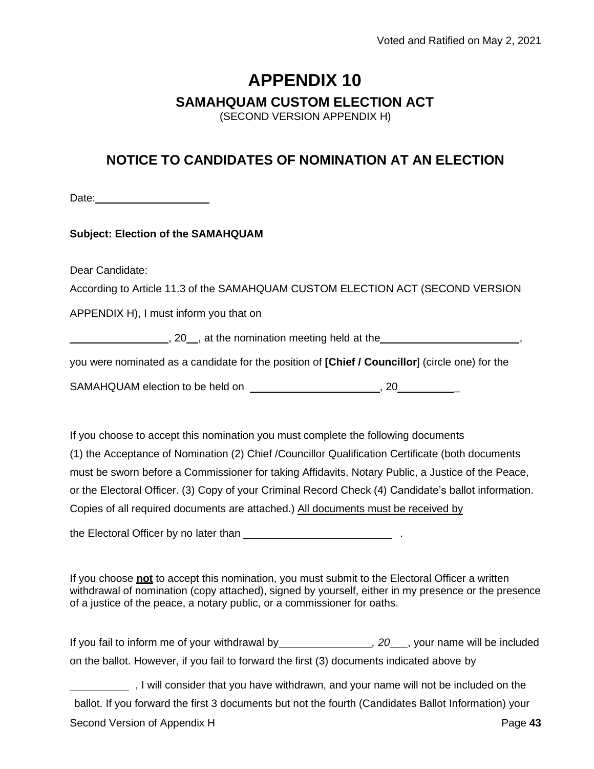# APPENDIX 10

## SAMAHQUAM CUSTOM ELECTION ACT

(SECOND VERSION APPENDIX H)

## NOTICE TO CANDIDATES OF NOMINATION AT AN ELECTION

Date:\_\_\_\_\_\_\_\_\_\_\_\_\_\_\_\_\_\_\_\_

**Subject: Election of the SAMAHQUAM**

Dear Candidate:

According to Article 11.3 of the SAMAHQUAM CUSTOM ELECTION ACT (SECOND VERSION APPENDIX H), I must inform you that on

\_\_\_\_\_\_\_\_\_\_\_\_\_\_\_\_\_, 20\_\_, at the nomination meeting held at the\_\_\_\_\_\_\_\_\_\_\_\_\_\_\_\_\_\_\_\_\_\_\_\_,

you were nominated as a candidate for the position of **[Chief / Councillor**] (circle one) for the SAMAHQUAM election to be held on \_\_\_\_\_\_\_\_\_\_\_\_\_\_\_\_\_\_\_\_\_\_, 20\_\_\_\_\_\_\_\_\_\_\_

If you choose to accept this nomination you must complete the following documents (1) the Acceptance of Nomination (2) Chief /Councillor Qualification Certificate (both documents must be sworn before a Commissioner for taking Affidavits, Notary Public, a Justice of the Peace, or the Electoral Officer. (3) Copy of your Criminal Record Check (4) Candidate's ballot information. Copies of all required documents are attached.) <u>All documents must be received by</u> the Electoral Officer by no later than \_\_\_\_\_\_\_\_\_\_\_\_\_\_\_\_\_\_\_\_\_\_\_\_\_ .

If you choose **<u>not</u>** to accept this nomination, you must submit to the Electoral Officer a written withdrawal of nomination (copy attached), signed by yourself, either in my presence or the presence of a justice of the peace, a notary public, or a commissioner for oaths.

If you fail to inform me of your withdrawal by\_\_\_\_\_\_\_\_\_\_\_\_\_\_\_\_*, 20*\_\_\_, your name will be included on the ballot. However, if you fail to forward the first (3) documents indicated above by \_\_\_\_\_\_\_\_\_\_ , I will consider that you have withdrawn, and your name will not be included on the ballot. If you forward the first 3 documents but not the fourth (Candidates Ballot Information) your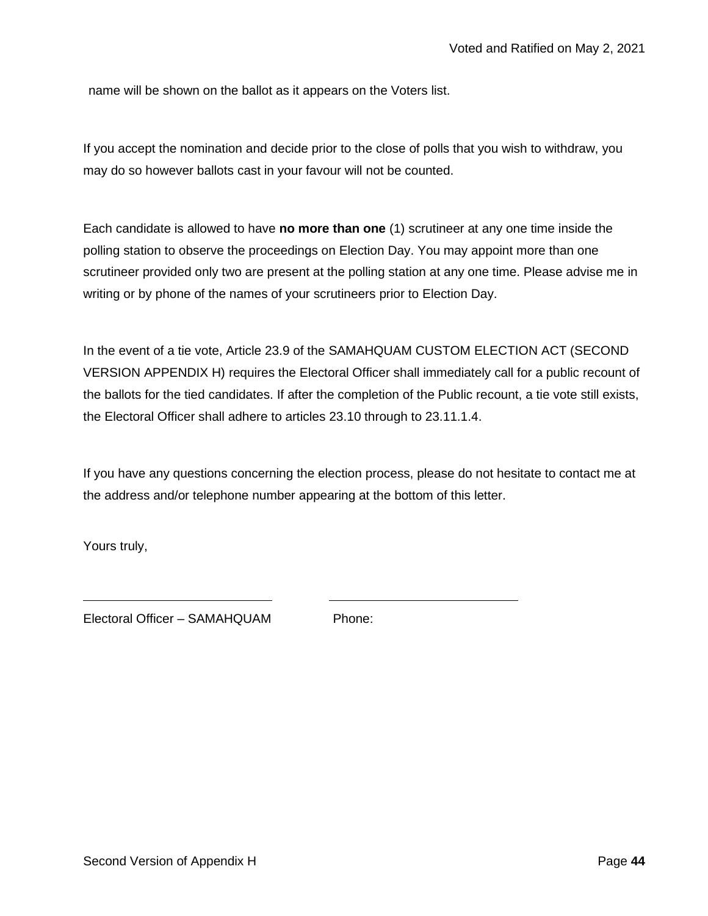name will be shown on the ballot as it appears on the Voters list.

If you accept the nomination and decide prior to the close of polls that you wish to withdraw, you may do so however ballots cast in your favour will not be counted.

Each candidate is allowed to have **no more than one** (1) scrutineer at any one time inside the polling station to observe the proceedings on Election Day. You may appoint more than one scrutineer provided only two are present at the polling station at any one time. Please advise me in writing or by phone of the names of your scrutineers prior to Election Day.

In the event of a tie vote, Article 23.9 of the SAMAHQUAM CUSTOM ELECTION ACT (SECOND VERSION APPENDIX H) requires the Electoral Officer shall immediately call for a public recount of the ballots for the tied candidates. If after the completion of the Public recount, a tie vote still exists, the Electoral Officer shall adhere to articles 23.10 through to 23.11.1.4.

If you have any questions concerning the election process, please do not hesitate to contact me at the address and/or telephone number appearing at the bottom of this letter.

Yours truly,

\_\_\_\_\_\_\_\_\_\_\_\_\_\_\_\_\_\_\_\_\_\_\_\_\_\_\_\_ \_\_\_\_\_\_\_\_\_\_\_\_\_\_\_\_\_\_\_\_\_\_\_\_\_\_\_\_

Electoral Officer – SAMAHQUAM Phone: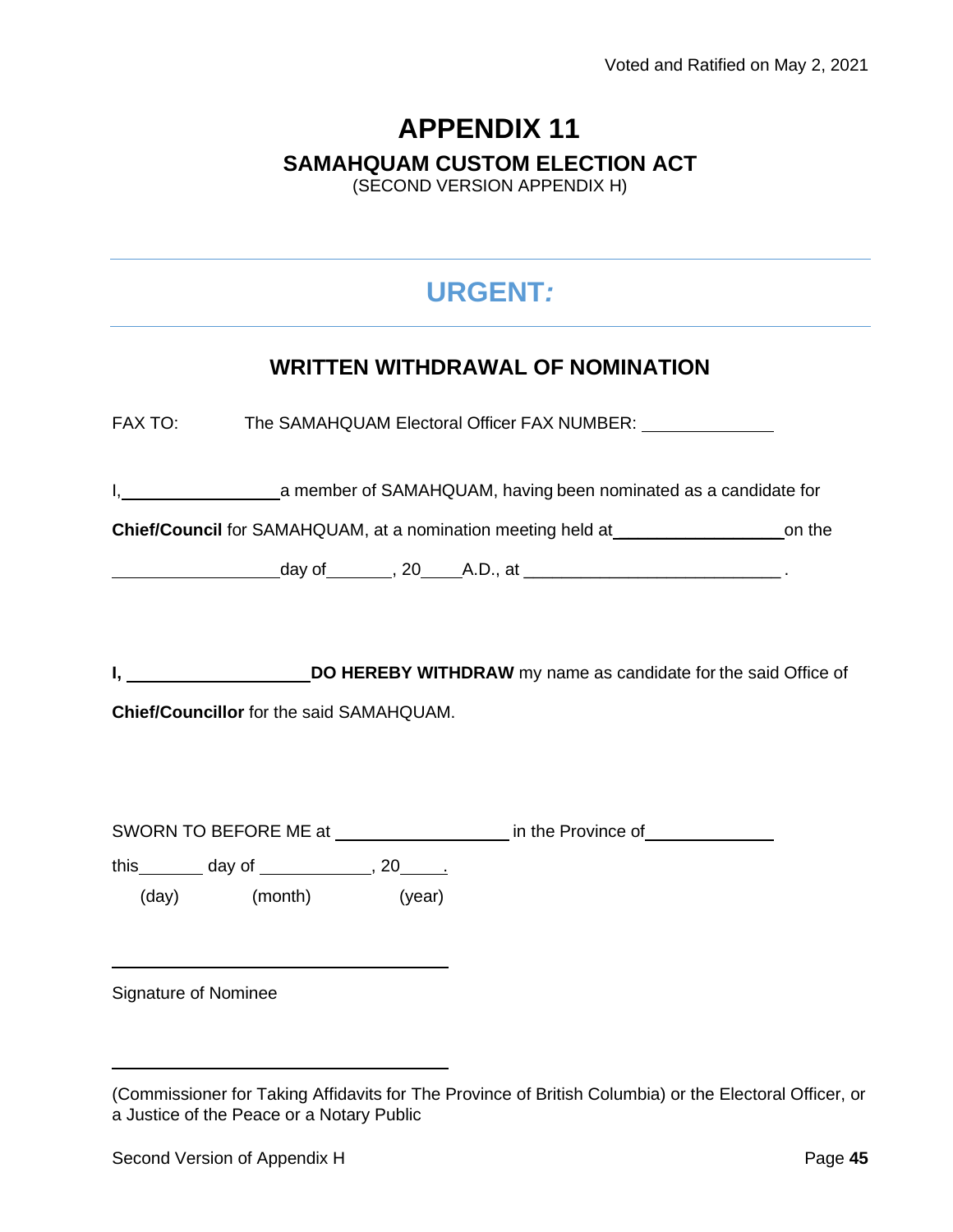# APPENDIX 11

## SAMAHQUAM CUSTOM ELECTION ACT

(SECOND VERSION APPENDIX H)

---

## URGENT*:*

---

### WRITTEN WITHDRAWAL OF NOMINATION

FAX TO: The SAMAHQUAM Electoral Officer FAX NUMBER: ______________

I, __________________ a member of SAMAHQUAM, having been nominated as a candidate for **Chief/Council** for SAMAHQUAM, at a nomination meeting held at ____________________ on the __________________ day of ________, 20_____ A.D., at ____________________________ .

**I,** ____________________ **DO HEREBY WITHDRAW** my name as candidate for the said Office of **Chief/Councillor** for the said SAMAHQUAM.

SWORN TO BEFORE ME at ____________________ in the Province of ______________

this ________ day of _____________, 20_____.
(day) (month) (year)

______________________________________

Signature of Nominee

______________________________________

(Commissioner for Taking Affidavits for The Province of British Columbia) or the Electoral Officer, or a Justice of the Peace or a Notary Public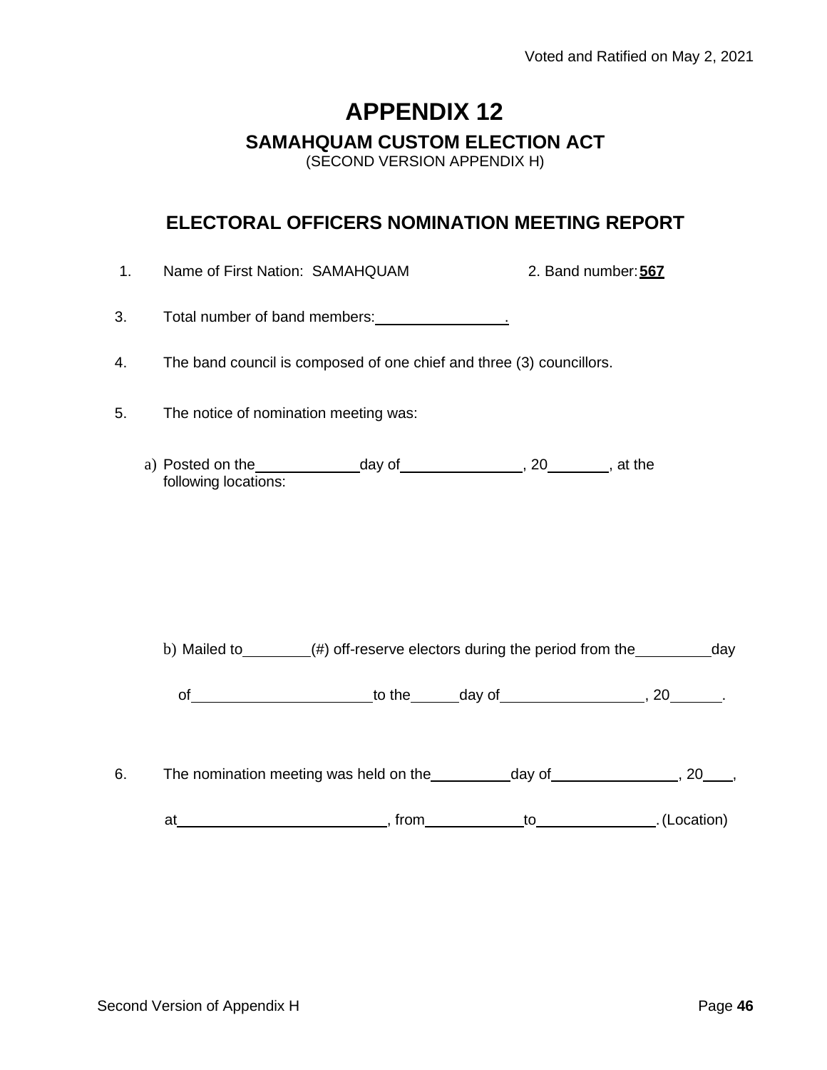Voted and Ratified on May 2, 2021

# APPENDIX 12

## SAMAHQUAM CUSTOM ELECTION ACT

(SECOND VERSION APPENDIX H)

## ELECTORAL OFFICERS NOMINATION MEETING REPORT

1. Name of First Nation: SAMAHQUAM 2. Band number: **567**

3. Total number of band members: ________________.

4. The band council is composed of one chief and three (3) councillors.

5. The notice of nomination meeting was:

   a) Posted on the ____________ day of ______________, 20_______, at the following locations:

   b) Mailed to ________ (#) off-reserve electors during the period from the _________ day of _____________________ to the ______ day of ________________, 20______.

6. The nomination meeting was held on the _________ day of ______________, 20___, at _________________________, from ___________ to ______________. (Location)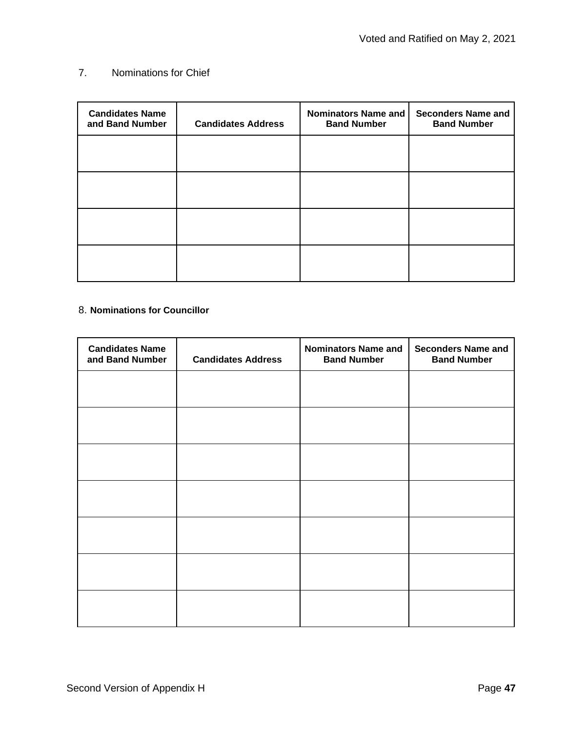7. Nominations for Chief

| Candidates Name and Band Number | Candidates Address | Nominators Name and Band Number | Seconders Name and Band Number |
|---|---|---|---|
| | | | |
| | | | |
| | | | |
| | | | |

8. **Nominations for Councillor**

| Candidates Name and Band Number | Candidates Address | Nominators Name and Band Number | Seconders Name and Band Number |
|---|---|---|---|
| | | | |
| | | | |
| | | | |
| | | | |
| | | | |
| | | | |
| | | | |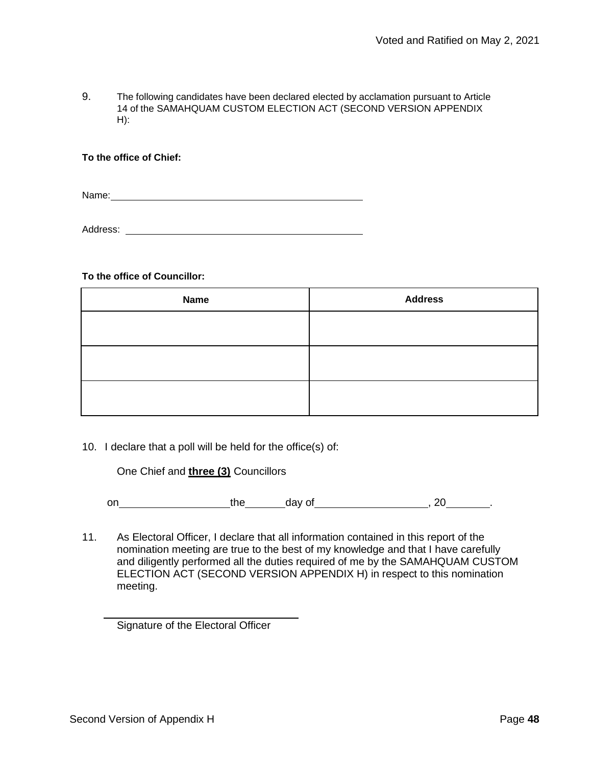9. The following candidates have been declared elected by acclamation pursuant to Article 14 of the SAMAHQUAM CUSTOM ELECTION ACT (SECOND VERSION APPENDIX H):

**To the office of Chief:**

Name: ______________________________________________

Address: ____________________________________________

**To the office of Councillor:**

| **Name** | **Address** |
|---|---|
| | |
| | |
| | |

10. I declare that a poll will be held for the office(s) of:

    One Chief and **three (3)** Councillors

    on __________________ the _______ day of __________________, 20_______.

11. As Electoral Officer, I declare that all information contained in this report of the nomination meeting are true to the best of my knowledge and that I have carefully and diligently performed all the duties required of me by the SAMAHQUAM CUSTOM ELECTION ACT (SECOND VERSION APPENDIX H) in respect to this nomination meeting.

___________________________________
Signature of the Electoral Officer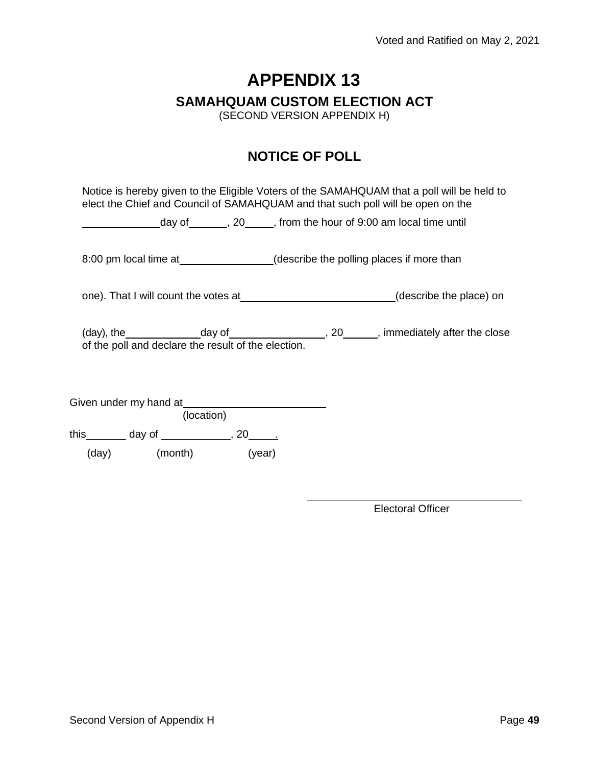# APPENDIX 13

## SAMAHQUAM CUSTOM ELECTION ACT

(SECOND VERSION APPENDIX H)

## NOTICE OF POLL

Notice is hereby given to the Eligible Voters of the SAMAHQUAM that a poll will be held to elect the Chief and Council of SAMAHQUAM and that such poll will be open on the

_____________ day of ______, 20_____, from the hour of 9:00 am local time until

8:00 pm local time at ________________ (describe the polling places if more than

one). That I will count the votes at ___________________________ (describe the place) on

(day), the ____________ day of ________________, 20______, immediately after the close of the poll and declare the result of the election.

Given under my hand at _________________________
(location)

this _______ day of ___________, 20_____.
(day) (month) (year)

_____________________________________
Electoral Officer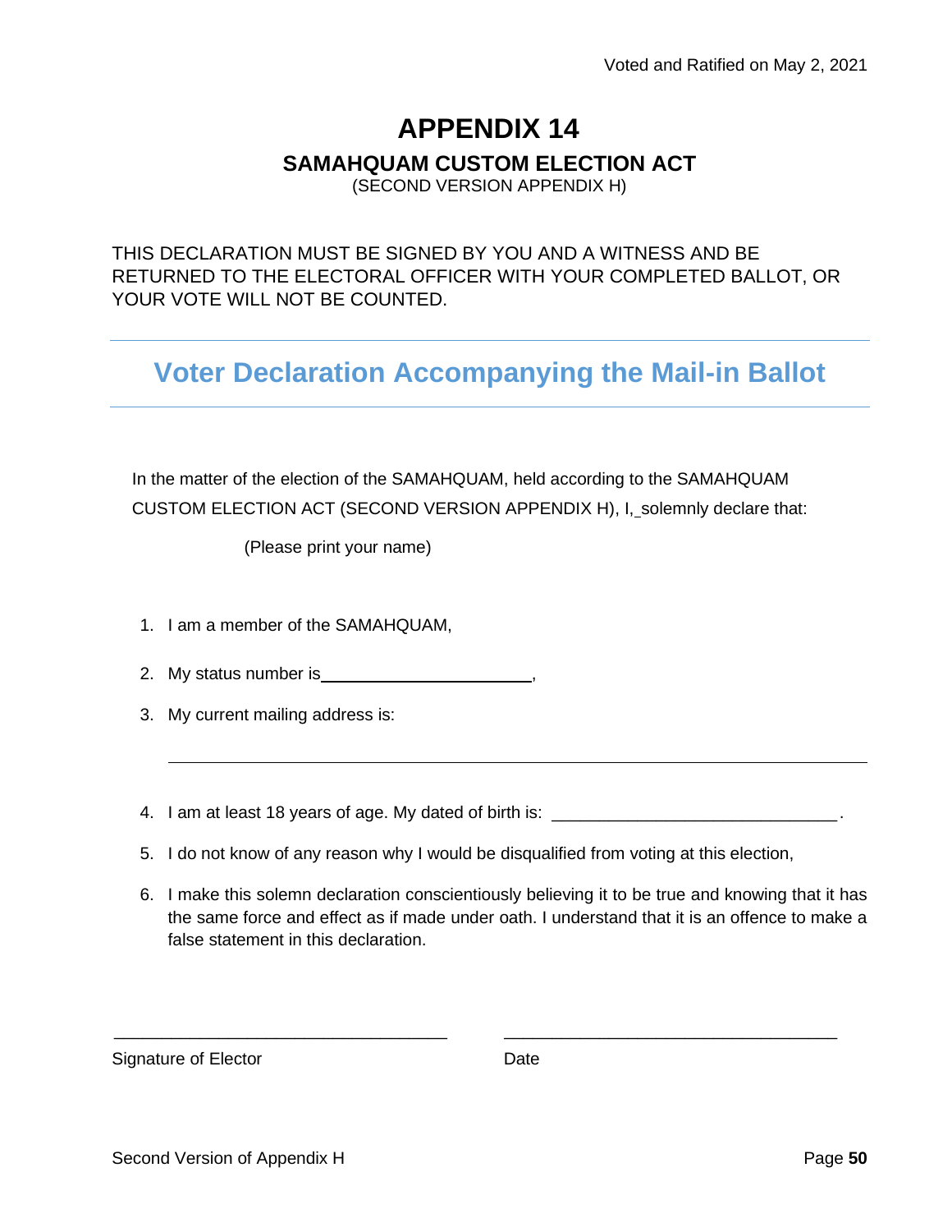Voted and Ratified on May 2, 2021

# APPENDIX 14

## SAMAHQUAM CUSTOM ELECTION ACT

(SECOND VERSION APPENDIX H)

THIS DECLARATION MUST BE SIGNED BY YOU AND A WITNESS AND BE RETURNED TO THE ELECTORAL OFFICER WITH YOUR COMPLETED BALLOT, OR YOUR VOTE WILL NOT BE COUNTED.

## Voter Declaration Accompanying the Mail-in Ballot

In the matter of the election of the SAMAHQUAM, held according to the SAMAHQUAM CUSTOM ELECTION ACT (SECOND VERSION APPENDIX H), I, solemnly declare that:

(Please print your name)

1. I am a member of the SAMAHQUAM,
2. My status number is______________________,
3. My current mailing address is:

   ________________________________________________________________

4. I am at least 18 years of age. My dated of birth is: ______________________________.
5. I do not know of any reason why I would be disqualified from voting at this election,
6. I make this solemn declaration conscientiously believing it to be true and knowing that it has the same force and effect as if made under oath. I understand that it is an offence to make a false statement in this declaration.

___________________________________ ___________________________________

Signature of Elector Date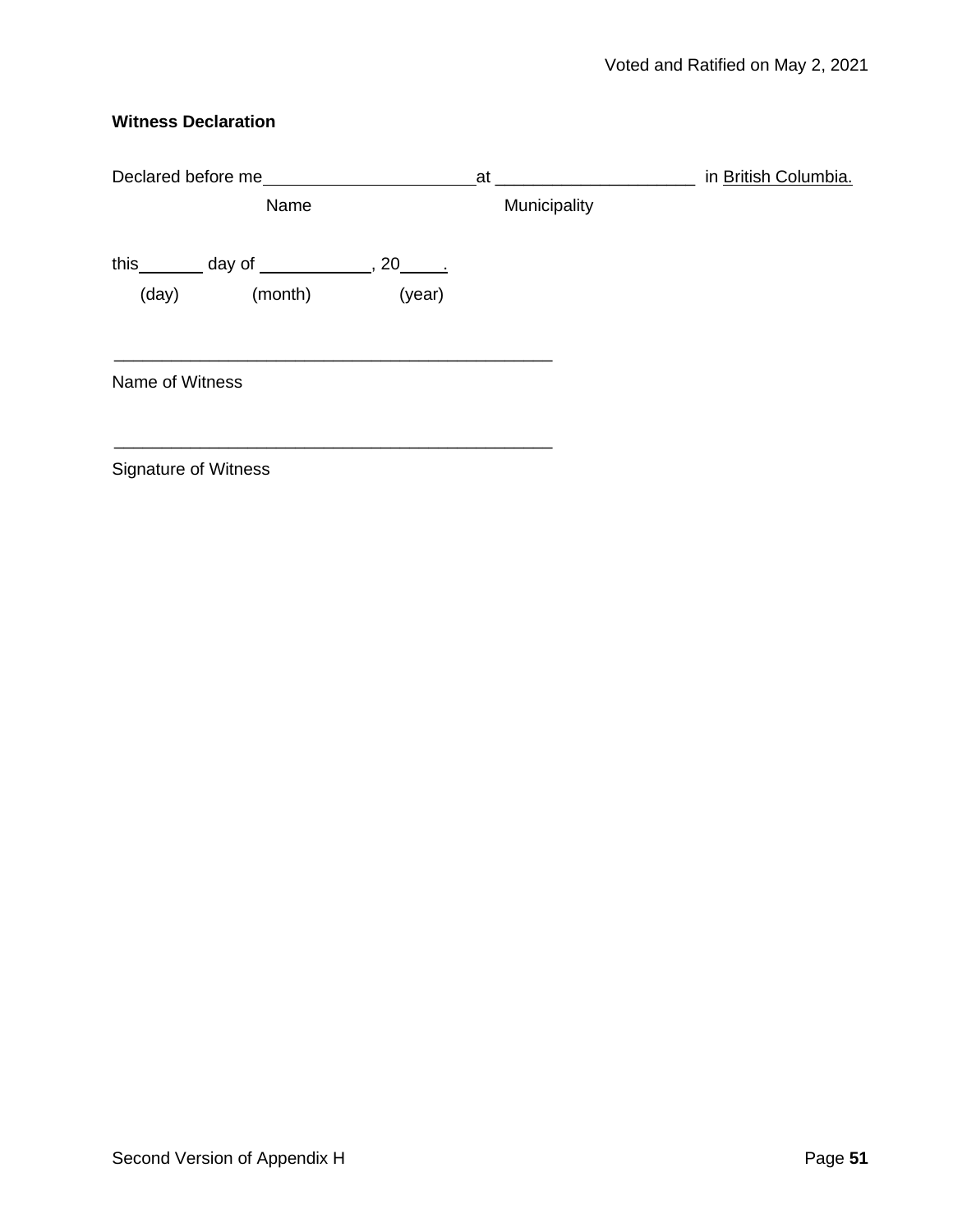**Witness Declaration**

Declared before me_______________________at _____________________ in British Columbia.
Name Municipality

this_______ day of ____________, 20_____.
(day) (month) (year)

_______________________________________________
Name of Witness

_______________________________________________
Signature of Witness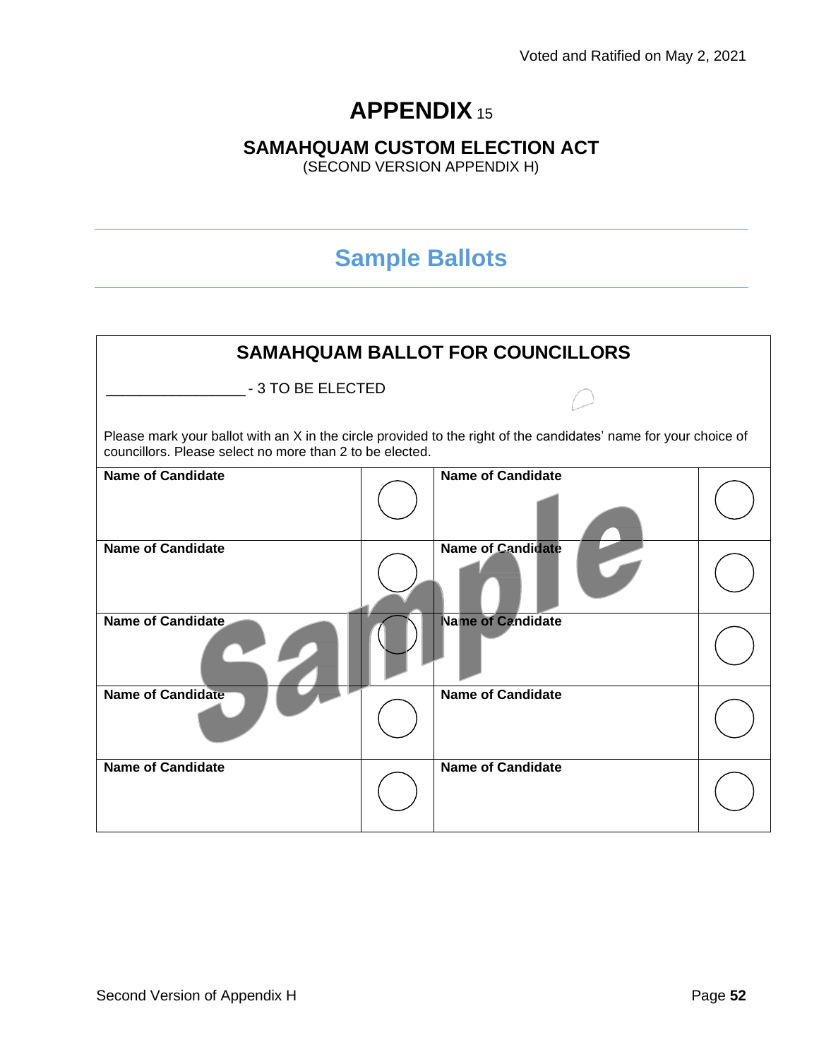# APPENDIX 15

## SAMAHQUAM CUSTOM ELECTION ACT

(SECOND VERSION APPENDIX H)

---

## Sample Ballots

---

### SAMAHQUAM BALLOT FOR COUNCILLORS

_________________ - 3 TO BE ELECTED

Please mark your ballot with an X in the circle provided to the right of the candidates' name for your choice of councillors. Please select no more than 2 to be elected.

| Name of Candidate | ◯ | Name of Candidate | ◯ |
|---|---|---|---|
| **Name of Candidate** | ◯ | **Name of Candidate** | ◯ |
| **Name of Candidate** | ◯ | **Name of Candidate** | ◯ |
| **Name of Candidate** | ◯ | **Name of Candidate** | ◯ |
| **Name of Candidate** | ◯ | **Name of Candidate** | ◯ |

Sample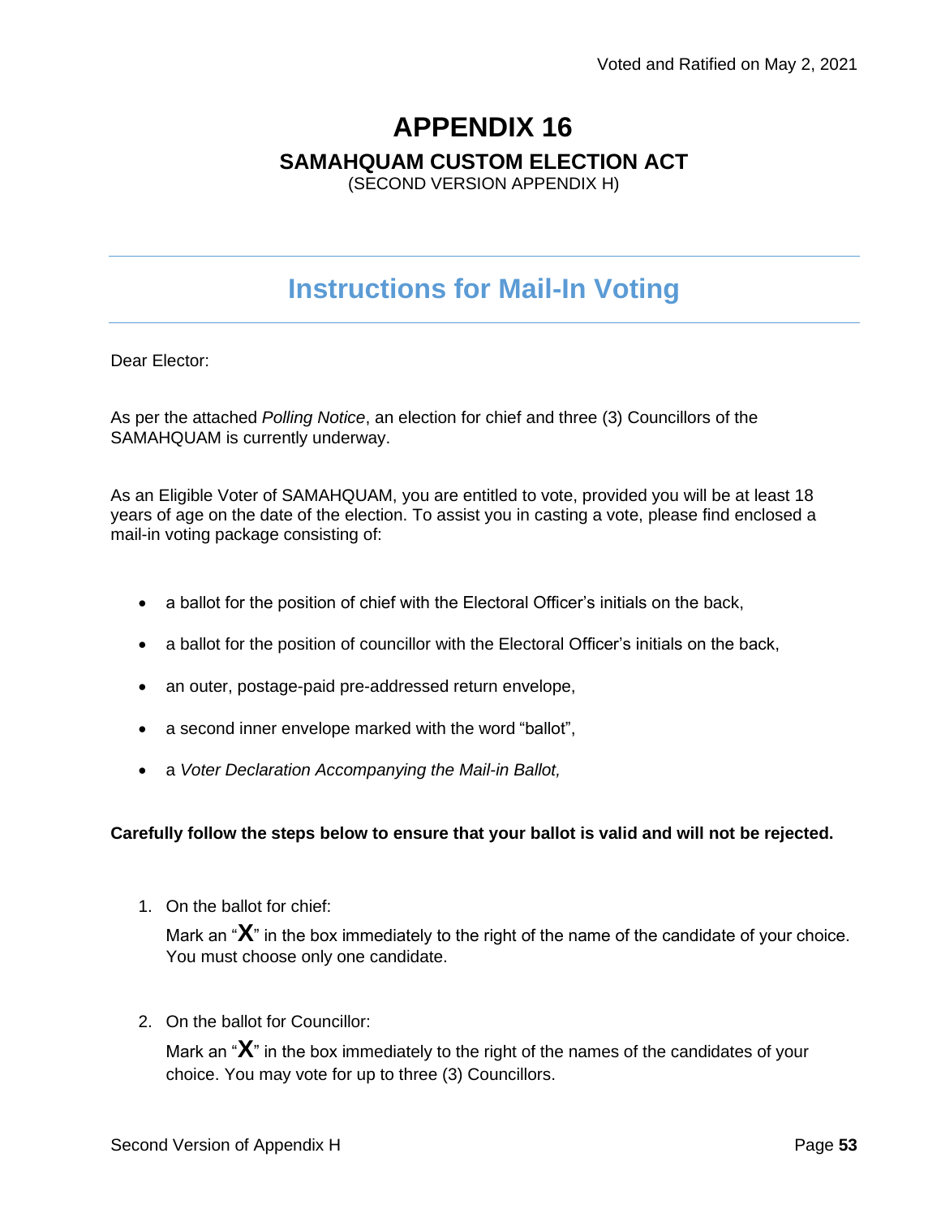Voted and Ratified on May 2, 2021

# APPENDIX 16

## SAMAHQUAM CUSTOM ELECTION ACT

(SECOND VERSION APPENDIX H)

## Instructions for Mail-In Voting

Dear Elector:

As per the attached *Polling Notice*, an election for chief and three (3) Councillors of the SAMAHQUAM is currently underway.

As an Eligible Voter of SAMAHQUAM, you are entitled to vote, provided you will be at least 18 years of age on the date of the election. To assist you in casting a vote, please find enclosed a mail-in voting package consisting of:

- a ballot for the position of chief with the Electoral Officer's initials on the back,
- a ballot for the position of councillor with the Electoral Officer's initials on the back,
- an outer, postage-paid pre-addressed return envelope,
- a second inner envelope marked with the word "ballot",
- a *Voter Declaration Accompanying the Mail-in Ballot,*

**Carefully follow the steps below to ensure that your ballot is valid and will not be rejected.**

1. On the ballot for chief:

   Mark an "**X**" in the box immediately to the right of the name of the candidate of your choice. You must choose only one candidate.

2. On the ballot for Councillor:

   Mark an "**X**" in the box immediately to the right of the names of the candidates of your choice. You may vote for up to three (3) Councillors.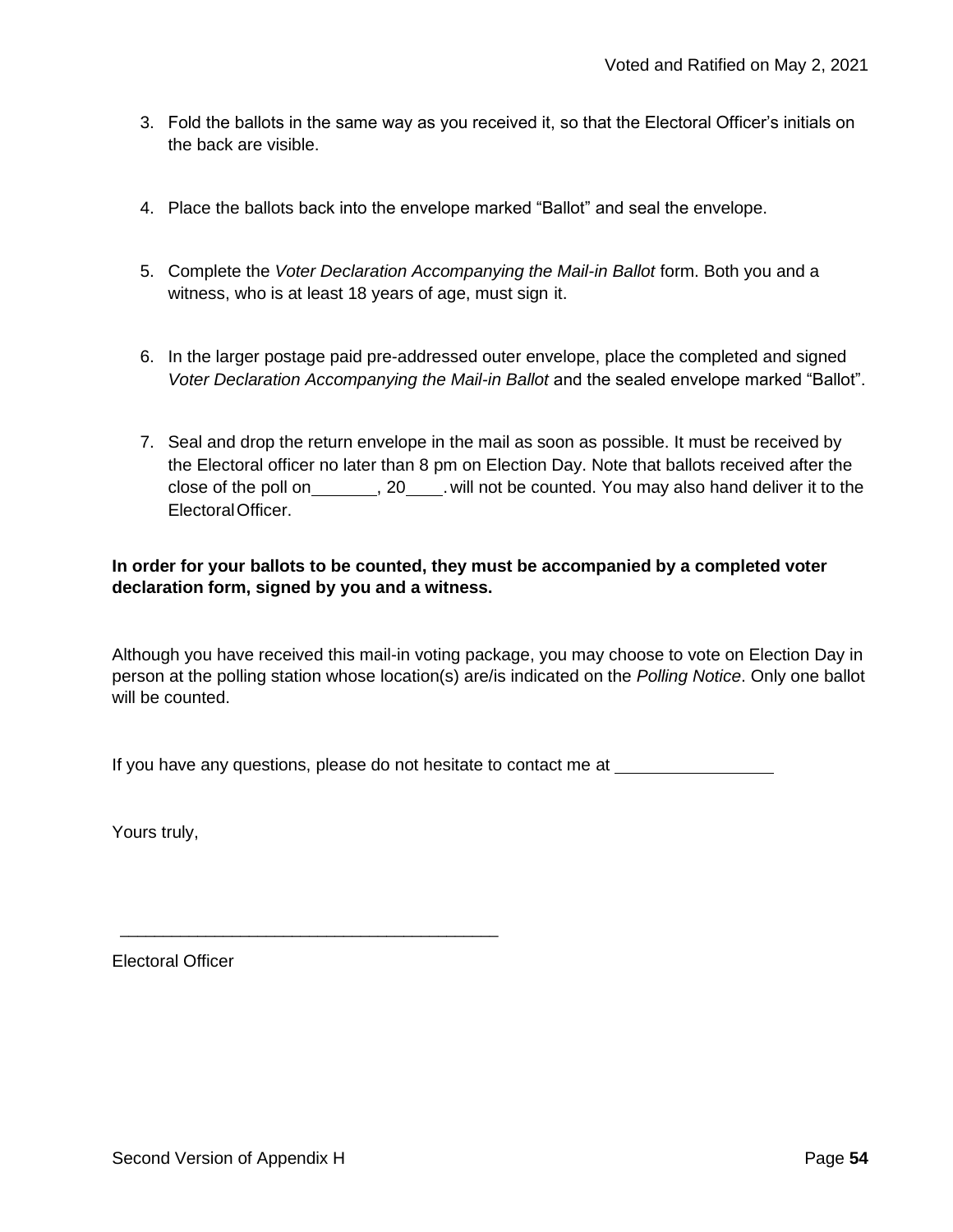3. Fold the ballots in the same way as you received it, so that the Electoral Officer's initials on the back are visible.

4. Place the ballots back into the envelope marked "Ballot" and seal the envelope.

5. Complete the *Voter Declaration Accompanying the Mail-in Ballot* form. Both you and a witness, who is at least 18 years of age, must sign it.

6. In the larger postage paid pre-addressed outer envelope, place the completed and signed *Voter Declaration Accompanying the Mail-in Ballot* and the sealed envelope marked "Ballot".

7. Seal and drop the return envelope in the mail as soon as possible. It must be received by the Electoral officer no later than 8 pm on Election Day. Note that ballots received after the close of the poll on_______, 20____. will not be counted. You may also hand deliver it to the Electoral Officer.

**In order for your ballots to be counted, they must be accompanied by a completed voter declaration form, signed by you and a witness.**

Although you have received this mail-in voting package, you may choose to vote on Election Day in person at the polling station whose location(s) are/is indicated on the *Polling Notice*. Only one ballot will be counted.

If you have any questions, please do not hesitate to contact me at ________________

Yours truly,

_________________________________________

Electoral Officer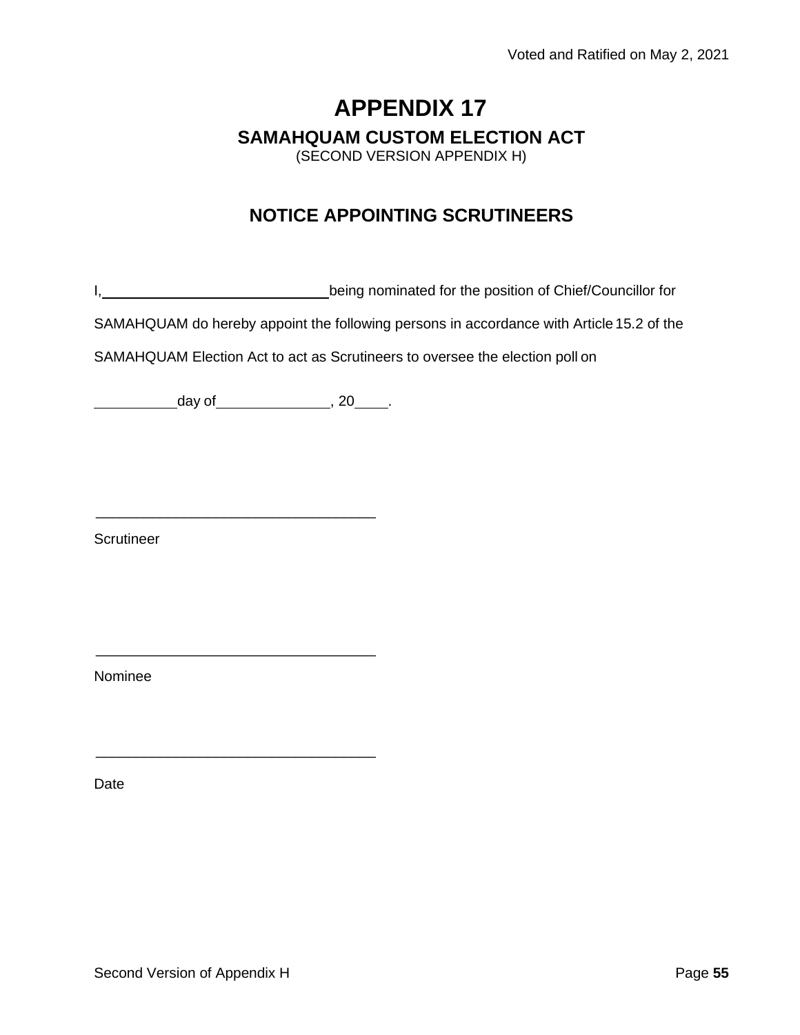# APPENDIX 17

## SAMAHQUAM CUSTOM ELECTION ACT

(SECOND VERSION APPENDIX H)

## NOTICE APPOINTING SCRUTINEERS

I,\_\_\_\_\_\_\_\_\_\_\_\_\_\_\_\_\_\_\_\_\_\_\_\_\_\_\_\_\_\_ being nominated for the position of Chief/Councillor for SAMAHQUAM do hereby appoint the following persons in accordance with Article 15.2 of the SAMAHQUAM Election Act to act as Scrutineers to oversee the election poll on

\_\_\_\_\_\_\_\_\_\_ day of \_\_\_\_\_\_\_\_\_\_\_\_\_\_, 20\_\_\_\_.

\_\_\_\_\_\_\_\_\_\_\_\_\_\_\_\_\_\_\_\_\_\_\_\_\_\_\_\_\_\_\_\_\_\_\_

Scrutineer

\_\_\_\_\_\_\_\_\_\_\_\_\_\_\_\_\_\_\_\_\_\_\_\_\_\_\_\_\_\_\_\_\_\_\_

Nominee

\_\_\_\_\_\_\_\_\_\_\_\_\_\_\_\_\_\_\_\_\_\_\_\_\_\_\_\_\_\_\_\_\_\_\_

Date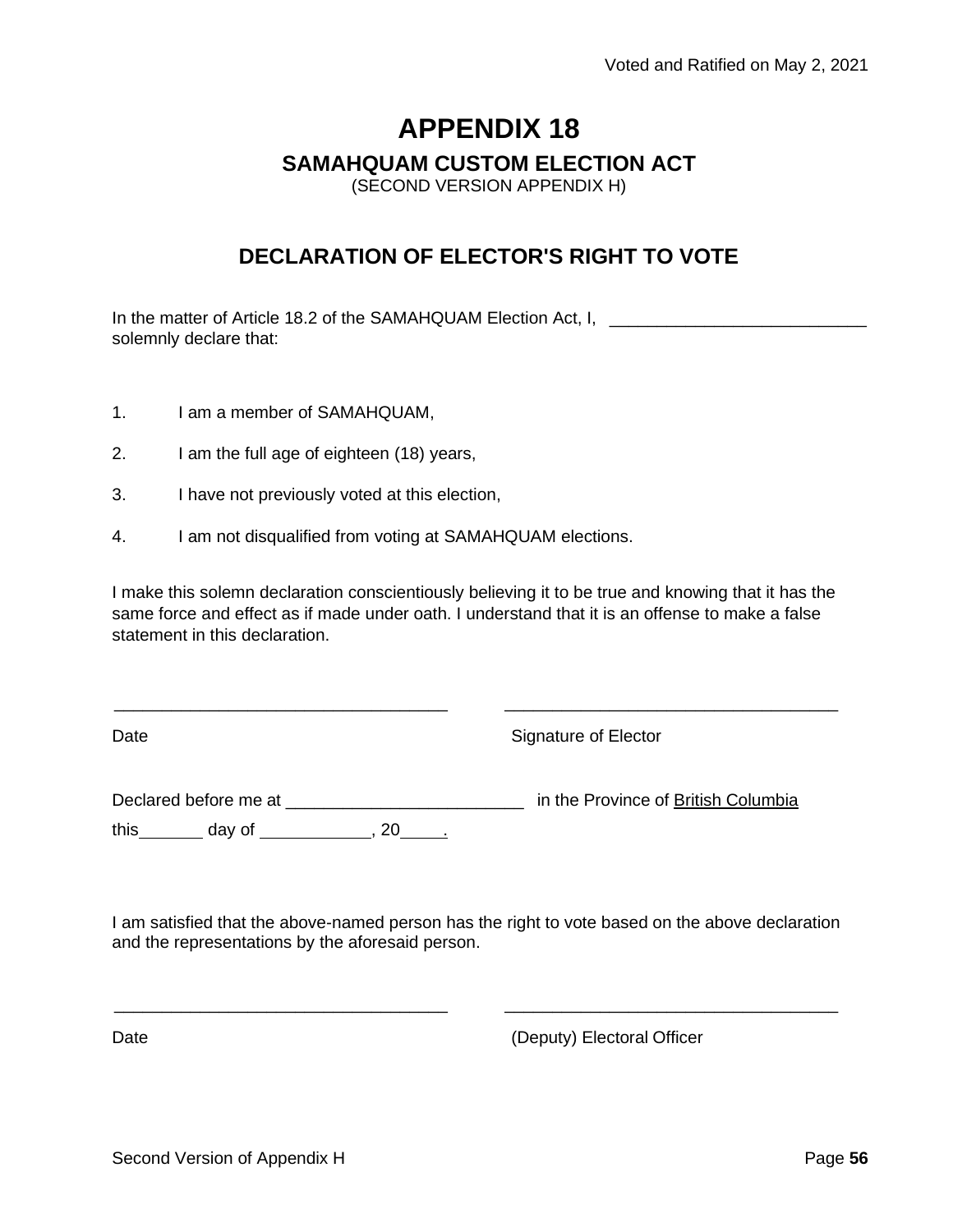Voted and Ratified on May 2, 2021

# APPENDIX 18

## SAMAHQUAM CUSTOM ELECTION ACT

(SECOND VERSION APPENDIX H)

## DECLARATION OF ELECTOR'S RIGHT TO VOTE

In the matter of Article 18.2 of the SAMAHQUAM Election Act, I, ___________________________ solemnly declare that:

1. I am a member of SAMAHQUAM,
2. I am the full age of eighteen (18) years,
3. I have not previously voted at this election,
4. I am not disqualified from voting at SAMAHQUAM elections.

I make this solemn declaration conscientiously believing it to be true and knowing that it has the same force and effect as if made under oath. I understand that it is an offense to make a false statement in this declaration.

___________________________________ ___________________________________

Date Signature of Elector

Declared before me at _________________________ in the Province of British Columbia

this_______ day of ____________, 20_____.

I am satisfied that the above-named person has the right to vote based on the above declaration and the representations by the aforesaid person.

___________________________________ ___________________________________

Date (Deputy) Electoral Officer

Second Version of Appendix H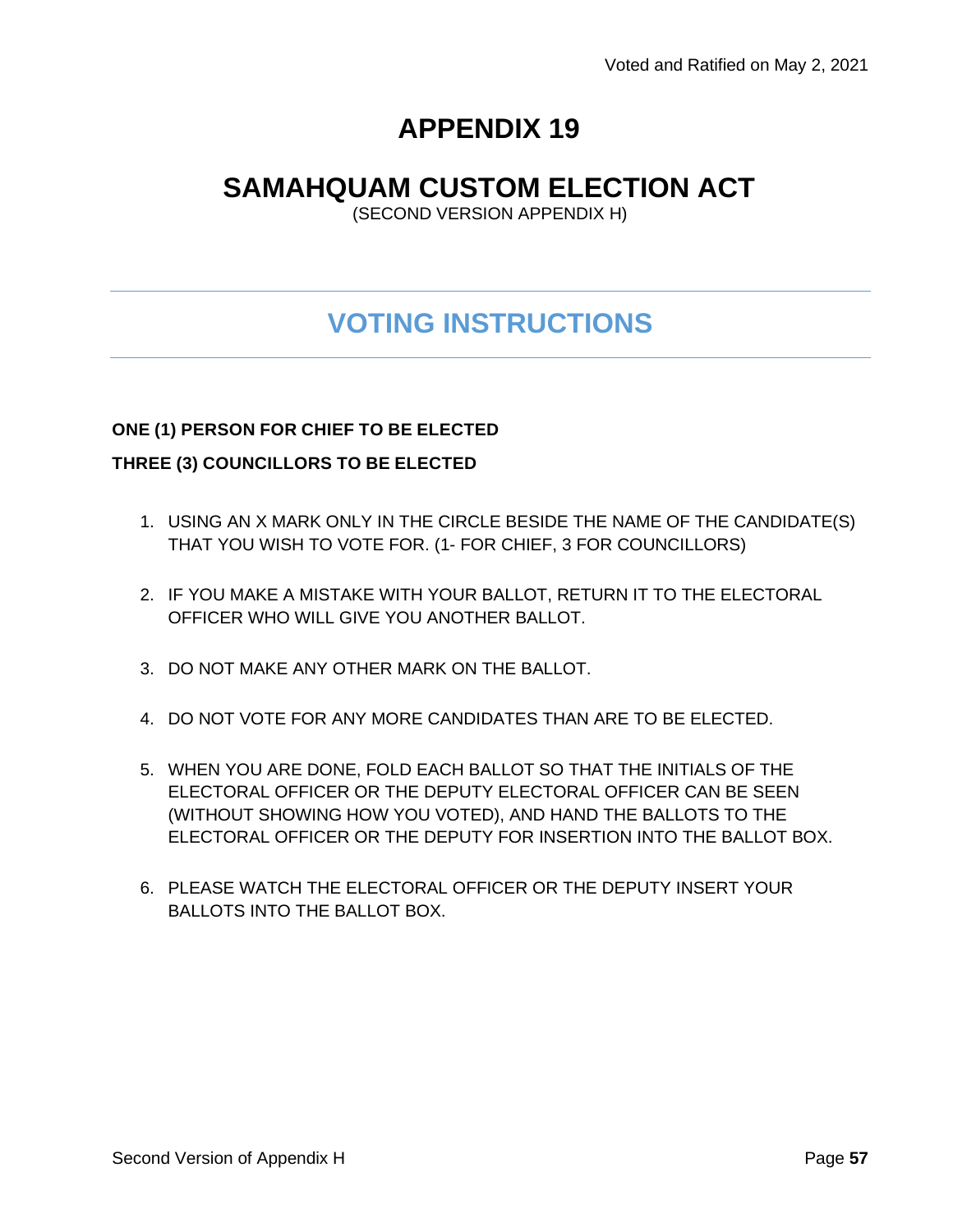Voted and Ratified on May 2, 2021

# APPENDIX 19

# SAMAHQUAM CUSTOM ELECTION ACT

(SECOND VERSION APPENDIX H)

## VOTING INSTRUCTIONS

**ONE (1) PERSON FOR CHIEF TO BE ELECTED**

**THREE (3) COUNCILLORS TO BE ELECTED**

1. USING AN X MARK ONLY IN THE CIRCLE BESIDE THE NAME OF THE CANDIDATE(S) THAT YOU WISH TO VOTE FOR. (1- FOR CHIEF, 3 FOR COUNCILLORS)

2. IF YOU MAKE A MISTAKE WITH YOUR BALLOT, RETURN IT TO THE ELECTORAL OFFICER WHO WILL GIVE YOU ANOTHER BALLOT.

3. DO NOT MAKE ANY OTHER MARK ON THE BALLOT.

4. DO NOT VOTE FOR ANY MORE CANDIDATES THAN ARE TO BE ELECTED.

5. WHEN YOU ARE DONE, FOLD EACH BALLOT SO THAT THE INITIALS OF THE ELECTORAL OFFICER OR THE DEPUTY ELECTORAL OFFICER CAN BE SEEN (WITHOUT SHOWING HOW YOU VOTED), AND HAND THE BALLOTS TO THE ELECTORAL OFFICER OR THE DEPUTY FOR INSERTION INTO THE BALLOT BOX.

6. PLEASE WATCH THE ELECTORAL OFFICER OR THE DEPUTY INSERT YOUR BALLOTS INTO THE BALLOT BOX.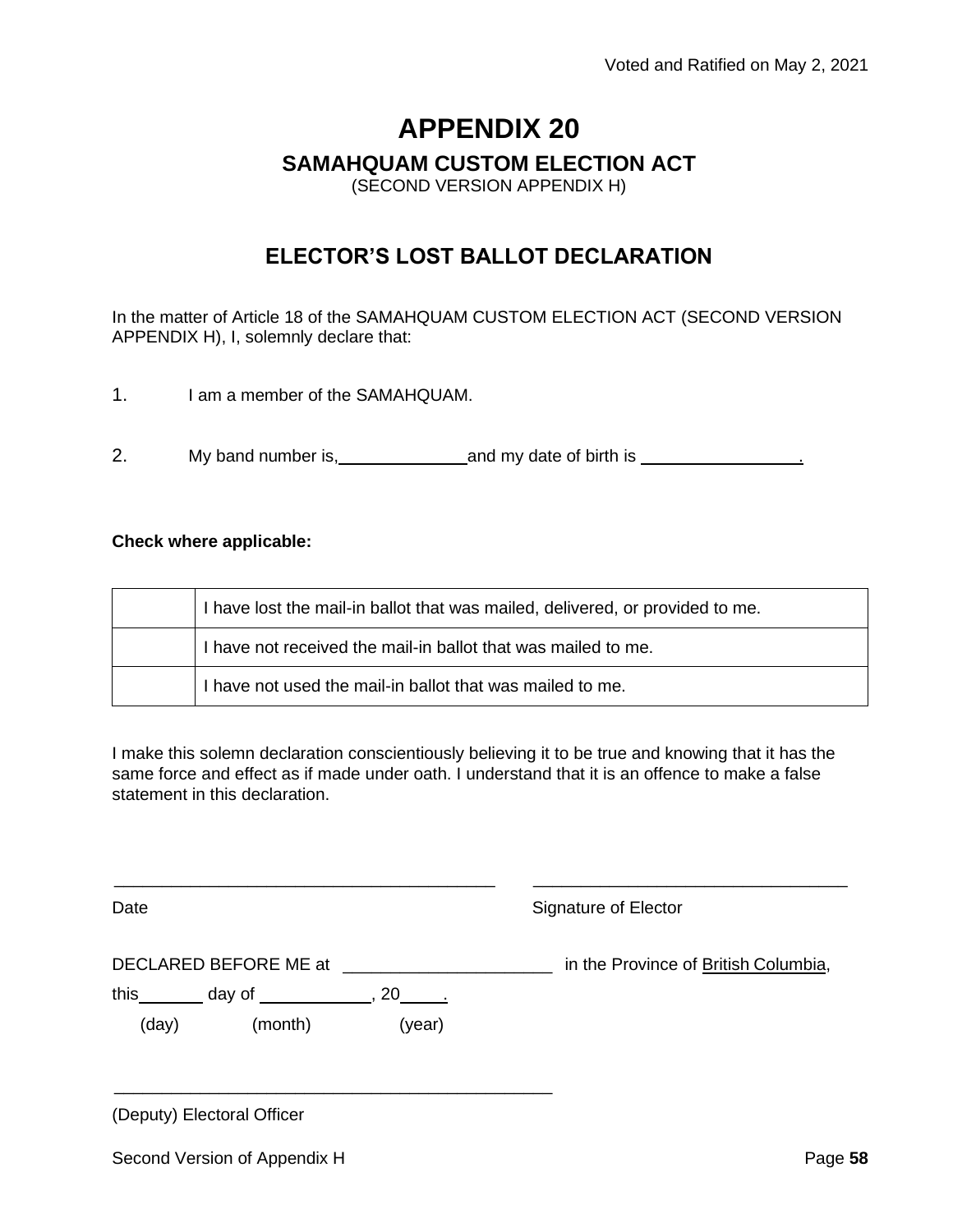Voted and Ratified on May 2, 2021

# APPENDIX 20

## SAMAHQUAM CUSTOM ELECTION ACT

(SECOND VERSION APPENDIX H)

## ELECTOR'S LOST BALLOT DECLARATION

In the matter of Article 18 of the SAMAHQUAM CUSTOM ELECTION ACT (SECOND VERSION APPENDIX H), I, solemnly declare that:

1. I am a member of the SAMAHQUAM.

2. My band number is, ______________ and my date of birth is _________________.

**Check where applicable:**

| | |
|---|---|
| | I have lost the mail-in ballot that was mailed, delivered, or provided to me. |
| | I have not received the mail-in ballot that was mailed to me. |
| | I have not used the mail-in ballot that was mailed to me. |

I make this solemn declaration conscientiously believing it to be true and knowing that it has the same force and effect as if made under oath. I understand that it is an offence to make a false statement in this declaration.

_________________________________________ _________________________________

Date Signature of Elector

DECLARED BEFORE ME at ______________________ in the Province of British Columbia,

this _______ day of ____________, 20_____.

(day) (month) (year)

_______________________________________________

(Deputy) Electoral Officer

Second Version of Appendix H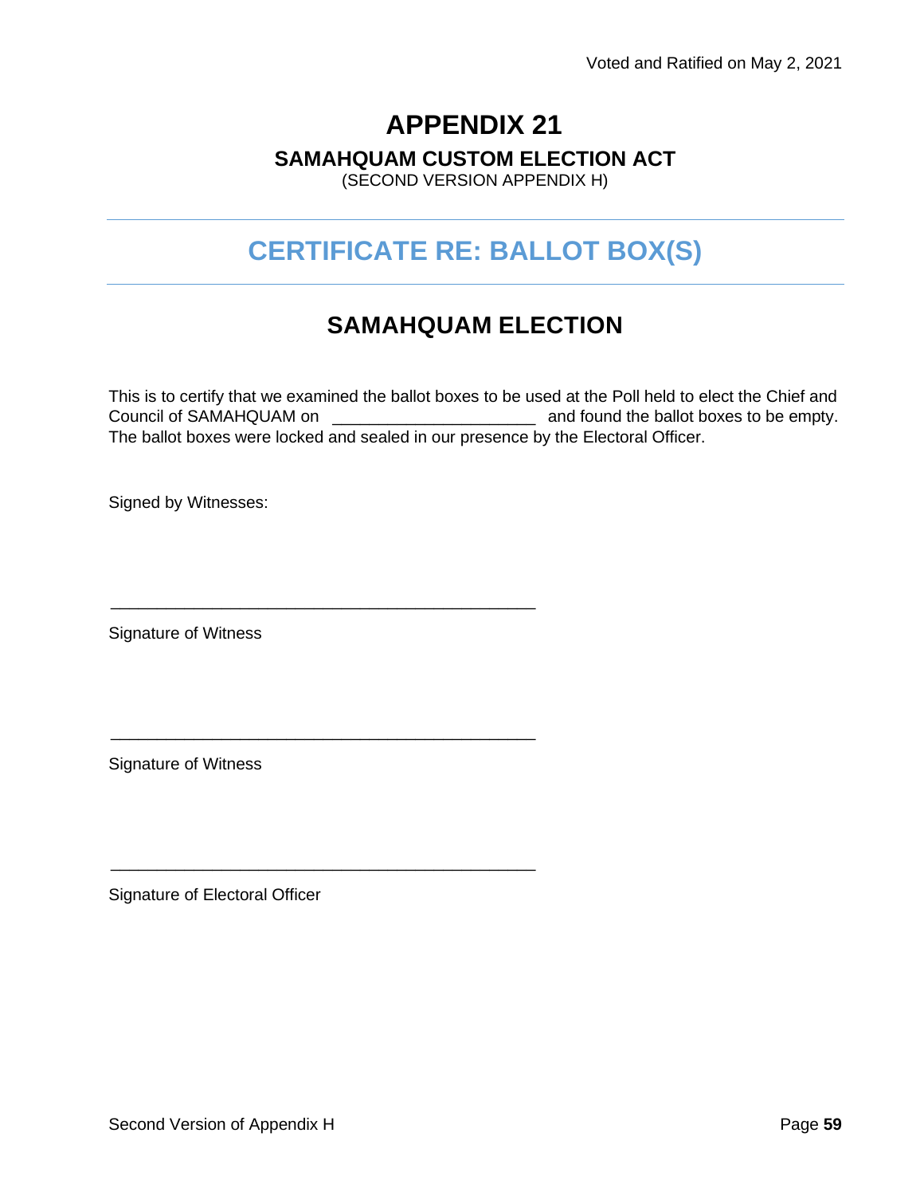Voted and Ratified on May 2, 2021

# APPENDIX 21

### SAMAHQUAM CUSTOM ELECTION ACT

(SECOND VERSION APPENDIX H)

## CERTIFICATE RE: BALLOT BOX(S)

## SAMAHQUAM ELECTION

This is to certify that we examined the ballot boxes to be used at the Poll held to elect the Chief and Council of SAMAHQUAM on ______________________ and found the ballot boxes to be empty. The ballot boxes were locked and sealed in our presence by the Electoral Officer.

Signed by Witnesses:

______________________________________________

Signature of Witness

______________________________________________

Signature of Witness

______________________________________________

Signature of Electoral Officer

Second Version of Appendix H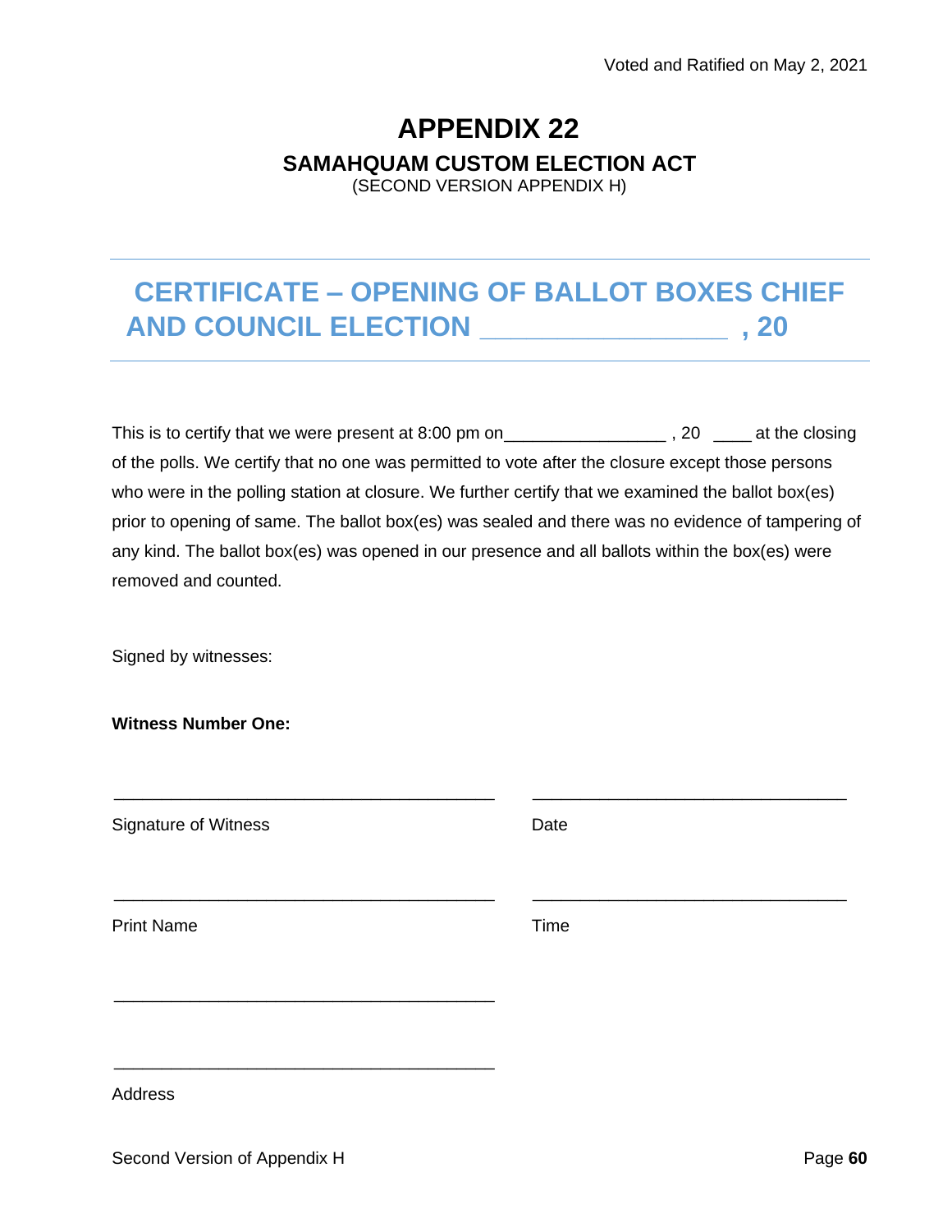Voted and Ratified on May 2, 2021

# APPENDIX 22

## SAMAHQUAM CUSTOM ELECTION ACT

(SECOND VERSION APPENDIX H)

## CERTIFICATE – OPENING OF BALLOT BOXES CHIEF AND COUNCIL ELECTION _________________ , 20

This is to certify that we were present at 8:00 pm on_________________ , 20 ____ at the closing of the polls. We certify that no one was permitted to vote after the closure except those persons who were in the polling station at closure. We further certify that we examined the ballot box(es) prior to opening of same. The ballot box(es) was sealed and there was no evidence of tampering of any kind. The ballot box(es) was opened in our presence and all ballots within the box(es) were removed and counted.

Signed by witnesses:

**Witness Number One:**

________________________________________ ________________________________

Signature of Witness Date

________________________________________ ________________________________

Print Name Time

________________________________________

________________________________________

Address

Second Version of Appendix H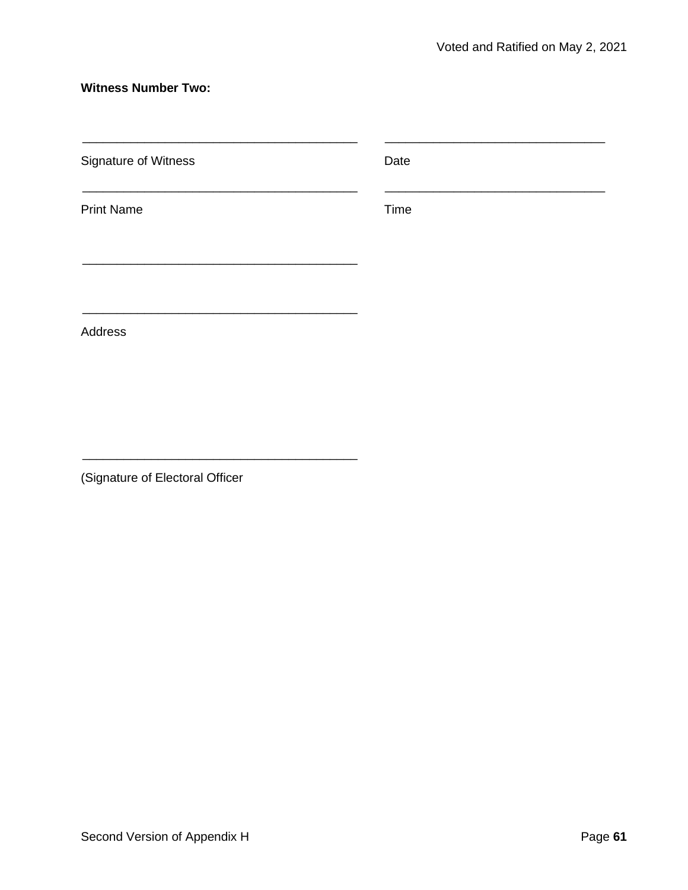**Witness Number Two:**

| | |
|---|---|
| \_\_\_\_\_\_\_\_\_\_\_\_\_\_\_\_\_\_\_\_\_\_\_\_\_\_\_\_\_\_\_\_\_\_\_\_\_\_\_ | \_\_\_\_\_\_\_\_\_\_\_\_\_\_\_\_\_\_\_\_\_\_\_\_\_\_\_\_\_\_\_\_ |
| Signature of Witness | Date |
| \_\_\_\_\_\_\_\_\_\_\_\_\_\_\_\_\_\_\_\_\_\_\_\_\_\_\_\_\_\_\_\_\_\_\_\_\_\_\_ | \_\_\_\_\_\_\_\_\_\_\_\_\_\_\_\_\_\_\_\_\_\_\_\_\_\_\_\_\_\_\_\_ |
| Print Name | Time |

\_\_\_\_\_\_\_\_\_\_\_\_\_\_\_\_\_\_\_\_\_\_\_\_\_\_\_\_\_\_\_\_\_\_\_\_\_\_\_

\_\_\_\_\_\_\_\_\_\_\_\_\_\_\_\_\_\_\_\_\_\_\_\_\_\_\_\_\_\_\_\_\_\_\_\_\_\_\_

Address

\_\_\_\_\_\_\_\_\_\_\_\_\_\_\_\_\_\_\_\_\_\_\_\_\_\_\_\_\_\_\_\_\_\_\_\_\_\_\_

(Signature of Electoral Officer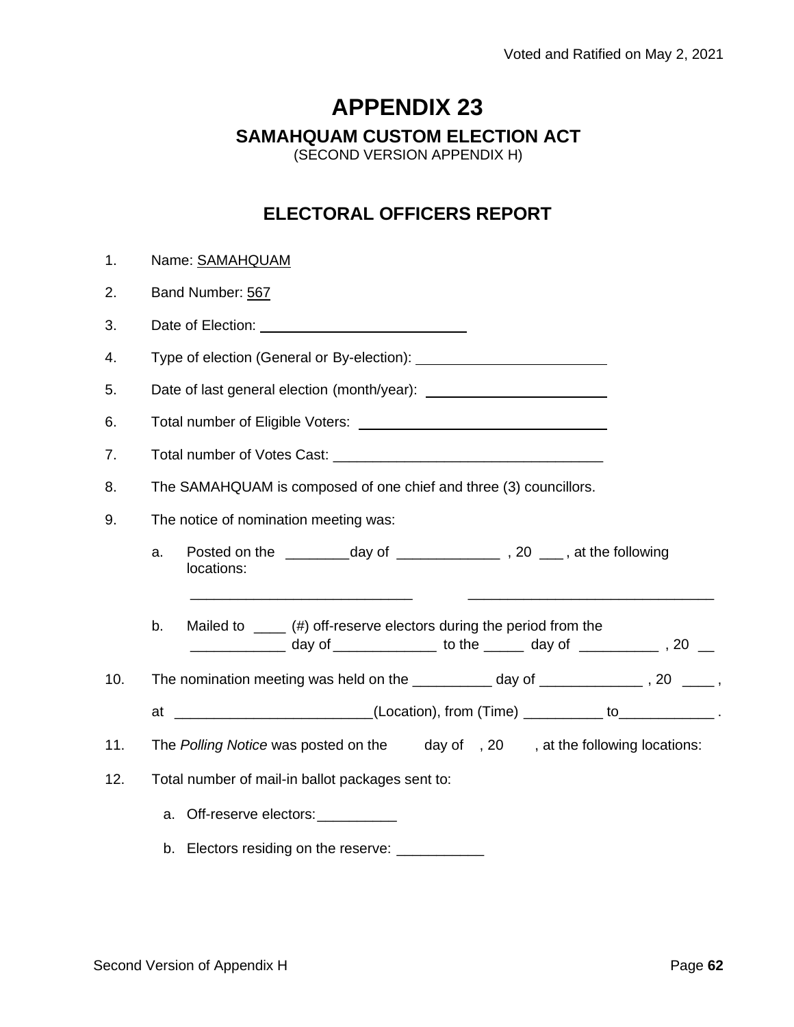Voted and Ratified on May 2, 2021

# APPENDIX 23

## SAMAHQUAM CUSTOM ELECTION ACT

(SECOND VERSION APPENDIX H)

## ELECTORAL OFFICERS REPORT

1. Name: SAMAHQUAM
2. Band Number: 567
3. Date of Election: ___________________________
4. Type of election (General or By-election): ________________________
5. Date of last general election (month/year): ______________________
6. Total number of Eligible Voters: _______________________________
7. Total number of Votes Cast: __________________________________
8. The SAMAHQUAM is composed of one chief and three (3) councillors.
9. The notice of nomination meeting was:
   a. Posted on the ________day of _____________ , 20 ___ , at the following locations:

      ____________________________ ______________________________

   b. Mailed to ____ (#) off-reserve electors during the period from the ____________ day of _____________ to the _____ day of __________ , 20 __
10. The nomination meeting was held on the __________ day of _____________ , 20 ____ ,

    at ________________________(Location), from (Time) __________ to____________ .
11. The *Polling Notice* was posted on the day of , 20 , at the following locations:
12. Total number of mail-in ballot packages sent to:
    a. Off-reserve electors:__________
    b. Electors residing on the reserve: ___________

Second Version of Appendix H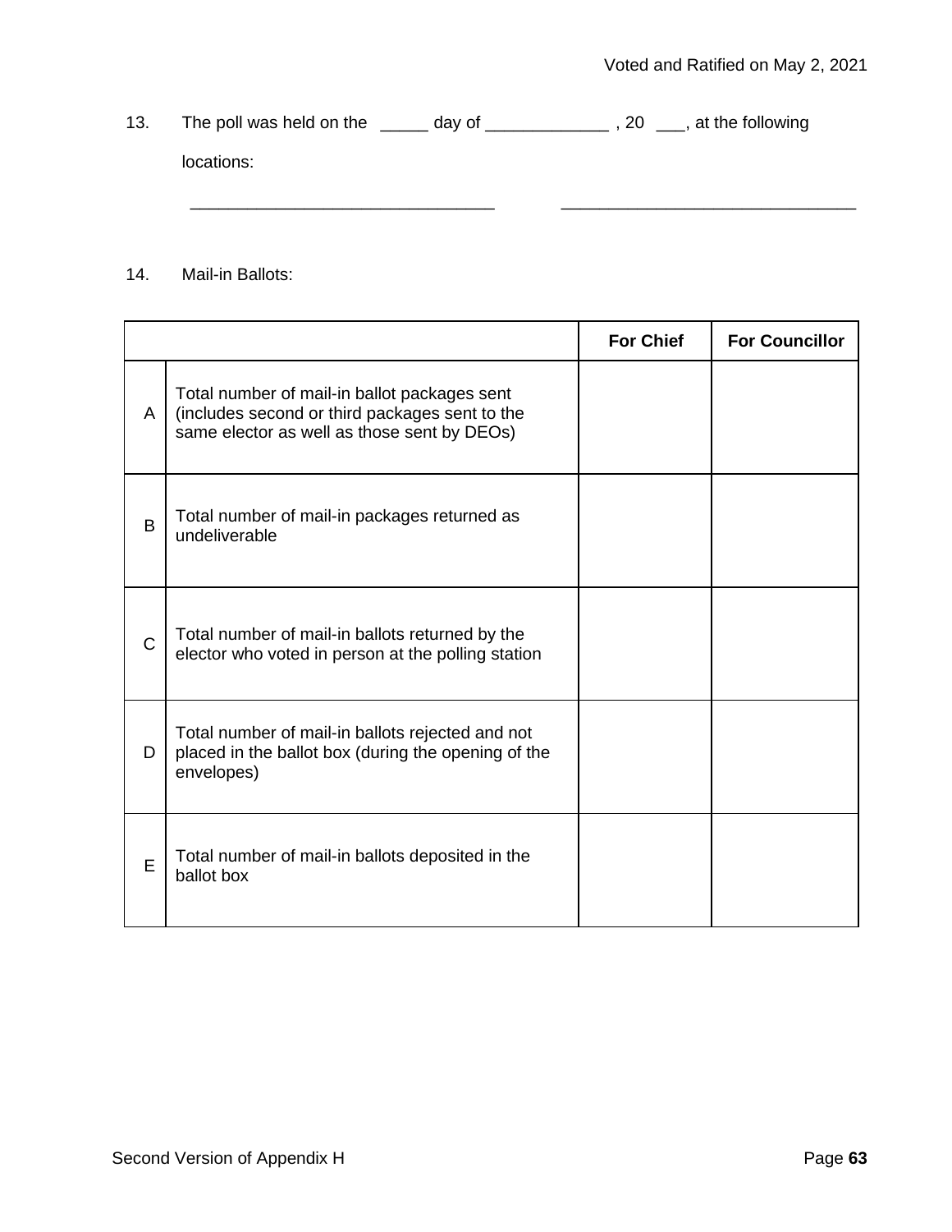13. The poll was held on the _____ day of _____________ , 20 ___, at the following locations:

________________________________ ______________________________

14. Mail-in Ballots:

| | | For Chief | For Councillor |
|---|---|---|---|
| A | Total number of mail-in ballot packages sent (includes second or third packages sent to the same elector as well as those sent by DEOs) | | |
| B | Total number of mail-in packages returned as undeliverable | | |
| C | Total number of mail-in ballots returned by the elector who voted in person at the polling station | | |
| D | Total number of mail-in ballots rejected and not placed in the ballot box (during the opening of the envelopes) | | |
| E | Total number of mail-in ballots deposited in the ballot box | | |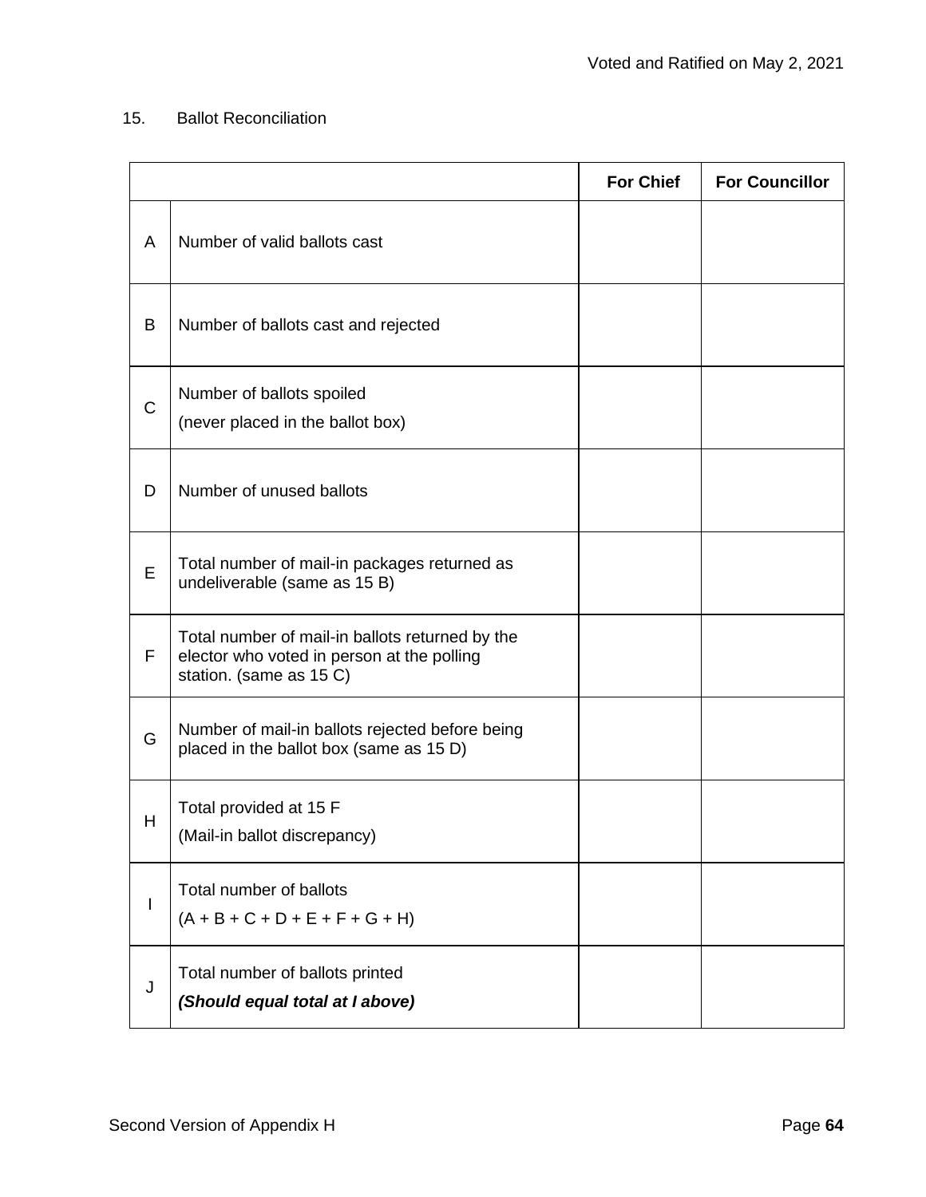15. Ballot Reconciliation

| | | For Chief | For Councillor |
|---|---|---|---|
| A | Number of valid ballots cast | | |
| B | Number of ballots cast and rejected | | |
| C | Number of ballots spoiled<br>(never placed in the ballot box) | | |
| D | Number of unused ballots | | |
| E | Total number of mail-in packages returned as undeliverable (same as 15 B) | | |
| F | Total number of mail-in ballots returned by the elector who voted in person at the polling station. (same as 15 C) | | |
| G | Number of mail-in ballots rejected before being placed in the ballot box (same as 15 D) | | |
| H | Total provided at 15 F<br>(Mail-in ballot discrepancy) | | |
| I | Total number of ballots<br>(A + B + C + D + E + F + G + H) | | |
| J | Total number of ballots printed<br>***(Should equal total at I above)*** | | |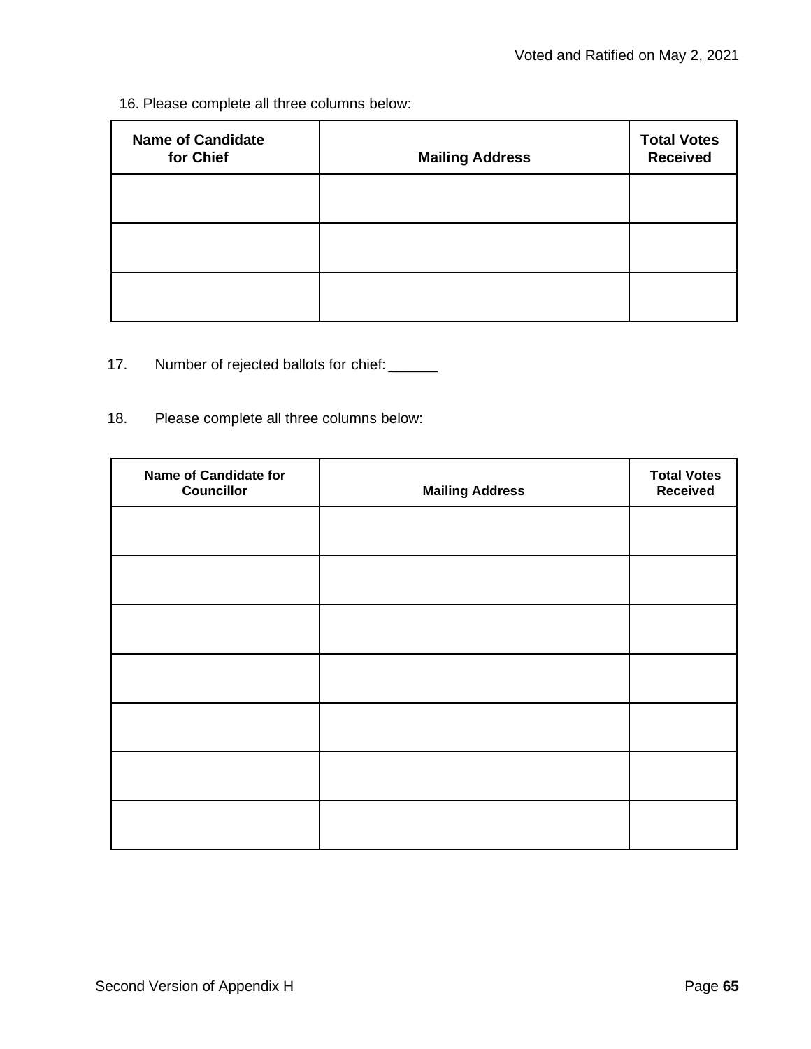16. Please complete all three columns below:

| Name of Candidate for Chief | Mailing Address | Total Votes Received |
|---|---|---|
| | | |
| | | |
| | | |

17. Number of rejected ballots for chief: ______

18. Please complete all three columns below:

| Name of Candidate for Councillor | Mailing Address | Total Votes Received |
|---|---|---|
| | | |
| | | |
| | | |
| | | |
| | | |
| | | |
| | | |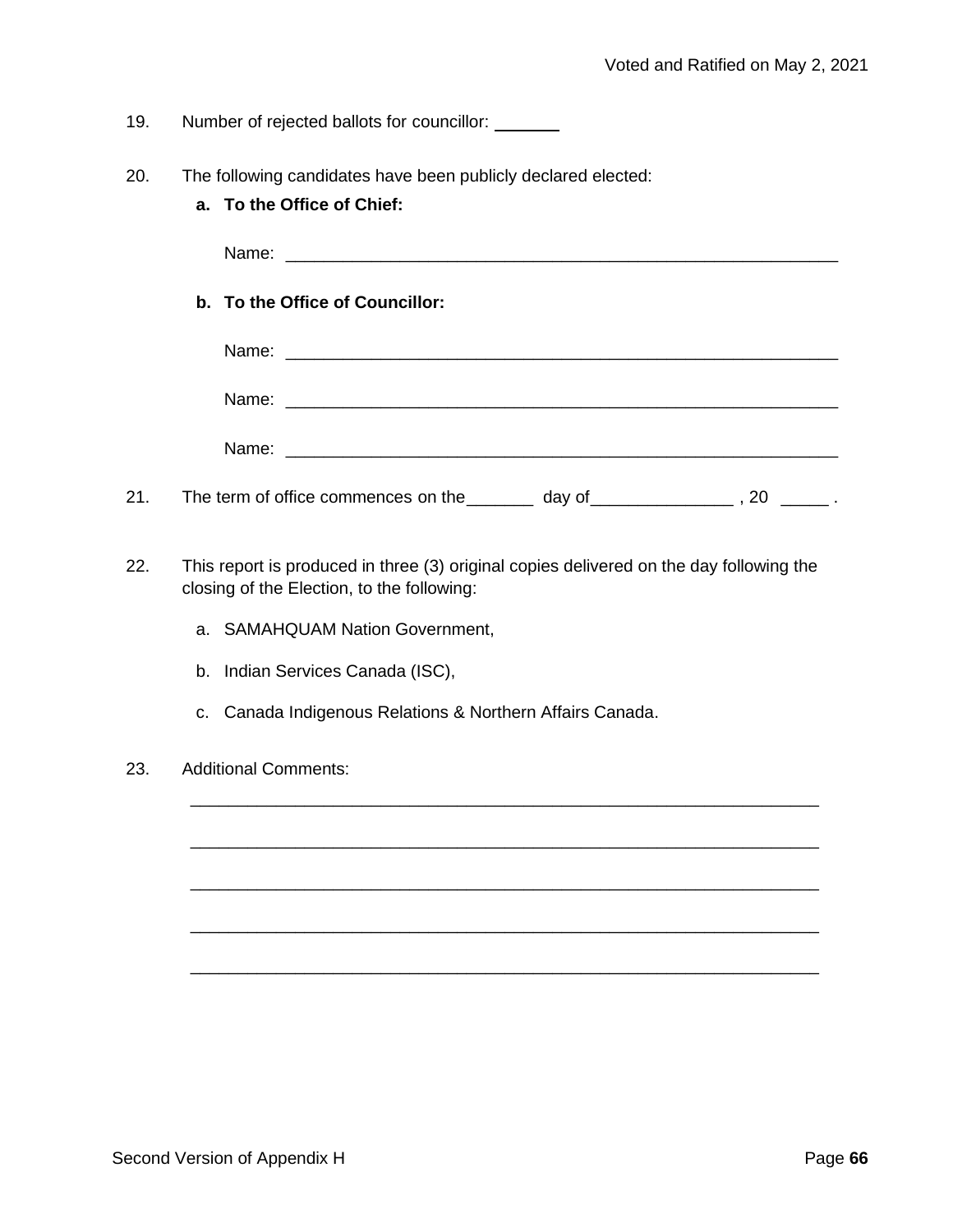19. Number of rejected ballots for councillor: _______

20. The following candidates have been publicly declared elected:

    **a. To the Office of Chief:**

    Name: ____________________________________________________________

    **b. To the Office of Councillor:**

    Name: ____________________________________________________________

    Name: ____________________________________________________________

    Name: ____________________________________________________________

21. The term of office commences on the_______ day of_______________ , 20 _____ .

22. This report is produced in three (3) original copies delivered on the day following the closing of the Election, to the following:

    a. SAMAHQUAM Nation Government,

    b. Indian Services Canada (ISC),

    c. Canada Indigenous Relations & Northern Affairs Canada.

23. Additional Comments:

    ____________________________________________________________________

    ____________________________________________________________________

    ____________________________________________________________________

    ____________________________________________________________________

    ____________________________________________________________________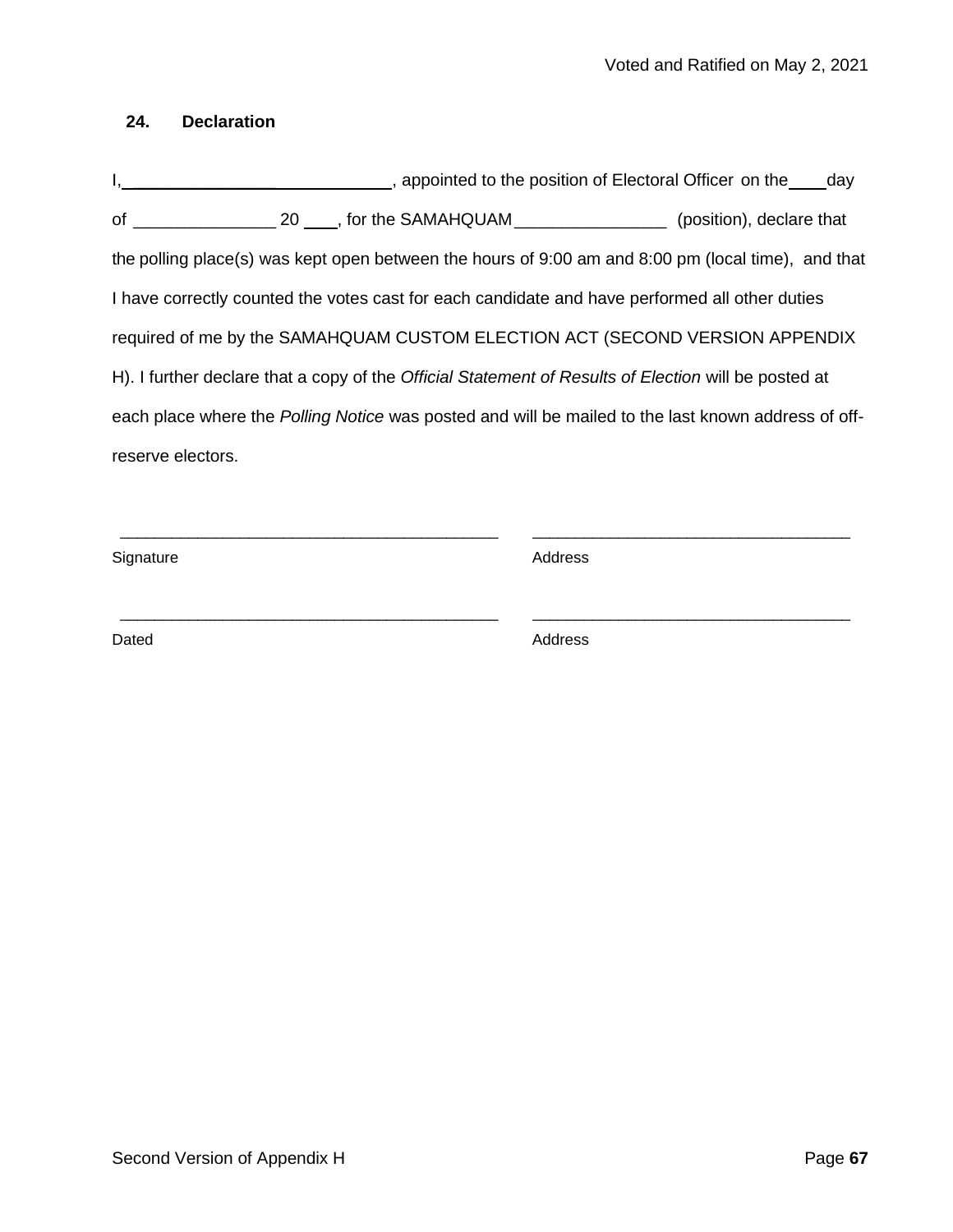## 24. Declaration

I, ______________________________, appointed to the position of Electoral Officer on the ____ day of _______________ 20 ___, for the SAMAHQUAM ________________ (position), declare that the polling place(s) was kept open between the hours of 9:00 am and 8:00 pm (local time), and that I have correctly counted the votes cast for each candidate and have performed all other duties required of me by the SAMAHQUAM CUSTOM ELECTION ACT (SECOND VERSION APPENDIX H). I further declare that a copy of the *Official Statement of Results of Election* will be posted at each place where the *Polling Notice* was posted and will be mailed to the last known address of off-reserve electors.

| | |
|---|---|
| ___________________________________________ | ___________________________________ |
| Signature | Address |
| ___________________________________________ | ___________________________________ |
| Dated | Address |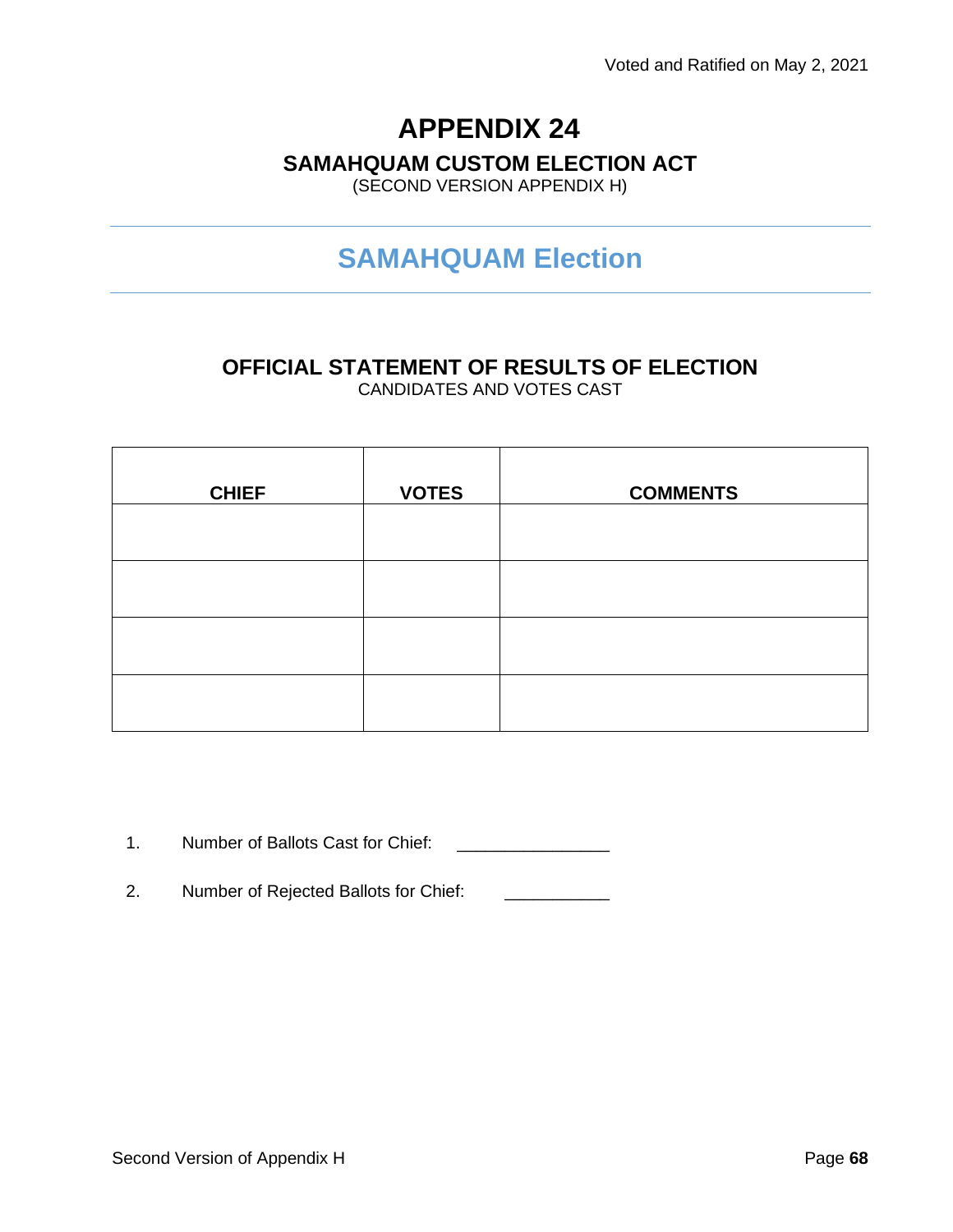Voted and Ratified on May 2, 2021

# APPENDIX 24

## SAMAHQUAM CUSTOM ELECTION ACT

(SECOND VERSION APPENDIX H)

## SAMAHQUAM Election

### OFFICIAL STATEMENT OF RESULTS OF ELECTION

CANDIDATES AND VOTES CAST

| CHIEF | VOTES | COMMENTS |
|---|---|---|
| | | |
| | | |
| | | |
| | | |

1. Number of Ballots Cast for Chief: ________________

2. Number of Rejected Ballots for Chief: ___________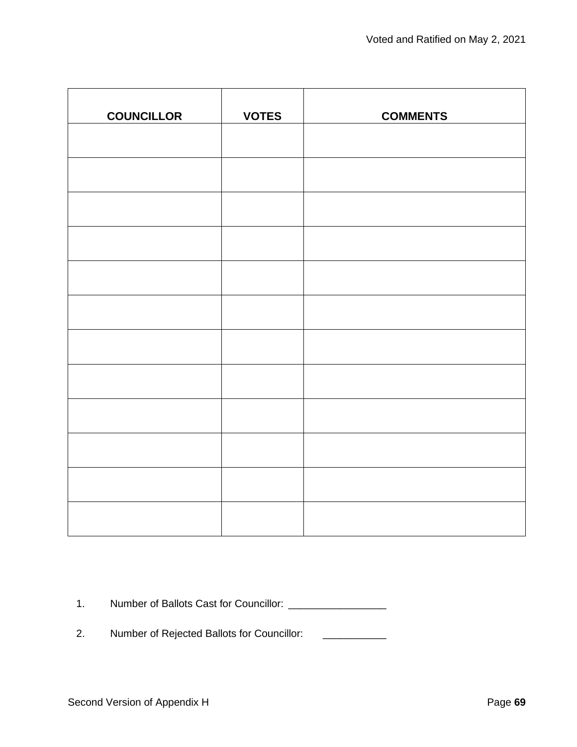| COUNCILLOR | VOTES | COMMENTS |
|---|---|---|
| | | |
| | | |
| | | |
| | | |
| | | |
| | | |
| | | |
| | | |
| | | |
| | | |
| | | |
| | | |

1. Number of Ballots Cast for Councillor: _________________

2. Number of Rejected Ballots for Councillor: ___________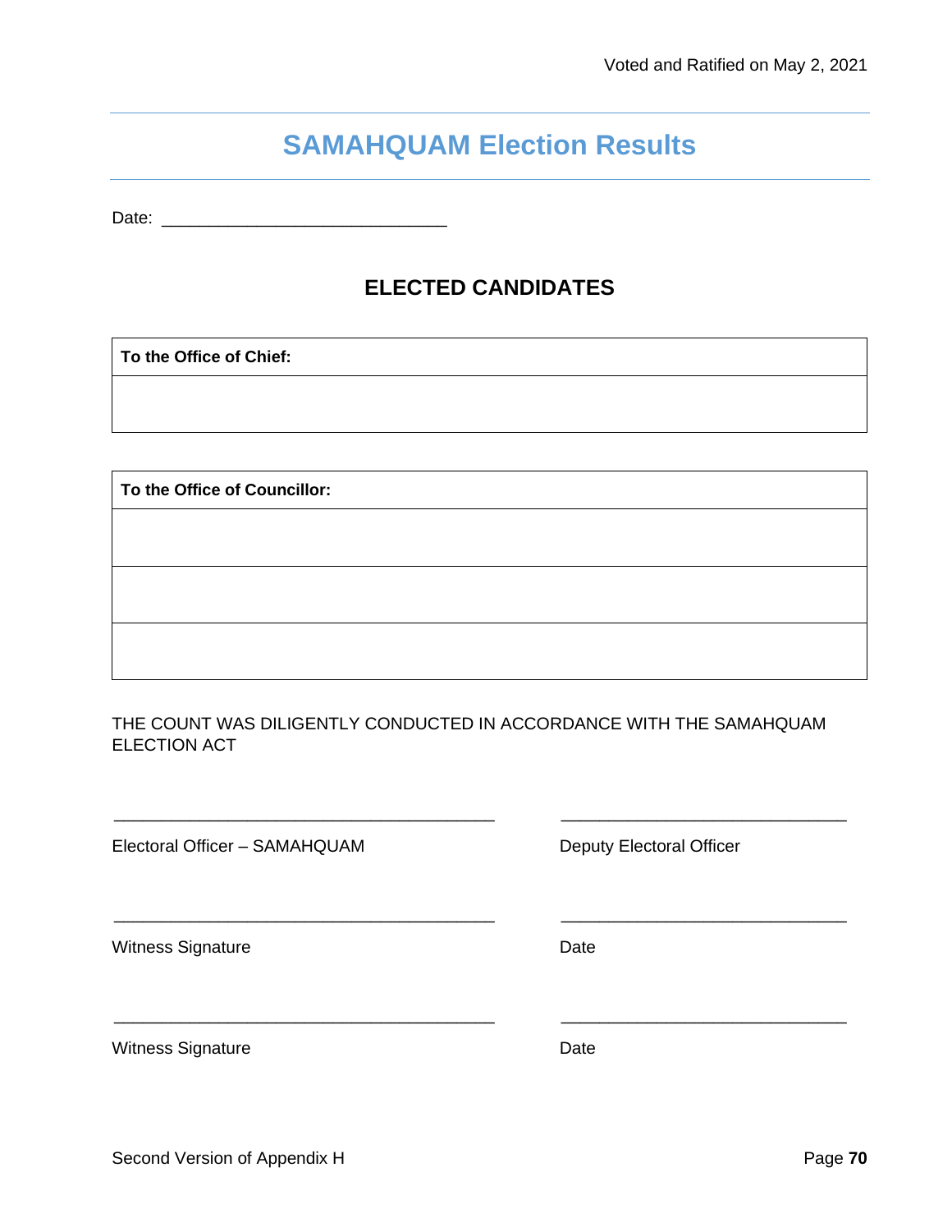# SAMAHQUAM Election Results

Date: ______________________________

## ELECTED CANDIDATES

| **To the Office of Chief:** |
| --- |
| |

| **To the Office of Councillor:** |
| --- |
| |
| |
| |

THE COUNT WAS DILIGENTLY CONDUCTED IN ACCORDANCE WITH THE SAMAHQUAM ELECTION ACT

________________________________________

Electoral Officer – SAMAHQUAM

________________________________________

Deputy Electoral Officer

________________________________________

Witness Signature

________________________________________

Date

________________________________________

Witness Signature

________________________________________

Date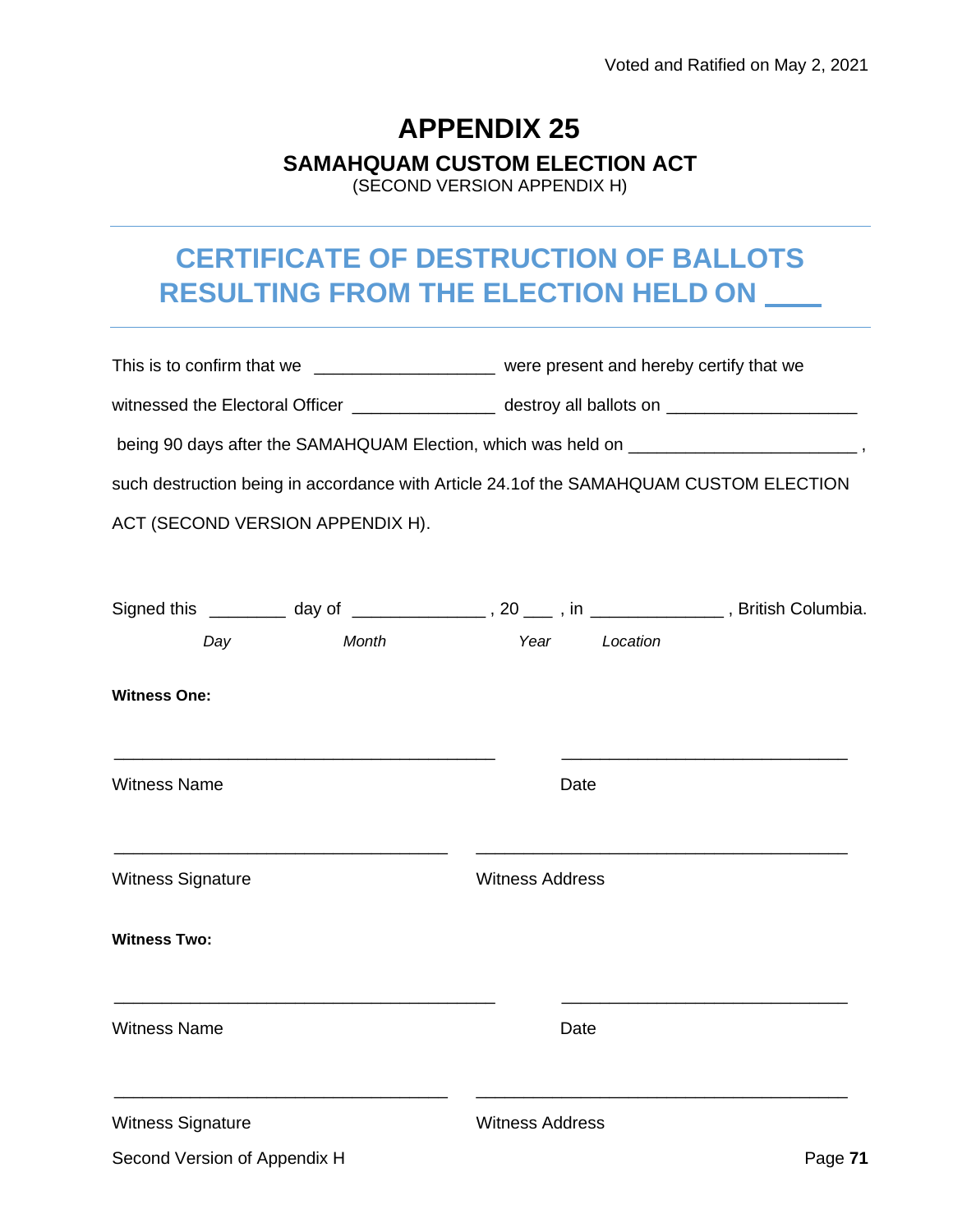# APPENDIX 25

## SAMAHQUAM CUSTOM ELECTION ACT

(SECOND VERSION APPENDIX H)

## CERTIFICATE OF DESTRUCTION OF BALLOTS RESULTING FROM THE ELECTION HELD ON ____

This is to confirm that we __________________ were present and hereby certify that we witnessed the Electoral Officer ______________ destroy all ballots on ___________________ being 90 days after the SAMAHQUAM Election, which was held on ______________________ , such destruction being in accordance with Article 24.1of the SAMAHQUAM CUSTOM ELECTION ACT (SECOND VERSION APPENDIX H).

Signed this ________ day of _____________ , 20 ___ , in _____________ , British Columbia.

*Day* *Month* *Year* *Location*

**Witness One:**

_______________________________________ _____________________________

Witness Name Date

__________________________________ ______________________________________

Witness Signature Witness Address

**Witness Two:**

_______________________________________ _____________________________

Witness Name Date

__________________________________ ______________________________________

Witness Signature Witness Address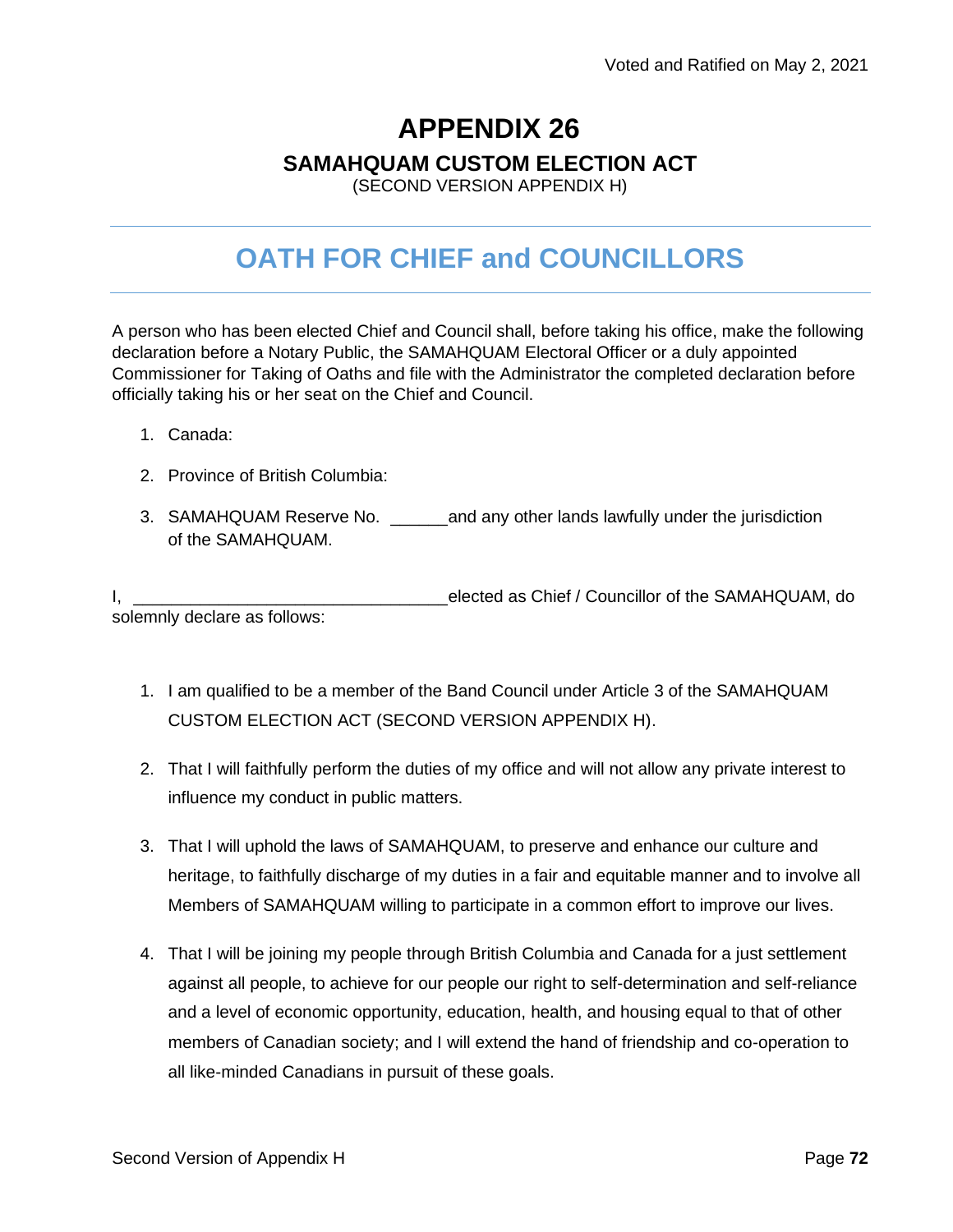Voted and Ratified on May 2, 2021

# APPENDIX 26

## SAMAHQUAM CUSTOM ELECTION ACT

(SECOND VERSION APPENDIX H)

## OATH FOR CHIEF and COUNCILLORS

A person who has been elected Chief and Council shall, before taking his office, make the following declaration before a Notary Public, the SAMAHQUAM Electoral Officer or a duly appointed Commissioner for Taking of Oaths and file with the Administrator the completed declaration before officially taking his or her seat on the Chief and Council.

1. Canada:
2. Province of British Columbia:
3. SAMAHQUAM Reserve No. ______and any other lands lawfully under the jurisdiction of the SAMAHQUAM.

I, _________________________________elected as Chief / Councillor of the SAMAHQUAM, do solemnly declare as follows:

1. I am qualified to be a member of the Band Council under Article 3 of the SAMAHQUAM CUSTOM ELECTION ACT (SECOND VERSION APPENDIX H).
2. That I will faithfully perform the duties of my office and will not allow any private interest to influence my conduct in public matters.
3. That I will uphold the laws of SAMAHQUAM, to preserve and enhance our culture and heritage, to faithfully discharge of my duties in a fair and equitable manner and to involve all Members of SAMAHQUAM willing to participate in a common effort to improve our lives.
4. That I will be joining my people through British Columbia and Canada for a just settlement against all people, to achieve for our people our right to self-determination and self-reliance and a level of economic opportunity, education, health, and housing equal to that of other members of Canadian society; and I will extend the hand of friendship and co-operation to all like-minded Canadians in pursuit of these goals.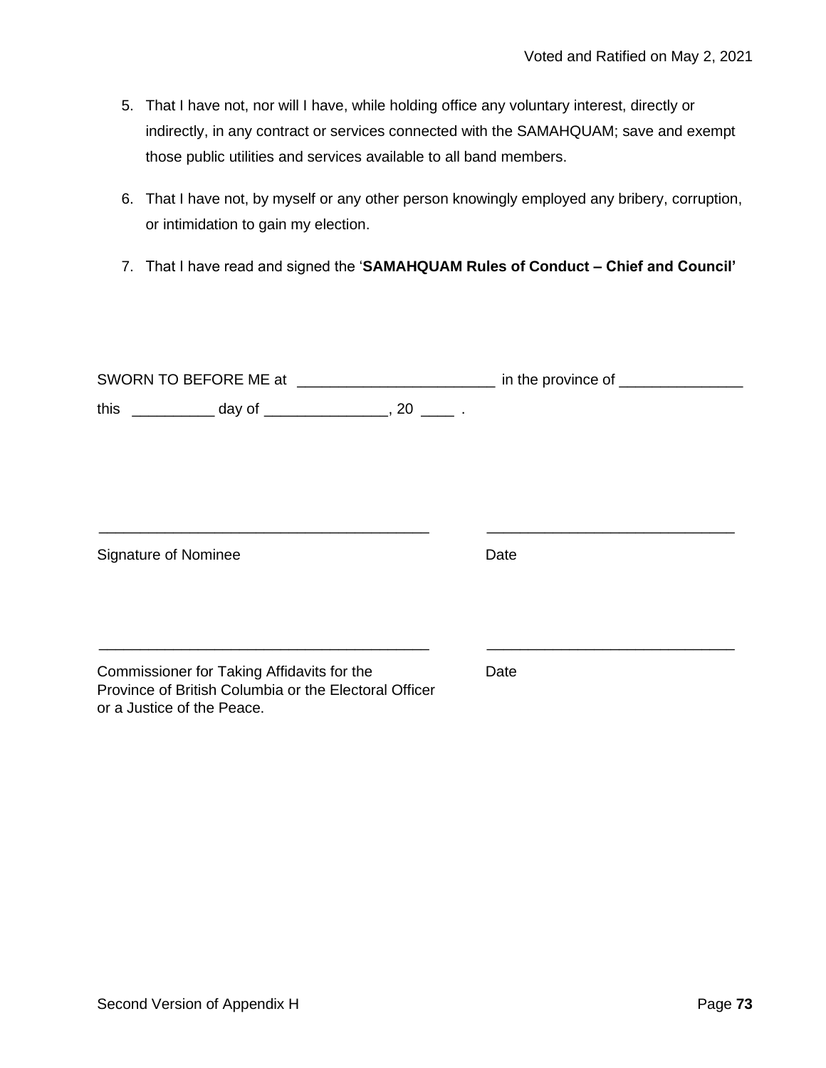5. That I have not, nor will I have, while holding office any voluntary interest, directly or indirectly, in any contract or services connected with the SAMAHQUAM; save and exempt those public utilities and services available to all band members.

6. That I have not, by myself or any other person knowingly employed any bribery, corruption, or intimidation to gain my election.

7. That I have read and signed the '**SAMAHQUAM Rules of Conduct – Chief and Council'**

SWORN TO BEFORE ME at ________________________ in the province of _______________

this __________ day of _______________, 20 ____ .

________________________________________ ______________________________

Signature of Nominee Date

________________________________________ ______________________________

Commissioner for Taking Affidavits for the Province of British Columbia or the Electoral Officer or a Justice of the Peace. Date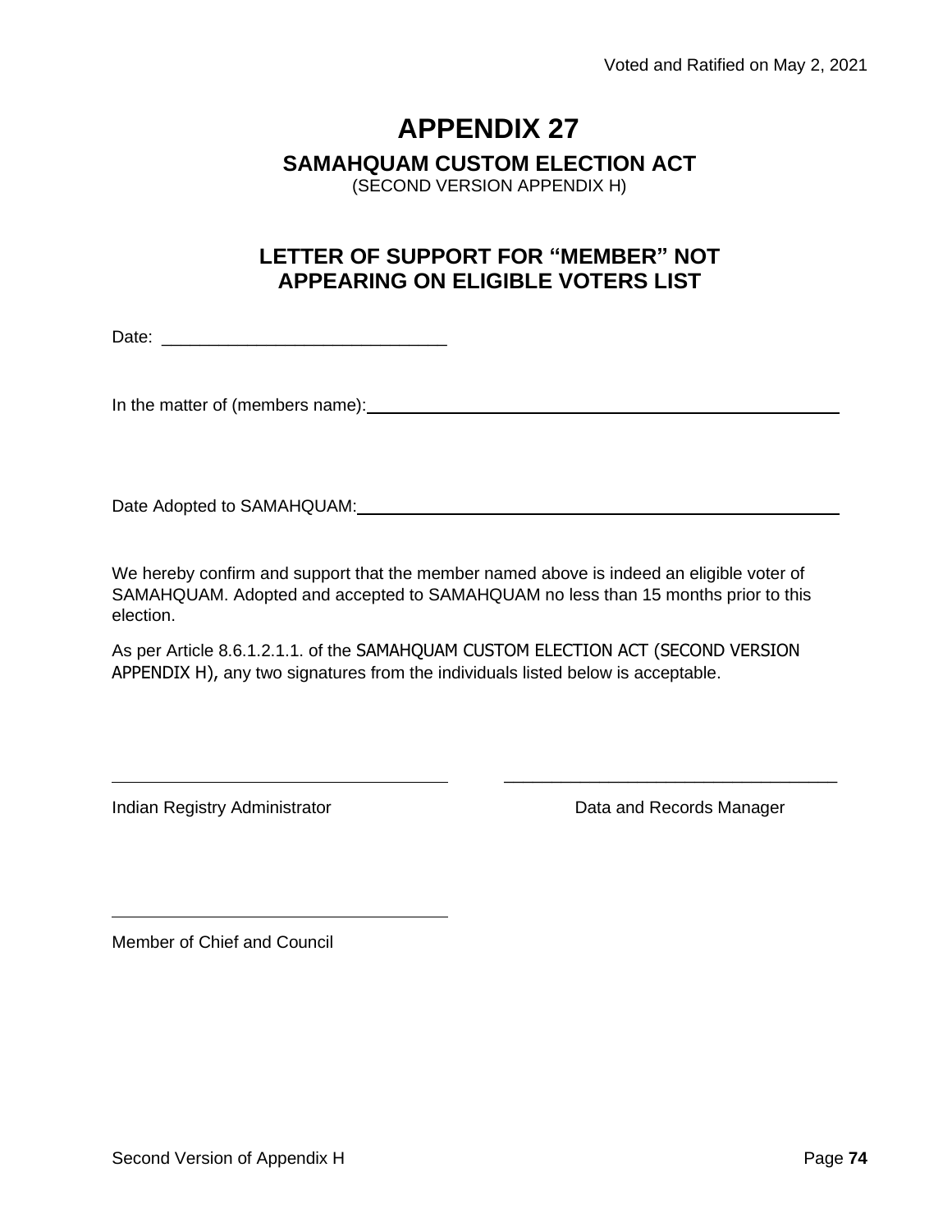Voted and Ratified on May 2, 2021

# APPENDIX 27

## SAMAHQUAM CUSTOM ELECTION ACT

(SECOND VERSION APPENDIX H)

## LETTER OF SUPPORT FOR "MEMBER" NOT APPEARING ON ELIGIBLE VOTERS LIST

Date: ______________________________

In the matter of (members name): ______________________________________________

Date Adopted to SAMAHQUAM: ______________________________________________

We hereby confirm and support that the member named above is indeed an eligible voter of SAMAHQUAM. Adopted and accepted to SAMAHQUAM no less than 15 months prior to this election.

As per Article 8.6.1.2.1.1. of the SAMAHQUAM CUSTOM ELECTION ACT (SECOND VERSION APPENDIX H), any two signatures from the individuals listed below is acceptable.

___________________________________

Indian Registry Administrator

___________________________________

Data and Records Manager

___________________________________

Member of Chief and Council